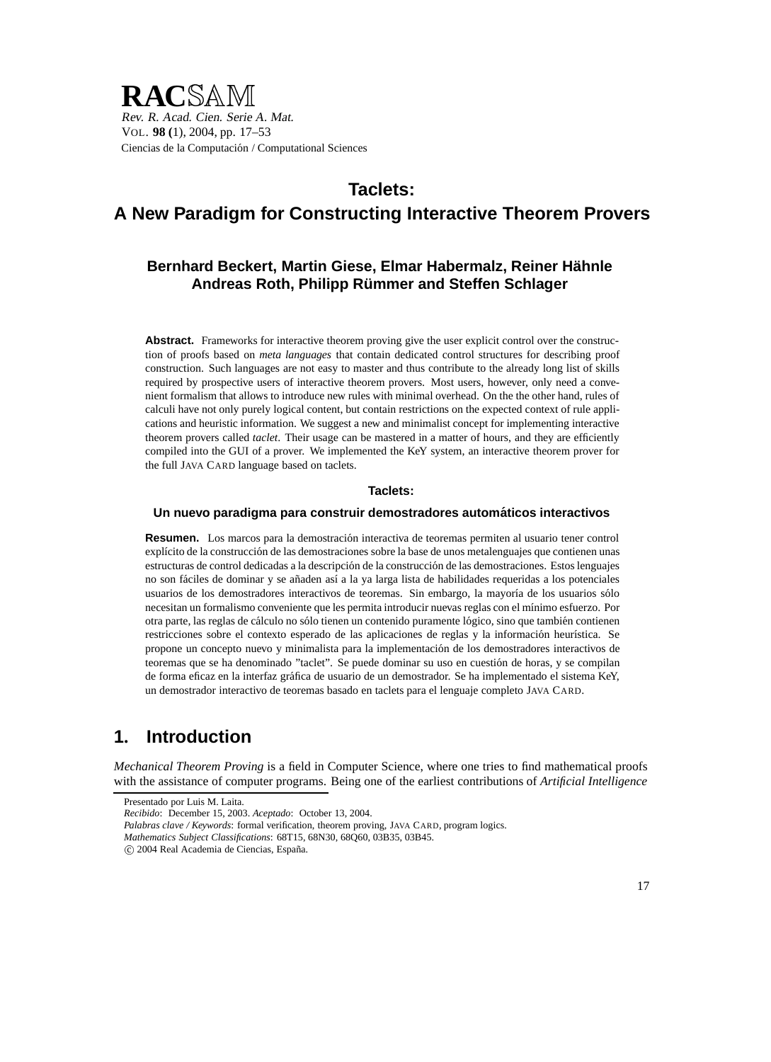# Taclets: A New Paradigm for Constructing Interactive Theorem Provers

**Bernhard Beckert, Martin Giese, Elmar Habermalz, Reiner Hähnle Andreas Roth, Philipp Rümmer and Steffen Schlager**

**Abstract.** Frameworks for interactive theorem proving give the user explicit control over the construction of proofs based on *meta languages* that contain dedicated control structures for describing proof construction. Such languages are not easy to master and thus contribute to the already long list of skills required by prospective users of interactive theorem provers. Most users, however, only need a convenient formalism that allows to introduce new rules with minimal overhead. On the the other hand, rules of calculi have not only purely logical content, but contain restrictions on the expected context of rule applications and heuristic information. We suggest a new and minimalist concept for implementing interactive theorem provers called *taclet*. Their usage can be mastered in a matter of hours, and they are efficiently compiled into the GUI of a prover. We implemented the KeY system, an interactive theorem prover for the full JAVA CARD language based on taclets.

**Taclets:**
**Un nuevo paradigma para construir demostradores automáticos interactivos**

**Resumen.** Los marcos para la demostración interactiva de teoremas permiten al usuario tener control explícito de la construcción de las demostraciones sobre la base de unos metalenguajes que contienen unas estructuras de control dedicadas a la descripción de la construcción de las demostraciones. Estos lenguajes no son fáciles de dominar y se añaden así a la ya larga lista de habilidades requeridas a los potenciales usuarios de los demostradores interactivos de teoremas. Sin embargo, la mayoría de los usuarios sólo necesitan un formalismo conveniente que les permita introducir nuevas reglas con el mínimo esfuerzo. Por otra parte, las reglas de cálculo no sólo tienen un contenido puramente lógico, sino que también contienen restricciones sobre el contexto esperado de las aplicaciones de reglas y la información heurística. Se propone un concepto nuevo y minimalista para la implementación de los demostradores interactivos de teoremas que se ha denominado "taclet". Se puede dominar su uso en cuestión de horas, y se compilan de forma eficaz en la interfaz gráfica de usuario de un demostrador. Se ha implementado el sistema KeY, un demostrador interactivo de teoremas basado en taclets para el lenguaje completo JAVA CARD.

## 1. Introduction

*Mechanical Theorem Proving* is a field in Computer Science, where one tries to find mathematical proofs with the assistance of computer programs. Being one of the earliest contributions of *Artificial Intelligence*

Presentado por Luis M. Laita.
*Recibido*: December 15, 2003. *Aceptado*: October 13, 2004.
*Palabras clave / Keywords*: formal verification, theorem proving, JAVA CARD, program logics.
*Mathematics Subject Classifications*: 68T15, 68N30, 68Q60, 03B35, 03B45.
© 2004 Real Academia de Ciencias, España.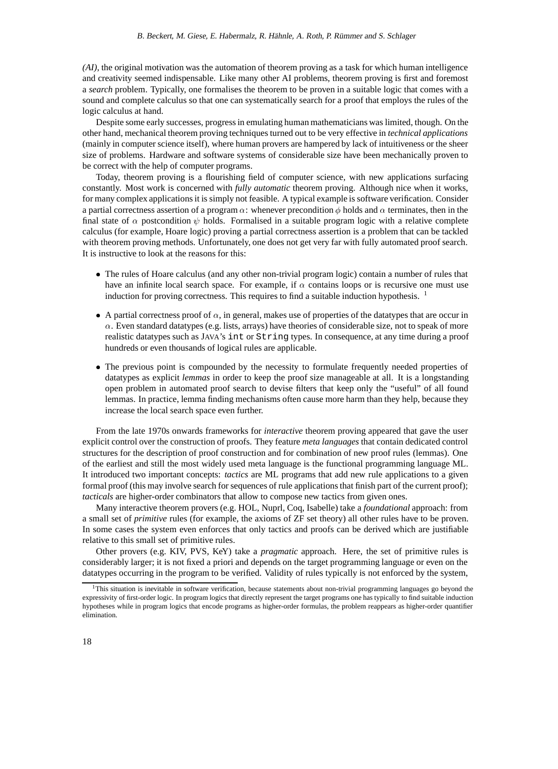*(AI)*, the original motivation was the automation of theorem proving as a task for which human intelligence and creativity seemed indispensable. Like many other AI problems, theorem proving is first and foremost a *search* problem. Typically, one formalises the theorem to be proven in a suitable logic that comes with a sound and complete calculus so that one can systematically search for a proof that employs the rules of the logic calculus at hand.

Despite some early successes, progress in emulating human mathematicians was limited, though. On the other hand, mechanical theorem proving techniques turned out to be very effective in *technical applications* (mainly in computer science itself), where human provers are hampered by lack of intuitiveness or the sheer size of problems. Hardware and software systems of considerable size have been mechanically proven to be correct with the help of computer programs.

Today, theorem proving is a flourishing field of computer science, with new applications surfacing constantly. Most work is concerned with *fully automatic* theorem proving. Although nice when it works, for many complex applications it is simply not feasible. A typical example is software verification. Consider a partial correctness assertion of a program $\alpha$: whenever precondition $\phi$ holds and $\alpha$ terminates, then in the final state of $\alpha$ postcondition $\psi$ holds. Formalised in a suitable program logic with a relative complete calculus (for example, Hoare logic) proving a partial correctness assertion is a problem that can be tackled with theorem proving methods. Unfortunately, one does not get very far with fully automated proof search. It is instructive to look at the reasons for this:

- The rules of Hoare calculus (and any other non-trivial program logic) contain a number of rules that have an infinite local search space. For example, if $\alpha$ contains loops or is recursive one must use induction for proving correctness. This requires to find a suitable induction hypothesis. [1]

- A partial correctness proof of $\alpha$, in general, makes use of properties of the datatypes that are occur in $\alpha$. Even standard datatypes (e.g. lists, arrays) have theories of considerable size, not to speak of more realistic datatypes such as JAVA's `int` or `String` types. In consequence, at any time during a proof hundreds or even thousands of logical rules are applicable.

- The previous point is compounded by the necessity to formulate frequently needed properties of datatypes as explicit *lemmas* in order to keep the proof size manageable at all. It is a longstanding open problem in automated proof search to devise filters that keep only the "useful" of all found lemmas. In practice, lemma finding mechanisms often cause more harm than they help, because they increase the local search space even further.

From the late 1970s onwards frameworks for *interactive* theorem proving appeared that gave the user explicit control over the construction of proofs. They feature *meta languages* that contain dedicated control structures for the description of proof construction and for combination of new proof rules (lemmas). One of the earliest and still the most widely used meta language is the functional programming language ML. It introduced two important concepts: *tactics* are ML programs that add new rule applications to a given formal proof (this may involve search for sequences of rule applications that finish part of the current proof); *tacticals* are higher-order combinators that allow to compose new tactics from given ones.

Many interactive theorem provers (e.g. HOL, Nuprl, Coq, Isabelle) take a *foundational* approach: from a small set of *primitive* rules (for example, the axioms of ZF set theory) all other rules have to be proven. In some cases the system even enforces that only tactics and proofs can be derived which are justifiable relative to this small set of primitive rules.

Other provers (e.g. KIV, PVS, KeY) take a *pragmatic* approach. Here, the set of primitive rules is considerably larger; it is not fixed a priori and depends on the target programming language or even on the datatypes occurring in the program to be verified. Validity of rules typically is not enforced by the system,

[1] This situation is inevitable in software verification, because statements about non-trivial programming languages go beyond the expressivity of first-order logic. In program logics that directly represent the target programs one has typically to find suitable induction hypotheses while in program logics that encode programs as higher-order formulas, the problem reappears as higher-order quantifier elimination.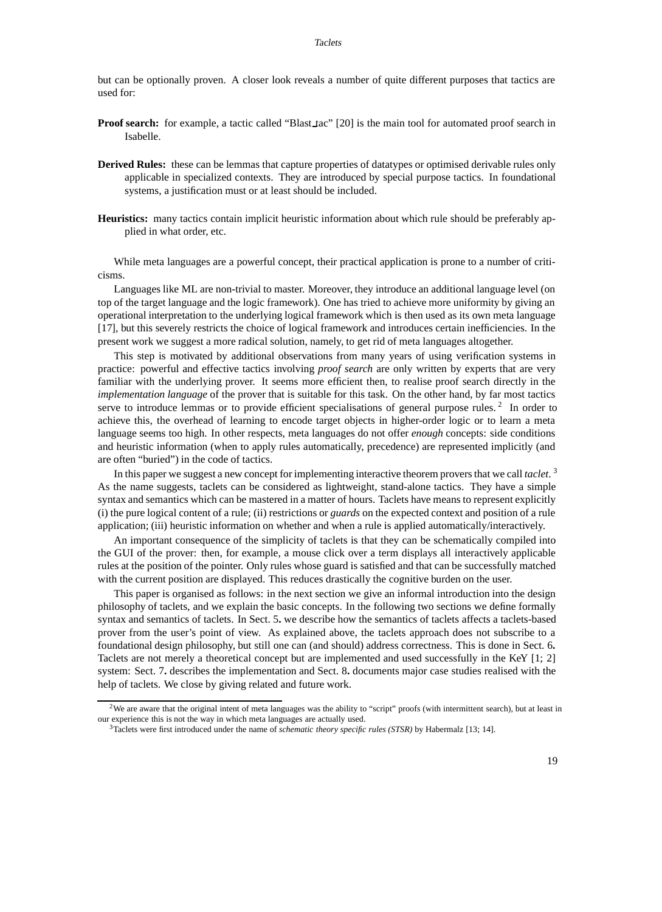but can be optionally proven. A closer look reveals a number of quite different purposes that tactics are used for:

**Proof search:** for example, a tactic called "Blast_tac" [20] is the main tool for automated proof search in Isabelle.

**Derived Rules:** these can be lemmas that capture properties of datatypes or optimised derivable rules only applicable in specialized contexts. They are introduced by special purpose tactics. In foundational systems, a justification must or at least should be included.

**Heuristics:** many tactics contain implicit heuristic information about which rule should be preferably applied in what order, etc.

While meta languages are a powerful concept, their practical application is prone to a number of criticisms.

Languages like ML are non-trivial to master. Moreover, they introduce an additional language level (on top of the target language and the logic framework). One has tried to achieve more uniformity by giving an operational interpretation to the underlying logical framework which is then used as its own meta language [17], but this severely restricts the choice of logical framework and introduces certain inefficiencies. In the present work we suggest a more radical solution, namely, to get rid of meta languages altogether.

This step is motivated by additional observations from many years of using verification systems in practice: powerful and effective tactics involving *proof search* are only written by experts that are very familiar with the underlying prover. It seems more efficient then, to realise proof search directly in the *implementation language* of the prover that is suitable for this task. On the other hand, by far most tactics serve to introduce lemmas or to provide efficient specialisations of general purpose rules. [2] In order to achieve this, the overhead of learning to encode target objects in higher-order logic or to learn a meta language seems too high. In other respects, meta languages do not offer *enough* concepts: side conditions and heuristic information (when to apply rules automatically, precedence) are represented implicitly (and are often "buried") in the code of tactics.

In this paper we suggest a new concept for implementing interactive theorem provers that we call *taclet*. [3] As the name suggests, taclets can be considered as lightweight, stand-alone tactics. They have a simple syntax and semantics which can be mastered in a matter of hours. Taclets have means to represent explicitly (i) the pure logical content of a rule; (ii) restrictions or *guards* on the expected context and position of a rule application; (iii) heuristic information on whether and when a rule is applied automatically/interactively.

An important consequence of the simplicity of taclets is that they can be schematically compiled into the GUI of the prover: then, for example, a mouse click over a term displays all interactively applicable rules at the position of the pointer. Only rules whose guard is satisfied and that can be successfully matched with the current position are displayed. This reduces drastically the cognitive burden on the user.

This paper is organised as follows: in the next section we give an informal introduction into the design philosophy of taclets, and we explain the basic concepts. In the following two sections we define formally syntax and semantics of taclets. In Sect. 5**.** we describe how the semantics of taclets affects a taclets-based prover from the user's point of view. As explained above, the taclets approach does not subscribe to a foundational design philosophy, but still one can (and should) address correctness. This is done in Sect. 6**.** Taclets are not merely a theoretical concept but are implemented and used successfully in the KeY [1; 2] system: Sect. 7**.** describes the implementation and Sect. 8**.** documents major case studies realised with the help of taclets. We close by giving related and future work.

---

[2] We are aware that the original intent of meta languages was the ability to "script" proofs (with intermittent search), but at least in our experience this is not the way in which meta languages are actually used.

[3] Taclets were first introduced under the name of *schematic theory specific rules (STSR)* by Habermalz [13; 14].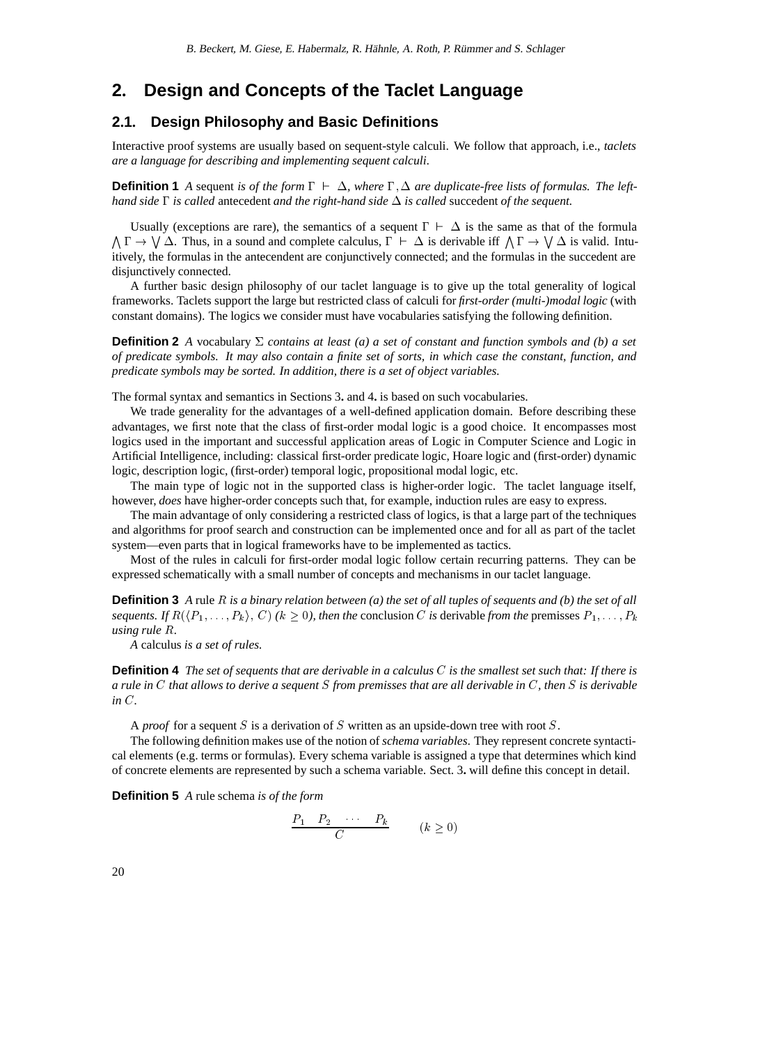## 2. Design and Concepts of the Taclet Language

### 2.1. Design Philosophy and Basic Definitions

Interactive proof systems are usually based on sequent-style calculi. We follow that approach, i.e., *taclets are a language for describing and implementing sequent calculi.*

**Definition 1** *A* sequent *is of the form* $\Gamma \vdash \Delta$*, where* $\Gamma, \Delta$ *are duplicate-free lists of formulas. The left-hand side* $\Gamma$ *is called* antecedent *and the right-hand side* $\Delta$ *is called* succedent *of the sequent.*

Usually (exceptions are rare), the semantics of a sequent $\Gamma \vdash \Delta$ is the same as that of the formula $\bigwedge \Gamma \rightarrow \bigvee \Delta$. Thus, in a sound and complete calculus, $\Gamma \vdash \Delta$ is derivable iff $\bigwedge \Gamma \rightarrow \bigvee \Delta$ is valid. Intuitively, the formulas in the antecedent are conjunctively connected; and the formulas in the succedent are disjunctively connected.

A further basic design philosophy of our taclet language is to give up the total generality of logical frameworks. Taclets support the large but restricted class of calculi for *first-order (multi-)modal logic* (with constant domains). The logics we consider must have vocabularies satisfying the following definition.

**Definition 2** *A* vocabulary $\Sigma$ *contains at least (a) a set of constant and function symbols and (b) a set of predicate symbols. It may also contain a finite set of sorts, in which case the constant, function, and predicate symbols may be sorted. In addition, there is a set of object variables.*

The formal syntax and semantics in Sections 3**.** and 4**.** is based on such vocabularies.

We trade generality for the advantages of a well-defined application domain. Before describing these advantages, we first note that the class of first-order modal logic is a good choice. It encompasses most logics used in the important and successful application areas of Logic in Computer Science and Logic in Artificial Intelligence, including: classical first-order predicate logic, Hoare logic and (first-order) dynamic logic, description logic, (first-order) temporal logic, propositional modal logic, etc.

The main type of logic not in the supported class is higher-order logic. The taclet language itself, however, *does* have higher-order concepts such that, for example, induction rules are easy to express.

The main advantage of only considering a restricted class of logics, is that a large part of the techniques and algorithms for proof search and construction can be implemented once and for all as part of the taclet system—even parts that in logical frameworks have to be implemented as tactics.

Most of the rules in calculi for first-order modal logic follow certain recurring patterns. They can be expressed schematically with a small number of concepts and mechanisms in our taclet language.

**Definition 3** *A* rule $R$ *is a binary relation between (a) the set of all tuples of sequents and (b) the set of all sequents. If* $R(\langle P_1, \ldots, P_k \rangle, C)$ $(k \geq 0)$*, then the* conclusion $C$ *is* derivable *from the* premisses $P_1, \ldots, P_k$ *using rule* $R$*.*

*A* calculus *is a set of rules.*

**Definition 4** *The set of sequents that are derivable in a calculus* $C$ *is the smallest set such that: If there is a rule in* $C$ *that allows to derive a sequent* $S$ *from premisses that are all derivable in* $C$*, then* $S$ *is derivable in* $C$*.*

A *proof* for a sequent $S$ is a derivation of $S$ written as an upside-down tree with root $S$.

The following definition makes use of the notion of *schema variables*. They represent concrete syntactical elements (e.g. terms or formulas). Every schema variable is assigned a type that determines which kind of concrete elements are represented by such a schema variable. Sect. 3**.** will define this concept in detail.

**Definition 5** *A* rule schema *is of the form*

$$\frac{P_1 \quad P_2 \quad \cdots \quad P_k}{C} \qquad (k \geq 0)$$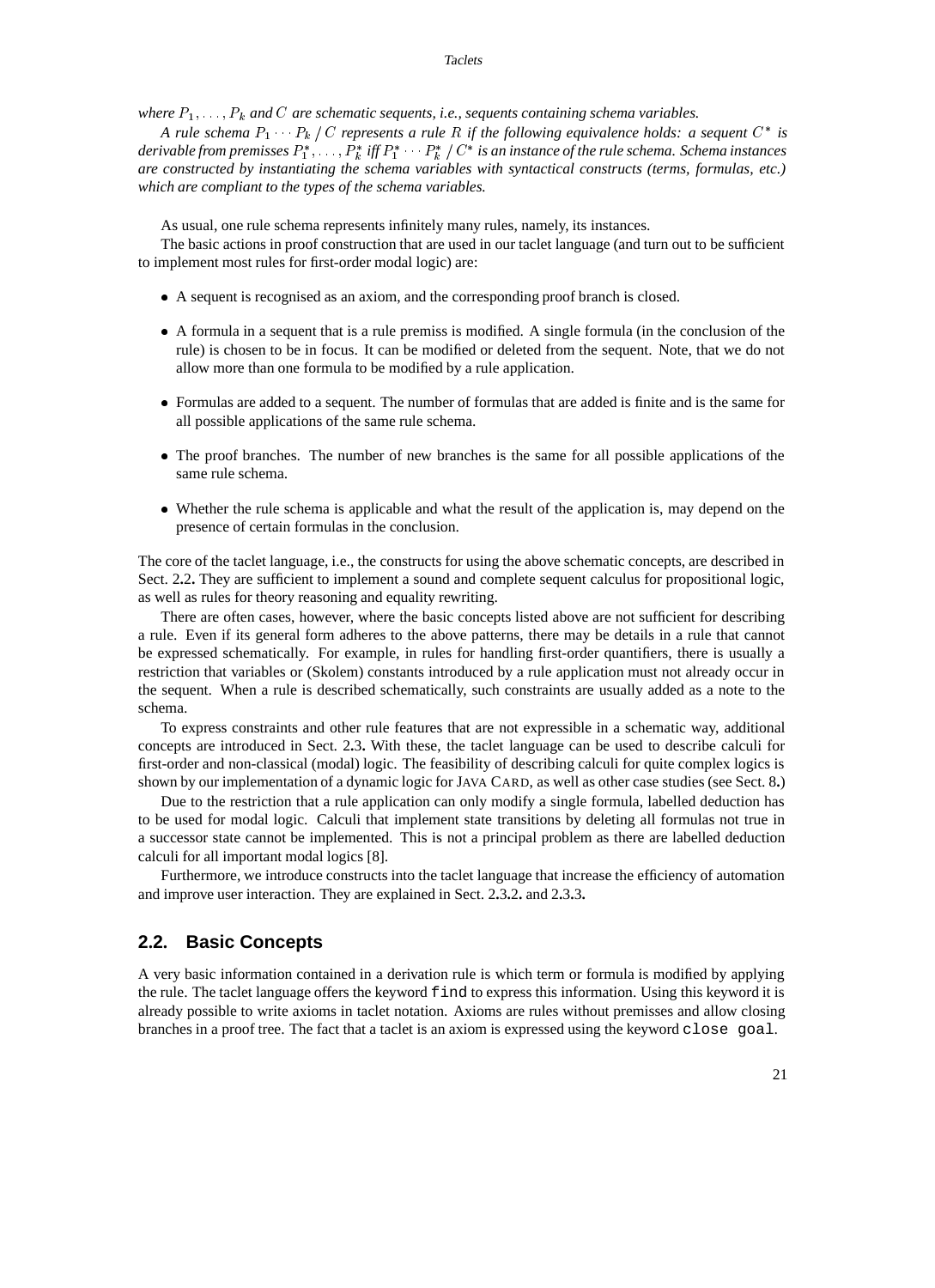*where $P_1, \ldots, P_k$ and $C$ are schematic sequents, i.e., sequents containing schema variables.*

*A rule schema $P_1 \cdots P_k \,/\, C$ represents a rule $R$ if the following equivalence holds: a sequent $C^*$ is derivable from premisses $P_1^*, \ldots, P_k^*$ iff $P_1^* \cdots P_k^* \,/\, C^*$ is an instance of the rule schema. Schema instances are constructed by instantiating the schema variables with syntactical constructs (terms, formulas, etc.) which are compliant to the types of the schema variables.*

As usual, one rule schema represents infinitely many rules, namely, its instances.

The basic actions in proof construction that are used in our taclet language (and turn out to be sufficient to implement most rules for first-order modal logic) are:

- A sequent is recognised as an axiom, and the corresponding proof branch is closed.
- A formula in a sequent that is a rule premiss is modified. A single formula (in the conclusion of the rule) is chosen to be in focus. It can be modified or deleted from the sequent. Note, that we do not allow more than one formula to be modified by a rule application.
- Formulas are added to a sequent. The number of formulas that are added is finite and is the same for all possible applications of the same rule schema.
- The proof branches. The number of new branches is the same for all possible applications of the same rule schema.
- Whether the rule schema is applicable and what the result of the application is, may depend on the presence of certain formulas in the conclusion.

The core of the taclet language, i.e., the constructs for using the above schematic concepts, are described in Sect. 2.2. They are sufficient to implement a sound and complete sequent calculus for propositional logic, as well as rules for theory reasoning and equality rewriting.

There are often cases, however, where the basic concepts listed above are not sufficient for describing a rule. Even if its general form adheres to the above patterns, there may be details in a rule that cannot be expressed schematically. For example, in rules for handling first-order quantifiers, there is usually a restriction that variables or (Skolem) constants introduced by a rule application must not already occur in the sequent. When a rule is described schematically, such constraints are usually added as a note to the schema.

To express constraints and other rule features that are not expressible in a schematic way, additional concepts are introduced in Sect. 2.3. With these, the taclet language can be used to describe calculi for first-order and non-classical (modal) logic. The feasibility of describing calculi for quite complex logics is shown by our implementation of a dynamic logic for JAVA CARD, as well as other case studies (see Sect. 8.)

Due to the restriction that a rule application can only modify a single formula, labelled deduction has to be used for modal logic. Calculi that implement state transitions by deleting all formulas not true in a successor state cannot be implemented. This is not a principal problem as there are labelled deduction calculi for all important modal logics [8].

Furthermore, we introduce constructs into the taclet language that increase the efficiency of automation and improve user interaction. They are explained in Sect. 2.3.2. and 2.3.3.

## 2.2. Basic Concepts

A very basic information contained in a derivation rule is which term or formula is modified by applying the rule. The taclet language offers the keyword `find` to express this information. Using this keyword it is already possible to write axioms in taclet notation. Axioms are rules without premisses and allow closing branches in a proof tree. The fact that a taclet is an axiom is expressed using the keyword `close goal`.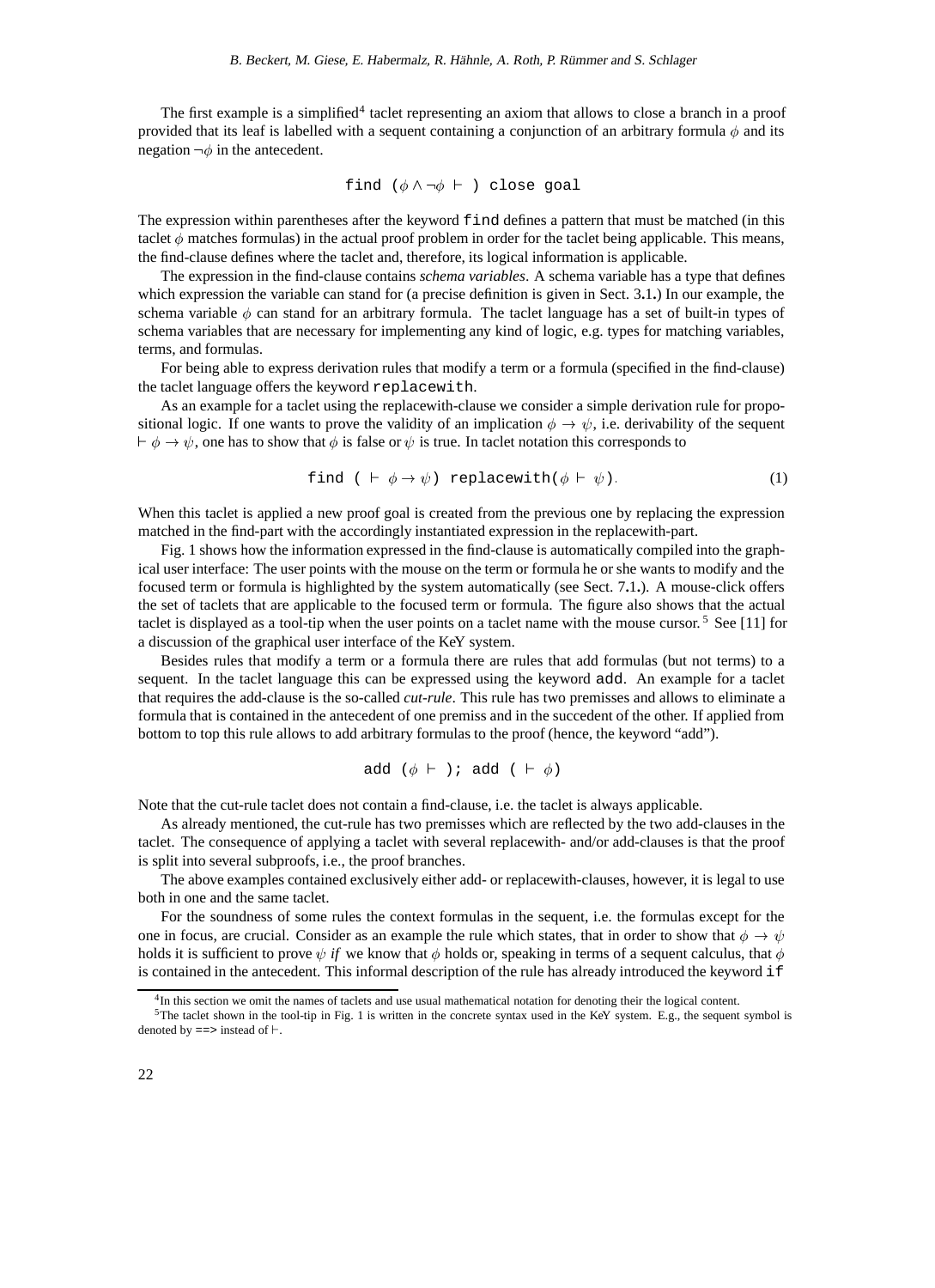The first example is a simplified[4] taclet representing an axiom that allows to close a branch in a proof provided that its leaf is labelled with a sequent containing a conjunction of an arbitrary formula $\phi$ and its negation $\neg\phi$ in the antecedent.

$$\texttt{find } (\phi \wedge \neg\phi \vdash) \texttt{ close goal}$$

The expression within parentheses after the keyword `find` defines a pattern that must be matched (in this taclet $\phi$ matches formulas) in the actual proof problem in order for the taclet being applicable. This means, the find-clause defines where the taclet and, therefore, its logical information is applicable.

The expression in the find-clause contains *schema variables*. A schema variable has a type that defines which expression the variable can stand for (a precise definition is given in Sect. 3.1.) In our example, the schema variable $\phi$ can stand for an arbitrary formula. The taclet language has a set of built-in types of schema variables that are necessary for implementing any kind of logic, e.g. types for matching variables, terms, and formulas.

For being able to express derivation rules that modify a term or a formula (specified in the find-clause) the taclet language offers the keyword `replacewith`.

As an example for a taclet using the replacewith-clause we consider a simple derivation rule for propositional logic. If one wants to prove the validity of an implication $\phi \to \psi$, i.e. derivability of the sequent $\vdash \phi \to \psi$, one has to show that $\phi$ is false or $\psi$ is true. In taclet notation this corresponds to

$$\texttt{find } (\vdash \phi \to \psi) \texttt{ replacewith}(\phi \vdash \psi). \tag{1}$$

When this taclet is applied a new proof goal is created from the previous one by replacing the expression matched in the find-part with the accordingly instantiated expression in the replacewith-part.

Fig. 1 shows how the information expressed in the find-clause is automatically compiled into the graphical user interface: The user points with the mouse on the term or formula he or she wants to modify and the focused term or formula is highlighted by the system automatically (see Sect. 7.1.). A mouse-click offers the set of taclets that are applicable to the focused term or formula. The figure also shows that the actual taclet is displayed as a tool-tip when the user points on a taclet name with the mouse cursor.[5] See [11] for a discussion of the graphical user interface of the KeY system.

Besides rules that modify a term or a formula there are rules that add formulas (but not terms) to a sequent. In the taclet language this can be expressed using the keyword `add`. An example for a taclet that requires the add-clause is the so-called *cut-rule*. This rule has two premisses and allows to eliminate a formula that is contained in the antecedent of one premiss and in the succedent of the other. If applied from bottom to top this rule allows to add arbitrary formulas to the proof (hence, the keyword "add").

$$\texttt{add } (\phi \vdash);\ \texttt{add } (\vdash \phi)$$

Note that the cut-rule taclet does not contain a find-clause, i.e. the taclet is always applicable.

As already mentioned, the cut-rule has two premisses which are reflected by the two add-clauses in the taclet. The consequence of applying a taclet with several replacewith- and/or add-clauses is that the proof is split into several subproofs, i.e., the proof branches.

The above examples contained exclusively either add- or replacewith-clauses, however, it is legal to use both in one and the same taclet.

For the soundness of some rules the context formulas in the sequent, i.e. the formulas except for the one in focus, are crucial. Consider as an example the rule which states, that in order to show that $\phi \to \psi$ holds it is sufficient to prove $\psi$ *if* we know that $\phi$ holds or, speaking in terms of a sequent calculus, that $\phi$ is contained in the antecedent. This informal description of the rule has already introduced the keyword `if`

[4] In this section we omit the names of taclets and use usual mathematical notation for denoting their the logical content.

[5] The taclet shown in the tool-tip in Fig. 1 is written in the concrete syntax used in the KeY system. E.g., the sequent symbol is denoted by `==>` instead of $\vdash$.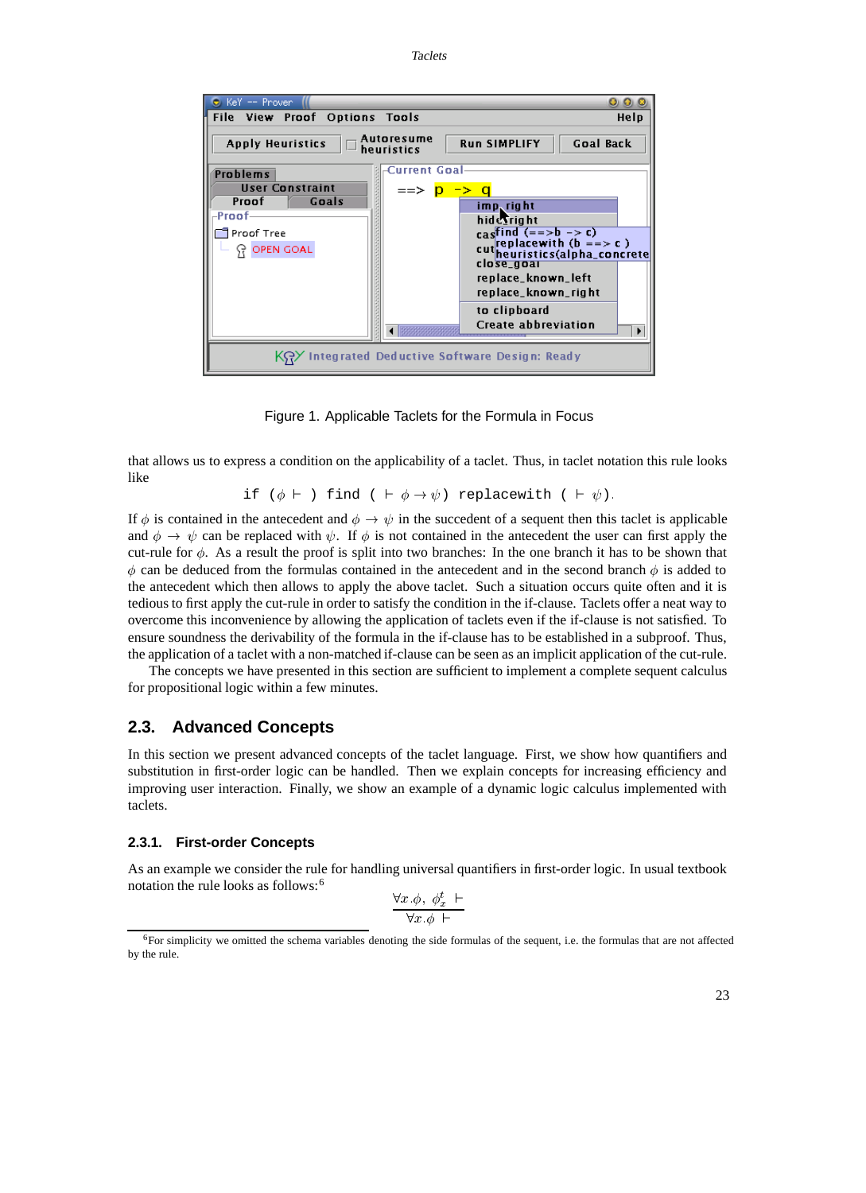Figure 1. Applicable Taclets for the Formula in Focus

that allows us to express a condition on the applicability of a taclet. Thus, in taclet notation this rule looks like

$$\texttt{if}\ (\phi \vdash)\ \texttt{find}\ (\vdash \phi \rightarrow \psi)\ \texttt{replacewith}\ (\vdash \psi).$$

If $\phi$ is contained in the antecedent and $\phi \rightarrow \psi$ in the succedent of a sequent then this taclet is applicable and $\phi \rightarrow \psi$ can be replaced with $\psi$. If $\phi$ is not contained in the antecedent the user can first apply the cut-rule for $\phi$. As a result the proof is split into two branches: In the one branch it has to be shown that $\phi$ can be deduced from the formulas contained in the antecedent and in the second branch $\phi$ is added to the antecedent which then allows to apply the above taclet. Such a situation occurs quite often and it is tedious to first apply the cut-rule in order to satisfy the condition in the if-clause. Taclets offer a neat way to overcome this inconvenience by allowing the application of taclets even if the if-clause is not satisfied. To ensure soundness the derivability of the formula in the if-clause has to be established in a subproof. Thus, the application of a taclet with a non-matched if-clause can be seen as an implicit application of the cut-rule.

The concepts we have presented in this section are sufficient to implement a complete sequent calculus for propositional logic within a few minutes.

## 2.3. Advanced Concepts

In this section we present advanced concepts of the taclet language. First, we show how quantifiers and substitution in first-order logic can be handled. Then we explain concepts for increasing efficiency and improving user interaction. Finally, we show an example of a dynamic logic calculus implemented with taclets.

### 2.3.1. First-order Concepts

As an example we consider the rule for handling universal quantifiers in first-order logic. In usual textbook notation the rule looks as follows:[6]

$$\frac{\forall x.\phi,\ \phi_x^t\ \vdash}{\forall x.\phi\ \vdash}$$

[6] For simplicity we omitted the schema variables denoting the side formulas of the sequent, i.e. the formulas that are not affected by the rule.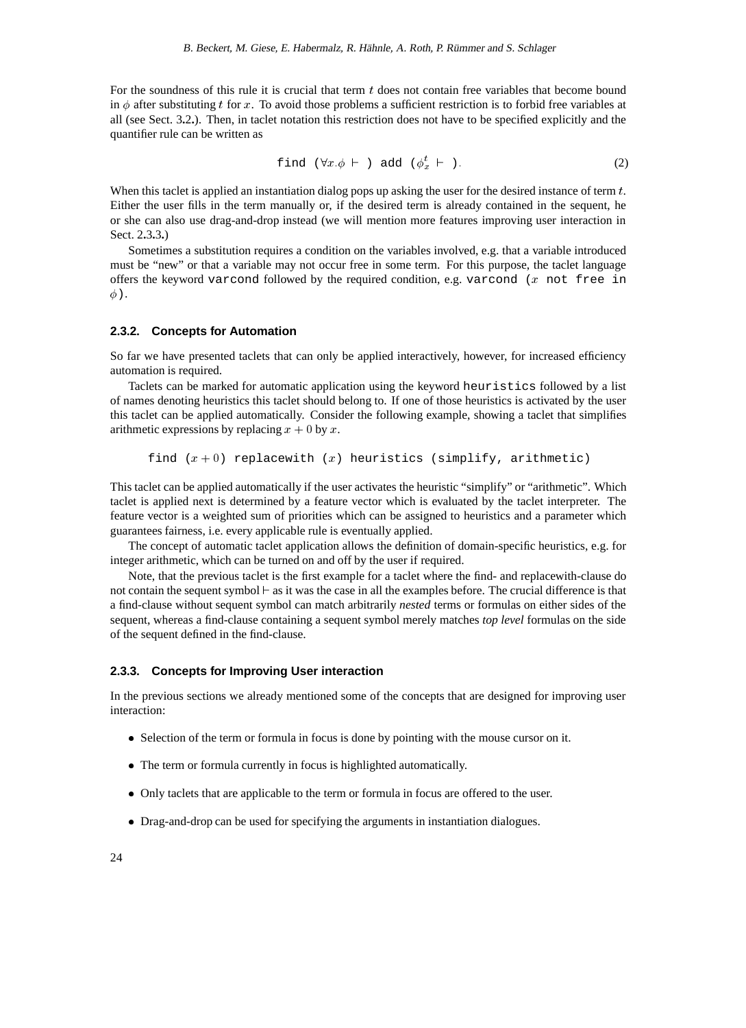For the soundness of this rule it is crucial that term $t$ does not contain free variables that become bound in $\phi$ after substituting $t$ for $x$. To avoid those problems a sufficient restriction is to forbid free variables at all (see Sect. 3.2.). Then, in taclet notation this restriction does not have to be specified explicitly and the quantifier rule can be written as

$$\texttt{find } (\forall x.\phi \vdash\ ) \texttt{ add } (\phi_x^t \vdash\ ). \tag{2}$$

When this taclet is applied an instantiation dialog pops up asking the user for the desired instance of term $t$. Either the user fills in the term manually or, if the desired term is already contained in the sequent, he or she can also use drag-and-drop instead (we will mention more features improving user interaction in Sect. 2.3.3.)

Sometimes a substitution requires a condition on the variables involved, e.g. that a variable introduced must be "new" or that a variable may not occur free in some term. For this purpose, the taclet language offers the keyword `varcond` followed by the required condition, e.g. `varcond` ($x$ `not free in` $\phi$).

### 2.3.2. Concepts for Automation

So far we have presented taclets that can only be applied interactively, however, for increased efficiency automation is required.

Taclets can be marked for automatic application using the keyword `heuristics` followed by a list of names denoting heuristics this taclet should belong to. If one of those heuristics is activated by the user this taclet can be applied automatically. Consider the following example, showing a taclet that simplifies arithmetic expressions by replacing $x + 0$ by $x$.

```
find (x+0) replacewith (x) heuristics (simplify, arithmetic)
```

This taclet can be applied automatically if the user activates the heuristic "simplify" or "arithmetic". Which taclet is applied next is determined by a feature vector which is evaluated by the taclet interpreter. The feature vector is a weighted sum of priorities which can be assigned to heuristics and a parameter which guarantees fairness, i.e. every applicable rule is eventually applied.

The concept of automatic taclet application allows the definition of domain-specific heuristics, e.g. for integer arithmetic, which can be turned on and off by the user if required.

Note, that the previous taclet is the first example for a taclet where the find- and replacewith-clause do not contain the sequent symbol $\vdash$ as it was the case in all the examples before. The crucial difference is that a find-clause without sequent symbol can match arbitrarily *nested* terms or formulas on either sides of the sequent, whereas a find-clause containing a sequent symbol merely matches *top level* formulas on the side of the sequent defined in the find-clause.

### 2.3.3. Concepts for Improving User interaction

In the previous sections we already mentioned some of the concepts that are designed for improving user interaction:

- Selection of the term or formula in focus is done by pointing with the mouse cursor on it.
- The term or formula currently in focus is highlighted automatically.
- Only taclets that are applicable to the term or formula in focus are offered to the user.
- Drag-and-drop can be used for specifying the arguments in instantiation dialogues.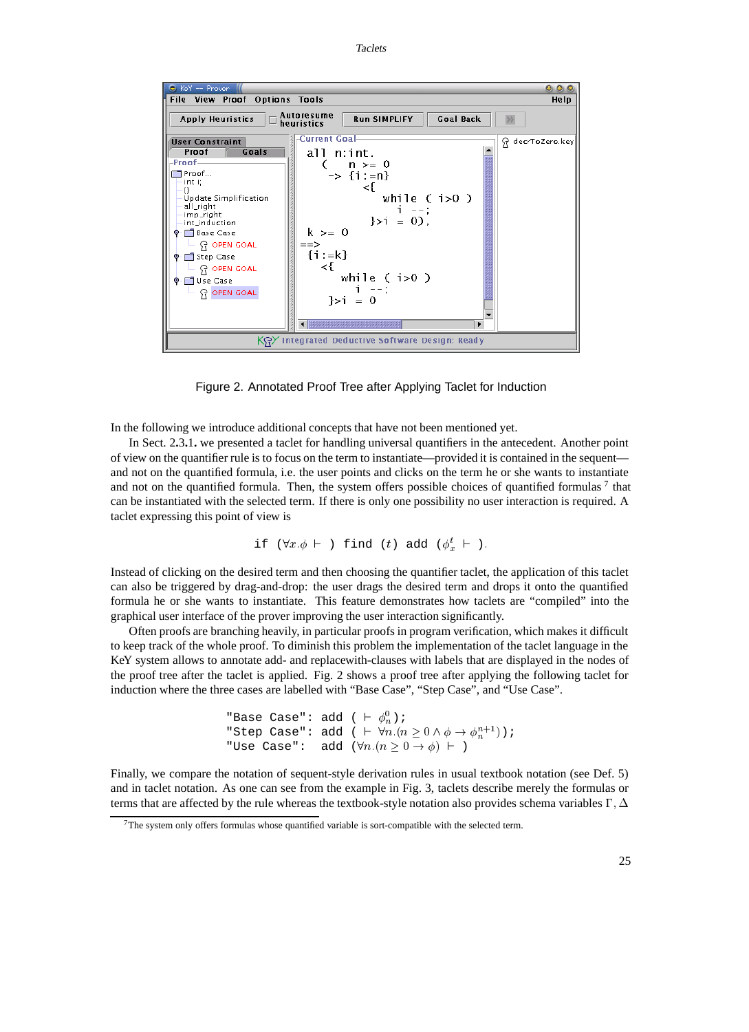Figure 2. Annotated Proof Tree after Applying Taclet for Induction

In the following we introduce additional concepts that have not been mentioned yet.

In Sect. 2.3.1. we presented a taclet for handling universal quantifiers in the antecedent. Another point of view on the quantifier rule is to focus on the term to instantiate—provided it is contained in the sequent—and not on the quantified formula, i.e. the user points and clicks on the term he or she wants to instantiate and not on the quantified formula. Then, the system offers possible choices of quantified formulas [7] that can be instantiated with the selected term. If there is only one possibility no user interaction is required. A taclet expressing this point of view is

$$\texttt{if}\ (\forall x.\phi \vdash\ )\ \texttt{find}\ (t)\ \texttt{add}\ (\phi_x^t \vdash\ ).$$

Instead of clicking on the desired term and then choosing the quantifier taclet, the application of this taclet can also be triggered by drag-and-drop: the user drags the desired term and drops it onto the quantified formula he or she wants to instantiate. This feature demonstrates how taclets are "compiled" into the graphical user interface of the prover improving the user interaction significantly.

Often proofs are branching heavily, in particular proofs in program verification, which makes it difficult to keep track of the whole proof. To diminish this problem the implementation of the taclet language in the KeY system allows to annotate add- and replacewith-clauses with labels that are displayed in the nodes of the proof tree after the taclet is applied. Fig. 2 shows a proof tree after applying the following taclet for induction where the three cases are labelled with "Base Case", "Step Case", and "Use Case".

$$\begin{array}{ll}\texttt{"Base Case":} & \texttt{add}\ (\ \vdash \phi_n^0);\\ \texttt{"Step Case":} & \texttt{add}\ (\ \vdash \forall n.(n \geq 0 \land \phi \rightarrow \phi_n^{n+1}));\\ \texttt{"Use Case":} & \texttt{add}\ (\forall n.(n \geq 0 \rightarrow \phi) \vdash\ )\end{array}$$

Finally, we compare the notation of sequent-style derivation rules in usual textbook notation (see Def. 5) and in taclet notation. As one can see from the example in Fig. 3, taclets describe merely the formulas or terms that are affected by the rule whereas the textbook-style notation also provides schema variables $\Gamma, \Delta$

[7] The system only offers formulas whose quantified variable is sort-compatible with the selected term.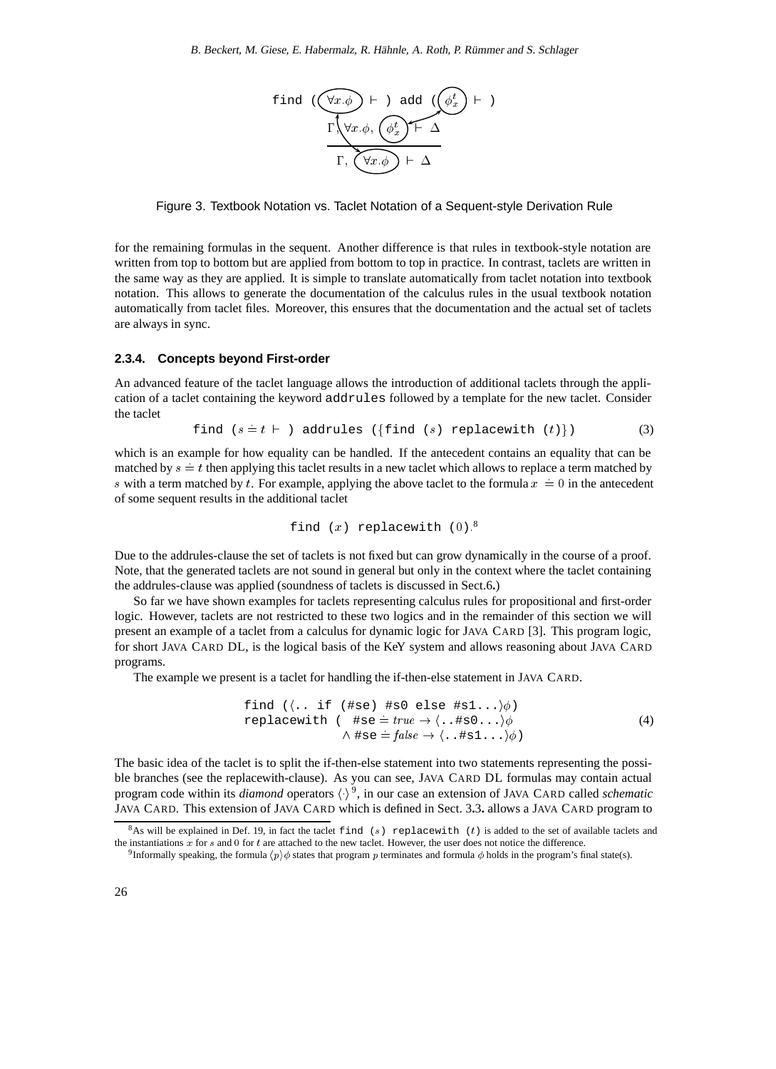$$\texttt{find (} \forall x.\phi \vdash \texttt{) add (} \phi_x^t \vdash \texttt{)}$$

$$\frac{\Gamma, \forall x.\phi, \phi_x^t \vdash \Delta}{\Gamma, \forall x.\phi \vdash \Delta}$$

Figure 3. Textbook Notation vs. Taclet Notation of a Sequent-style Derivation Rule

for the remaining formulas in the sequent. Another difference is that rules in textbook-style notation are written from top to bottom but are applied from bottom to top in practice. In contrast, taclets are written in the same way as they are applied. It is simple to translate automatically from taclet notation into textbook notation. This allows to generate the documentation of the calculus rules in the usual textbook notation automatically from taclet files. Moreover, this ensures that the documentation and the actual set of taclets are always in sync.

#### 2.3.4. Concepts beyond First-order

An advanced feature of the taclet language allows the introduction of additional taclets through the application of a taclet containing the keyword `addrules` followed by a template for the new taclet. Consider the taclet

$$\texttt{find (} s \doteq t \vdash \texttt{) addrules (\{find (} s \texttt{) replacewith (} t \texttt{)\})} \tag{3}$$

which is an example for how equality can be handled. If the antecedent contains an equality that can be matched by $s \doteq t$ then applying this taclet results in a new taclet which allows to replace a term matched by $s$ with a term matched by $t$. For example, applying the above taclet to the formula $x \doteq 0$ in the antecedent of some sequent results in the additional taclet

$$\texttt{find (} x \texttt{) replacewith (} 0 \texttt{)}.[8]$$

Due to the addrules-clause the set of taclets is not fixed but can grow dynamically in the course of a proof. Note, that the generated taclets are not sound in general but only in the context where the taclet containing the addrules-clause was applied (soundness of taclets is discussed in Sect.6.)

So far we have shown examples for taclets representing calculus rules for propositional and first-order logic. However, taclets are not restricted to these two logics and in the remainder of this section we will present an example of a taclet from a calculus for dynamic logic for JAVA CARD [3]. This program logic, for short JAVA CARD DL, is the logical basis of the KeY system and allows reasoning about JAVA CARD programs.

The example we present is a taclet for handling the if-then-else statement in JAVA CARD.

$$\begin{array}{l} \texttt{find (}\langle \texttt{.. if (\#se) \#s0 else \#s1...}\rangle\phi\texttt{)} \\ \texttt{replacewith ( \#se} \doteq \mathit{true} \rightarrow \langle \texttt{..\#s0...}\rangle\phi \\ \qquad\qquad\qquad \wedge\ \texttt{\#se} \doteq \mathit{false} \rightarrow \langle \texttt{..\#s1...}\rangle\phi\texttt{)} \end{array} \tag{4}$$

The basic idea of the taclet is to split the if-then-else statement into two statements representing the possible branches (see the replacewith-clause). As you can see, JAVA CARD DL formulas may contain actual program code within its *diamond* operators $\langle\cdot\rangle$ [9], in our case an extension of JAVA CARD called *schematic* JAVA CARD. This extension of JAVA CARD which is defined in Sect. 3.3. allows a JAVA CARD program to

[8] As will be explained in Def. 19, in fact the taclet `find (`$s$`) replacewith (`$t$`)` is added to the set of available taclets and the instantiations $x$ for $s$ and $0$ for $t$ are attached to the new taclet. However, the user does not notice the difference.

[9] Informally speaking, the formula $\langle p\rangle\phi$ states that program $p$ terminates and formula $\phi$ holds in the program's final state(s).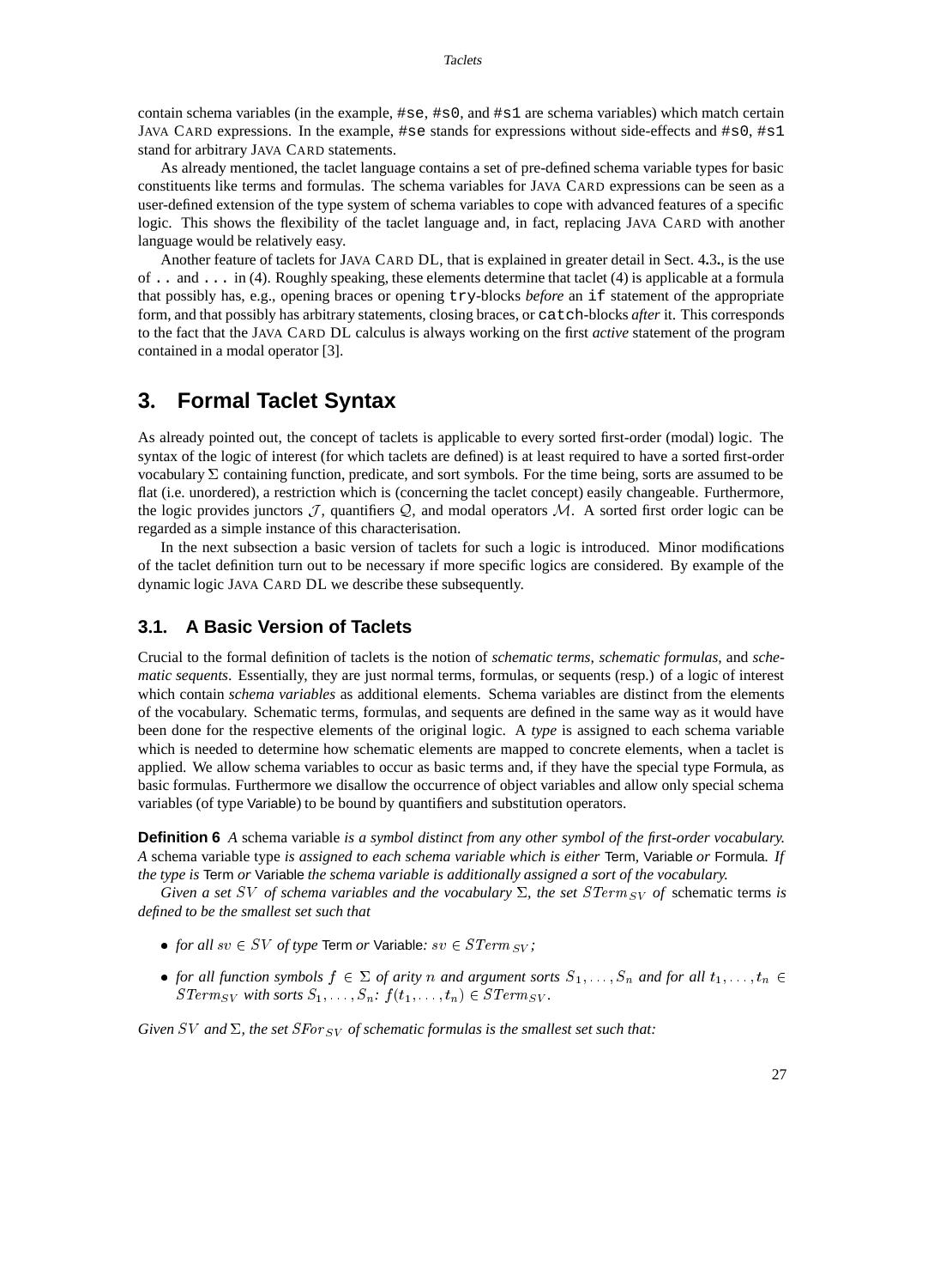contain schema variables (in the example, `#se`, `#s0`, and `#s1` are schema variables) which match certain JAVA CARD expressions. In the example, `#se` stands for expressions without side-effects and `#s0`, `#s1` stand for arbitrary JAVA CARD statements.

As already mentioned, the taclet language contains a set of pre-defined schema variable types for basic constituents like terms and formulas. The schema variables for JAVA CARD expressions can be seen as a user-defined extension of the type system of schema variables to cope with advanced features of a specific logic. This shows the flexibility of the taclet language and, in fact, replacing JAVA CARD with another language would be relatively easy.

Another feature of taclets for JAVA CARD DL, that is explained in greater detail in Sect. 4.3., is the use of `..` and `...` in (4). Roughly speaking, these elements determine that taclet (4) is applicable at a formula that possibly has, e.g., opening braces or opening `try`-blocks *before* an `if` statement of the appropriate form, and that possibly has arbitrary statements, closing braces, or `catch`-blocks *after* it. This corresponds to the fact that the JAVA CARD DL calculus is always working on the first *active* statement of the program contained in a modal operator [3].

## 3. Formal Taclet Syntax

As already pointed out, the concept of taclets is applicable to every sorted first-order (modal) logic. The syntax of the logic of interest (for which taclets are defined) is at least required to have a sorted first-order vocabulary $\Sigma$ containing function, predicate, and sort symbols. For the time being, sorts are assumed to be flat (i.e. unordered), a restriction which is (concerning the taclet concept) easily changeable. Furthermore, the logic provides junctors $\mathcal{J}$, quantifiers $\mathcal{Q}$, and modal operators $\mathcal{M}$. A sorted first order logic can be regarded as a simple instance of this characterisation.

In the next subsection a basic version of taclets for such a logic is introduced. Minor modifications of the taclet definition turn out to be necessary if more specific logics are considered. By example of the dynamic logic JAVA CARD DL we describe these subsequently.

### 3.1. A Basic Version of Taclets

Crucial to the formal definition of taclets is the notion of *schematic terms*, *schematic formulas*, and *schematic sequents*. Essentially, they are just normal terms, formulas, or sequents (resp.) of a logic of interest which contain *schema variables* as additional elements. Schema variables are distinct from the elements of the vocabulary. Schematic terms, formulas, and sequents are defined in the same way as it would have been done for the respective elements of the original logic. A *type* is assigned to each schema variable which is needed to determine how schematic elements are mapped to concrete elements, when a taclet is applied. We allow schema variables to occur as basic terms and, if they have the special type Formula, as basic formulas. Furthermore we disallow the occurrence of object variables and allow only special schema variables (of type Variable) to be bound by quantifiers and substitution operators.

**Definition 6** *A* schema variable *is a symbol distinct from any other symbol of the first-order vocabulary. A* schema variable type *is assigned to each schema variable which is either* Term, Variable *or* Formula. *If the type is* Term *or* Variable *the schema variable is additionally assigned a sort of the vocabulary.*

*Given a set $SV$ of schema variables and the vocabulary $\Sigma$, the set $STerm_{SV}$ of* schematic terms *is defined to be the smallest set such that*

- *for all $sv \in SV$ of type* Term *or* Variable*: $sv \in STerm_{SV}$;*
- *for all function symbols $f \in \Sigma$ of arity $n$ and argument sorts $S_1, \ldots, S_n$ and for all $t_1, \ldots, t_n \in STerm_{SV}$ with sorts $S_1, \ldots, S_n$: $f(t_1, \ldots, t_n) \in STerm_{SV}$.*

*Given $SV$ and $\Sigma$, the set $SFor_{SV}$ of schematic formulas is the smallest set such that:*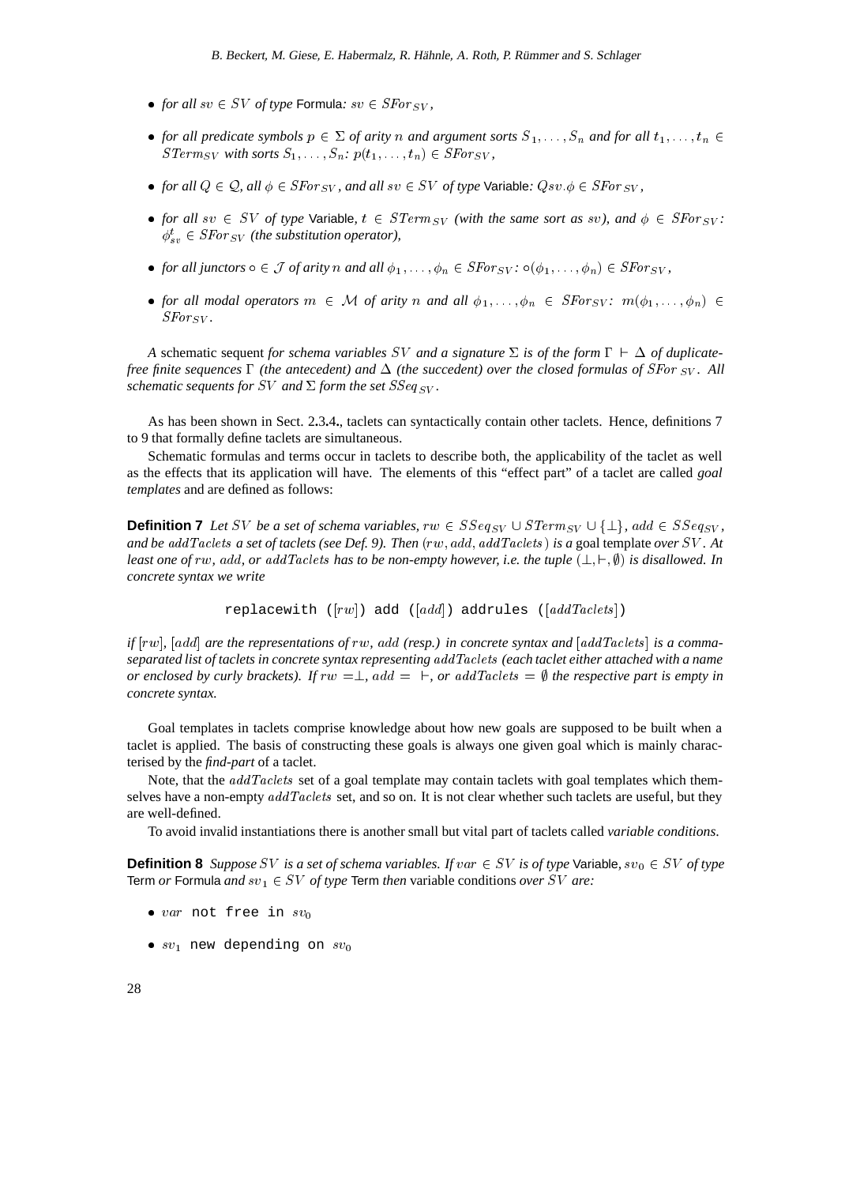- *for all $sv \in SV$ of type* Formula*: $sv \in SFor_{SV}$,*
- *for all predicate symbols $p \in \Sigma$ of arity $n$ and argument sorts $S_1, \ldots, S_n$ and for all $t_1, \ldots, t_n \in STerm_{SV}$ with sorts $S_1, \ldots, S_n$: $p(t_1, \ldots, t_n) \in SFor_{SV}$,*
- *for all $Q \in \mathcal{Q}$, all $\phi \in SFor_{SV}$, and all $sv \in SV$ of type* Variable*: $Qsv.\phi \in SFor_{SV}$,*
- *for all $sv \in SV$ of type* Variable*, $t \in STerm_{SV}$ (with the same sort as $sv$), and $\phi \in SFor_{SV}$: $\phi^t_{sv} \in SFor_{SV}$ (the substitution operator),*
- *for all junctors $\circ \in \mathcal{J}$ of arity $n$ and all $\phi_1, \ldots, \phi_n \in SFor_{SV}$: $\circ(\phi_1, \ldots, \phi_n) \in SFor_{SV}$,*
- *for all modal operators $m \in \mathcal{M}$ of arity $n$ and all $\phi_1, \ldots, \phi_n \in SFor_{SV}$: $m(\phi_1, \ldots, \phi_n) \in SFor_{SV}$.*

*A* schematic sequent *for schema variables $SV$ and a signature $\Sigma$ is of the form $\Gamma \vdash \Delta$ of duplicate-free finite sequences $\Gamma$ (the antecedent) and $\Delta$ (the succedent) over the closed formulas of $SFor_{SV}$. All schematic sequents for $SV$ and $\Sigma$ form the set $SSeq_{SV}$.*

As has been shown in Sect. 2.3.4., taclets can syntactically contain other taclets. Hence, definitions 7 to 9 that formally define taclets are simultaneous.

Schematic formulas and terms occur in taclets to describe both, the applicability of the taclet as well as the effects that its application will have. The elements of this "effect part" of a taclet are called *goal templates* and are defined as follows:

**Definition 7** *Let $SV$ be a set of schema variables, $rw \in SSeq_{SV} \cup STerm_{SV} \cup \{\bot\}$, $add \in SSeq_{SV}$, and be $addTaclets$ a set of taclets (see Def. 9). Then $(rw, add, addTaclets)$ is a* goal template *over $SV$. At least one of $rw$, $add$, or $addTaclets$ has to be non-empty however, i.e. the tuple $(\bot, \vdash, \emptyset)$ is disallowed. In concrete syntax we write*

```
replacewith ([rw]) add ([add]) addrules ([addTaclets])
```

*if $[rw]$, $[add]$ are the representations of $rw$, $add$ (resp.) in concrete syntax and $[addTaclets]$ is a comma-separated list of taclets in concrete syntax representing $addTaclets$ (each taclet either attached with a name or enclosed by curly brackets). If $rw = \bot$, $add = \ \vdash$, or $addTaclets = \emptyset$ the respective part is empty in concrete syntax.*

Goal templates in taclets comprise knowledge about how new goals are supposed to be built when a taclet is applied. The basis of constructing these goals is always one given goal which is mainly characterised by the *find-part* of a taclet.

Note, that the $addTaclets$ set of a goal template may contain taclets with goal templates which themselves have a non-empty $addTaclets$ set, and so on. It is not clear whether such taclets are useful, but they are well-defined.

To avoid invalid instantiations there is another small but vital part of taclets called *variable conditions*.

**Definition 8** *Suppose $SV$ is a set of schema variables. If $var \in SV$ is of type* Variable*, $sv_0 \in SV$ of type* Term *or* Formula *and $sv_1 \in SV$ of type* Term *then* variable conditions *over $SV$ are:*

- $var$ `not free in` $sv_0$
- $sv_1$ `new depending on` $sv_0$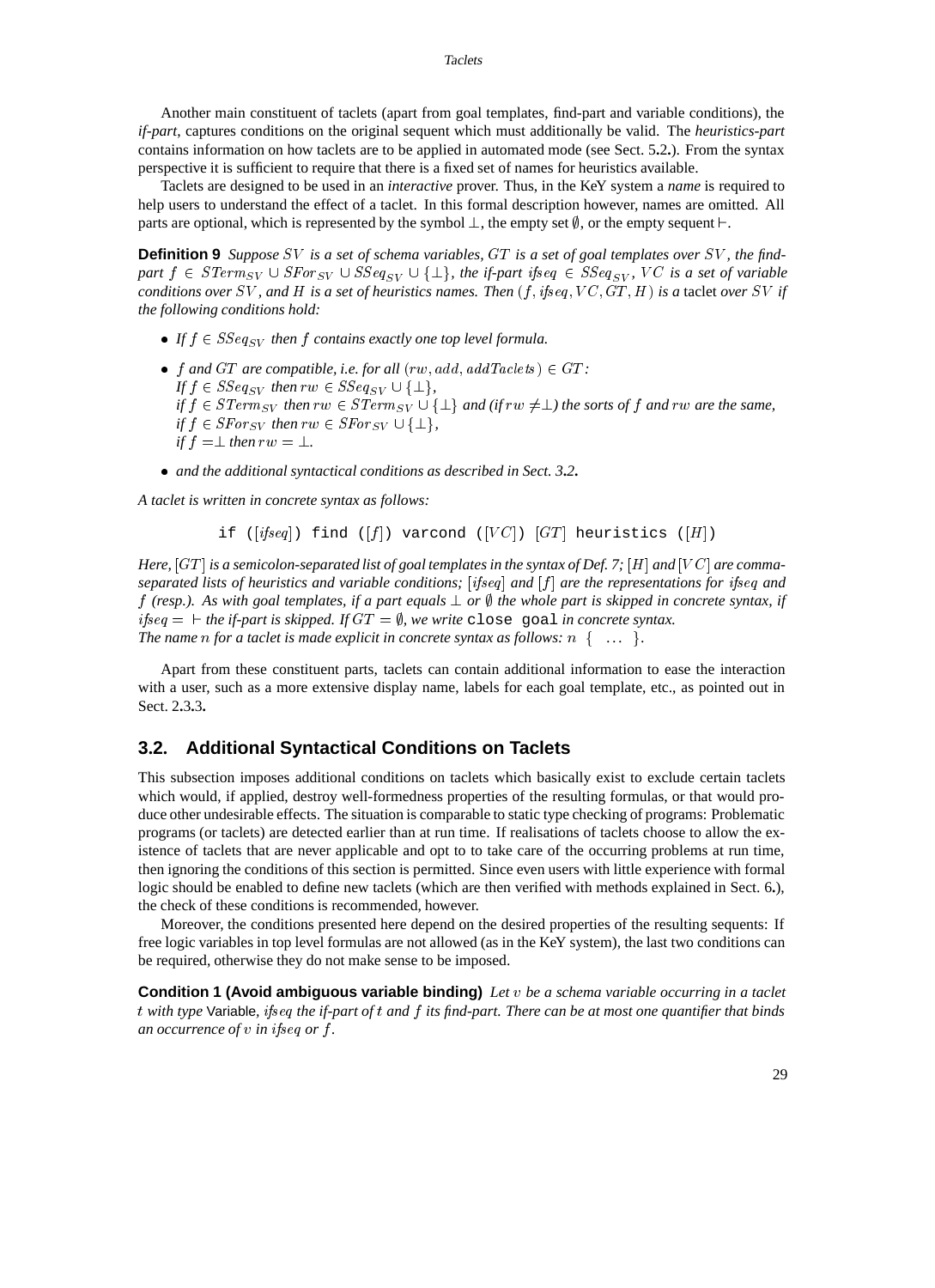Another main constituent of taclets (apart from goal templates, find-part and variable conditions), the *if-part*, captures conditions on the original sequent which must additionally be valid. The *heuristics-part* contains information on how taclets are to be applied in automated mode (see Sect. 5.2.). From the syntax perspective it is sufficient to require that there is a fixed set of names for heuristics available.

Taclets are designed to be used in an *interactive* prover. Thus, in the KeY system a *name* is required to help users to understand the effect of a taclet. In this formal description however, names are omitted. All parts are optional, which is represented by the symbol $\perp$, the empty set $\emptyset$, or the empty sequent $\vdash$.

**Definition 9** *Suppose $SV$ is a set of schema variables, $GT$ is a set of goal templates over $SV$, the find-part $f \in STerm_{SV} \cup SFor_{SV} \cup SSeq_{SV} \cup \{\perp\}$, the if-part $\mathit{ifseq} \in SSeq_{SV}$, $VC$ is a set of variable conditions over $SV$, and $H$ is a set of heuristics names. Then $(f, \mathit{ifseq}, VC, GT, H)$ is a* taclet *over $SV$ if the following conditions hold:*

- *If $f \in SSeq_{SV}$ then $f$ contains exactly one top level formula.*
- *$f$ and $GT$ are compatible, i.e. for all $(rw, add, addTaclets) \in GT$:*
  *If $f \in SSeq_{SV}$ then $rw \in SSeq_{SV} \cup \{\perp\}$,*
  *if $f \in STerm_{SV}$ then $rw \in STerm_{SV} \cup \{\perp\}$ and (if $rw \neq \perp$) the sorts of $f$ and $rw$ are the same,*
  *if $f \in SFor_{SV}$ then $rw \in SFor_{SV} \cup \{\perp\}$,*
  *if $f = \perp$ then $rw = \perp$.*
- *and the additional syntactical conditions as described in Sect. 3.2.*

*A taclet is written in concrete syntax as follows:*

```
if ([ifseq]) find ([f]) varcond ([VC]) [GT] heuristics ([H])
```

*Here, $[GT]$ is a semicolon-separated list of goal templates in the syntax of Def. 7; $[H]$ and $[VC]$ are comma-separated lists of heuristics and variable conditions; $[\mathit{ifseq}]$ and $[f]$ are the representations for $\mathit{ifseq}$ and $f$ (resp.). As with goal templates, if a part equals $\perp$ or $\emptyset$ the whole part is skipped in concrete syntax, if $\mathit{ifseq} = \ \vdash$ the if-part is skipped. If $GT = \emptyset$, we write* `close goal` *in concrete syntax.*
*The name $n$ for a taclet is made explicit in concrete syntax as follows: $n$ { ... }.*

Apart from these constituent parts, taclets can contain additional information to ease the interaction with a user, such as a more extensive display name, labels for each goal template, etc., as pointed out in Sect. 2.3.3.

## 3.2. Additional Syntactical Conditions on Taclets

This subsection imposes additional conditions on taclets which basically exist to exclude certain taclets which would, if applied, destroy well-formedness properties of the resulting formulas, or that would produce other undesirable effects. The situation is comparable to static type checking of programs: Problematic programs (or taclets) are detected earlier than at run time. If realisations of taclets choose to allow the existence of taclets that are never applicable and opt to to take care of the occurring problems at run time, then ignoring the conditions of this section is permitted. Since even users with little experience with formal logic should be enabled to define new taclets (which are then verified with methods explained in Sect. 6.), the check of these conditions is recommended, however.

Moreover, the conditions presented here depend on the desired properties of the resulting sequents: If free logic variables in top level formulas are not allowed (as in the KeY system), the last two conditions can be required, otherwise they do not make sense to be imposed.

**Condition 1 (Avoid ambiguous variable binding)** *Let $v$ be a schema variable occurring in a taclet $t$ with type* Variable*, $\mathit{ifseq}$ the if-part of $t$ and $f$ its find-part. There can be at most one quantifier that binds an occurrence of $v$ in $\mathit{ifseq}$ or $f$.*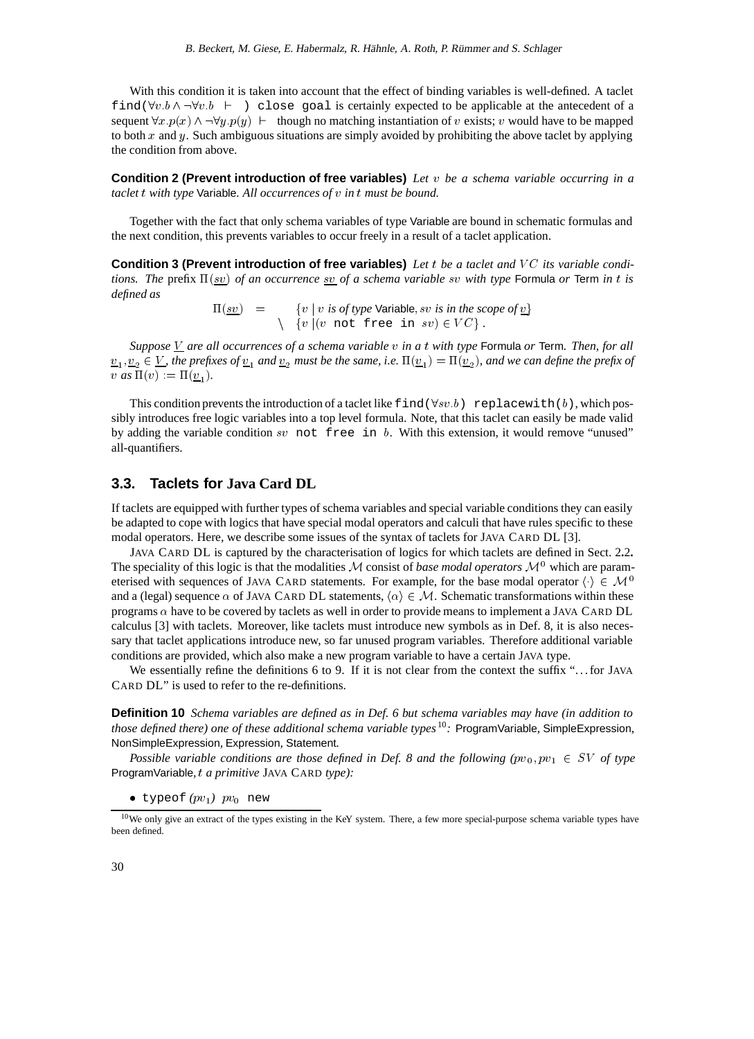With this condition it is taken into account that the effect of binding variables is well-defined. A taclet `find(`$\forall v.b \wedge \neg\forall v.b \ \vdash$ `) close goal` is certainly expected to be applicable at the antecedent of a sequent $\forall x.p(x) \wedge \neg\forall y.p(y) \ \vdash$ though no matching instantiation of $v$ exists; $v$ would have to be mapped to both $x$ and $y$. Such ambiguous situations are simply avoided by prohibiting the above taclet by applying the condition from above.

**Condition 2 (Prevent introduction of free variables)** *Let $v$ be a schema variable occurring in a taclet $t$ with type* Variable*. All occurrences of $v$ in $t$ must be bound.*

Together with the fact that only schema variables of type Variable are bound in schematic formulas and the next condition, this prevents variables to occur freely in a result of a taclet application.

**Condition 3 (Prevent introduction of free variables)** *Let $t$ be a taclet and $VC$ its variable conditions. The* prefix $\Pi(\underline{sv})$ *of an occurrence $\underline{sv}$ of a schema variable $sv$ with type* Formula *or* Term *in $t$ is defined as*

$$\Pi(\underline{sv}) \quad = \quad \{v \mid v \text{ is of type Variable}, sv \text{ is in the scope of } \underline{v}\} \setminus \{v \mid (v \texttt{ not free in } sv) \in VC\}\,.$$

*Suppose $\underline{V}$ are all occurrences of a schema variable $v$ in a $t$ with type* Formula *or* Term*. Then, for all $\underline{v}_1, \underline{v}_2 \in \underline{V}$, the prefixes of $\underline{v}_1$ and $\underline{v}_2$ must be the same, i.e. $\Pi(\underline{v}_1) = \Pi(\underline{v}_2)$, and we can define the prefix of $v$ as $\Pi(v) := \Pi(\underline{v}_1)$.*

This condition prevents the introduction of a taclet like `find(`$\forall sv.b$`) replacewith(`$b$`)`, which possibly introduces free logic variables into a top level formula. Note, that this taclet can easily be made valid by adding the variable condition $sv$ `not free in` $b$. With this extension, it would remove "unused" all-quantifiers.

## 3.3. Taclets for Java Card DL

If taclets are equipped with further types of schema variables and special variable conditions they can easily be adapted to cope with logics that have special modal operators and calculi that have rules specific to these modal operators. Here, we describe some issues of the syntax of taclets for JAVA CARD DL [3].

JAVA CARD DL is captured by the characterisation of logics for which taclets are defined in Sect. 2.2. The speciality of this logic is that the modalities $\mathcal{M}$ consist of *base modal operators* $\mathcal{M}^0$ which are parameterised with sequences of JAVA CARD statements. For example, for the base modal operator $\langle\cdot\rangle \in \mathcal{M}^0$ and a (legal) sequence $\alpha$ of JAVA CARD DL statements, $\langle\alpha\rangle \in \mathcal{M}$. Schematic transformations within these programs $\alpha$ have to be covered by taclets as well in order to provide means to implement a JAVA CARD DL calculus [3] with taclets. Moreover, like taclets must introduce new symbols as in Def. 8, it is also necessary that taclet applications introduce new, so far unused program variables. Therefore additional variable conditions are provided, which also make a new program variable to have a certain JAVA type.

We essentially refine the definitions 6 to 9. If it is not clear from the context the suffix "…for JAVA CARD DL" is used to refer to the re-definitions.

**Definition 10** *Schema variables are defined as in Def. 6 but schema variables may have (in addition to those defined there) one of these additional schema variable types*[10]*:* ProgramVariable, SimpleExpression, NonSimpleExpression, Expression, Statement*.*

*Possible variable conditions are those defined in Def. 8 and the following ($pv_0, pv_1 \in SV$ of type* ProgramVariable*, $t$ a primitive* JAVA CARD *type):*

- `typeof` $(pv_1)$ $pv_0$ `new`

[10] We only give an extract of the types existing in the KeY system. There, a few more special-purpose schema variable types have been defined.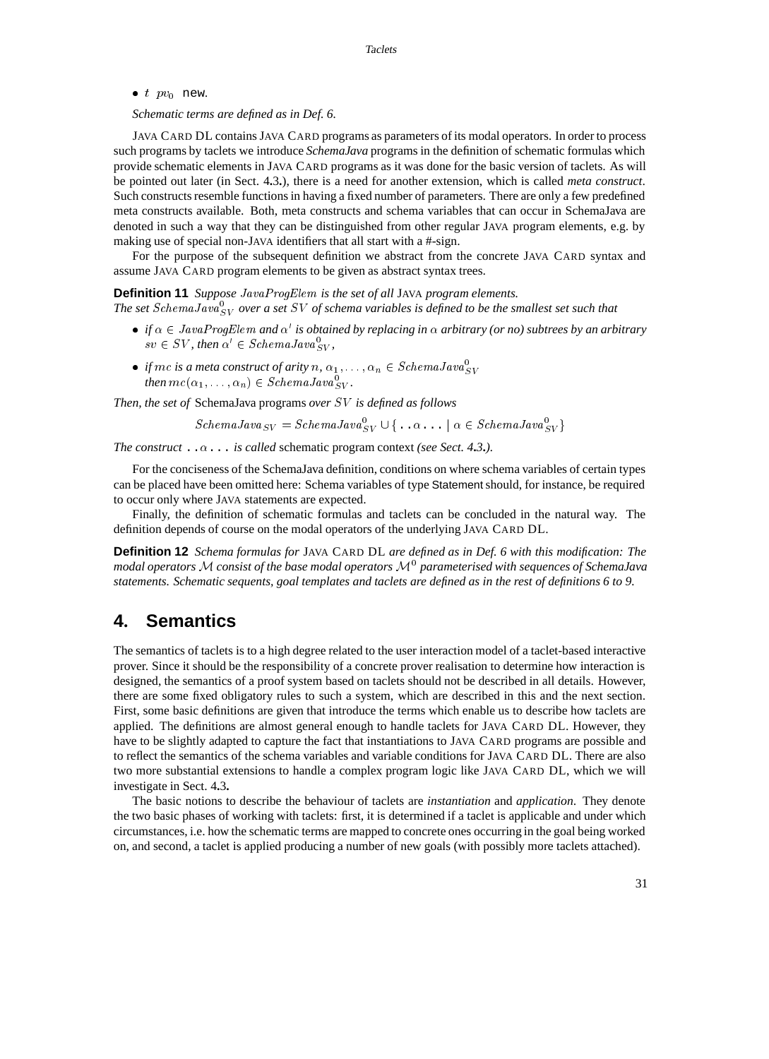- $t\ pv_0$ new.

*Schematic terms are defined as in Def. 6.*

JAVA CARD DL contains JAVA CARD programs as parameters of its modal operators. In order to process such programs by taclets we introduce *SchemaJava* programs in the definition of schematic formulas which provide schematic elements in JAVA CARD programs as it was done for the basic version of taclets. As will be pointed out later (in Sect. 4.3.), there is a need for another extension, which is called *meta construct*. Such constructs resemble functions in having a fixed number of parameters. There are only a few predefined meta constructs available. Both, meta constructs and schema variables that can occur in SchemaJava are denoted in such a way that they can be distinguished from other regular JAVA program elements, e.g. by making use of special non-JAVA identifiers that all start with a #-sign.

For the purpose of the subsequent definition we abstract from the concrete JAVA CARD syntax and assume JAVA CARD program elements to be given as abstract syntax trees.

**Definition 11** *Suppose $JavaProgElem$ is the set of all* JAVA *program elements.*
*The set $SchemaJava^0_{SV}$ over a set $SV$ of schema variables is defined to be the smallest set such that*

- *if $\alpha \in JavaProgElem$ and $\alpha'$ is obtained by replacing in $\alpha$ arbitrary (or no) subtrees by an arbitrary $sv \in SV$, then $\alpha' \in SchemaJava^0_{SV}$,*
- *if $mc$ is a meta construct of arity $n$, $\alpha_1, \ldots, \alpha_n \in SchemaJava^0_{SV}$ then $mc(\alpha_1, \ldots, \alpha_n) \in SchemaJava^0_{SV}$.*

*Then, the set of* SchemaJava programs *over $SV$ is defined as follows*

$$SchemaJava_{SV} = SchemaJava^0_{SV} \cup \{\texttt{..}\alpha\texttt{...} \mid \alpha \in SchemaJava^0_{SV}\}$$

*The construct $\texttt{..}\alpha\texttt{...}$ is called* schematic program context *(see Sect. 4.3.).*

For the conciseness of the SchemaJava definition, conditions on where schema variables of certain types can be placed have been omitted here: Schema variables of type Statement should, for instance, be required to occur only where JAVA statements are expected.

Finally, the definition of schematic formulas and taclets can be concluded in the natural way. The definition depends of course on the modal operators of the underlying JAVA CARD DL.

**Definition 12** *Schema formulas for* JAVA CARD DL *are defined as in Def. 6 with this modification: The modal operators $\mathcal{M}$ consist of the base modal operators $\mathcal{M}^0$ parameterised with sequences of SchemaJava statements. Schematic sequents, goal templates and taclets are defined as in the rest of definitions 6 to 9.*

# 4. Semantics

The semantics of taclets is to a high degree related to the user interaction model of a taclet-based interactive prover. Since it should be the responsibility of a concrete prover realisation to determine how interaction is designed, the semantics of a proof system based on taclets should not be described in all details. However, there are some fixed obligatory rules to such a system, which are described in this and the next section. First, some basic definitions are given that introduce the terms which enable us to describe how taclets are applied. The definitions are almost general enough to handle taclets for JAVA CARD DL. However, they have to be slightly adapted to capture the fact that instantiations to JAVA CARD programs are possible and to reflect the semantics of the schema variables and variable conditions for JAVA CARD DL. There are also two more substantial extensions to handle a complex program logic like JAVA CARD DL, which we will investigate in Sect. 4.3.

The basic notions to describe the behaviour of taclets are *instantiation* and *application*. They denote the two basic phases of working with taclets: first, it is determined if a taclet is applicable and under which circumstances, i.e. how the schematic terms are mapped to concrete ones occurring in the goal being worked on, and second, a taclet is applied producing a number of new goals (with possibly more taclets attached).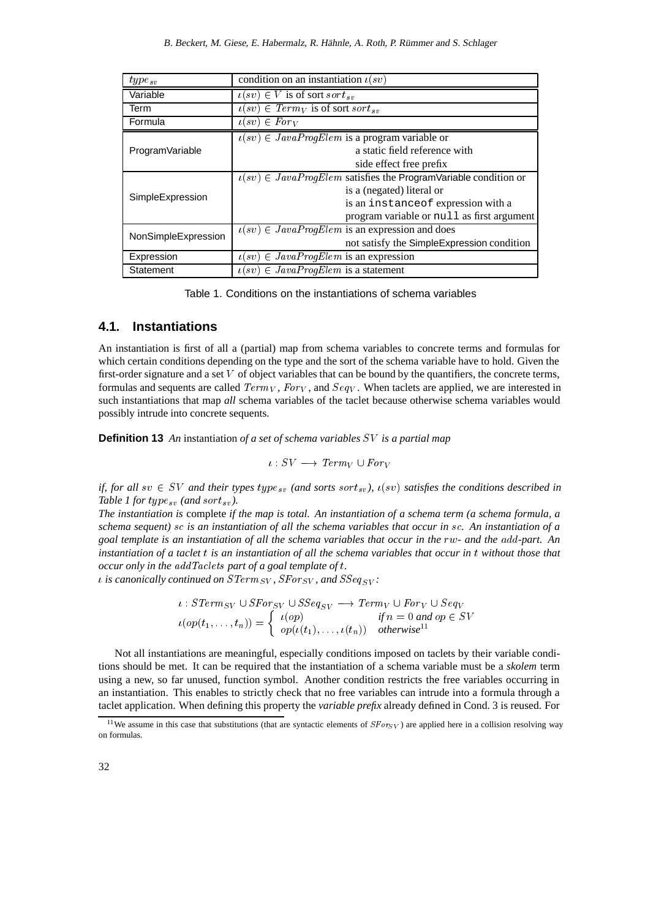| $type_{sv}$ | condition on an instantiation $\iota(sv)$ |
| --- | --- |
| Variable | $\iota(sv) \in V$ is of sort $sort_{sv}$ |
| Term | $\iota(sv) \in Term_V$ is of sort $sort_{sv}$ |
| Formula | $\iota(sv) \in For_V$ |
| ProgramVariable | $\iota(sv) \in JavaProgElem$ is a program variable or a static field reference with side effect free prefix |
| SimpleExpression | $\iota(sv) \in JavaProgElem$ satisfies the ProgramVariable condition or is a (negated) literal or is an `instanceof` expression with a program variable or `null` as first argument |
| NonSimpleExpression | $\iota(sv) \in JavaProgElem$ is an expression and does not satisfy the SimpleExpression condition |
| Expression | $\iota(sv) \in JavaProgElem$ is an expression |
| Statement | $\iota(sv) \in JavaProgElem$ is a statement |

Table 1. Conditions on the instantiations of schema variables

## 4.1. Instantiations

An instantiation is first of all a (partial) map from schema variables to concrete terms and formulas for which certain conditions depending on the type and the sort of the schema variable have to hold. Given the first-order signature and a set $V$ of object variables that can be bound by the quantifiers, the concrete terms, formulas and sequents are called $Term_V$, $For_V$, and $Seq_V$. When taclets are applied, we are interested in such instantiations that map *all* schema variables of the taclet because otherwise schema variables would possibly intrude into concrete sequents.

**Definition 13** *An* instantiation *of a set of schema variables $SV$ is a partial map*

$$\iota : SV \longrightarrow Term_V \cup For_V$$

*if, for all $sv \in SV$ and their types $type_{sv}$ (and sorts $sort_{sv}$), $\iota(sv)$ satisfies the conditions described in Table 1 for $type_{sv}$ (and $sort_{sv}$).*

*The instantiation is* complete *if the map is total. An instantiation of a schema term (a schema formula, a schema sequent) $sc$ is an instantiation of all the schema variables that occur in $sc$. An instantiation of a goal template is an instantiation of all the schema variables that occur in the $rw$- and the $add$-part. An instantiation of a taclet $t$ is an instantiation of all the schema variables that occur in $t$ without those that occur only in the $addTaclets$ part of a goal template of $t$.*

*$\iota$ is canonically continued on $STerm_{SV}$, $SFor_{SV}$, and $SSeq_{SV}$:*

$$\iota : STerm_{SV} \cup SFor_{SV} \cup SSeq_{SV} \longrightarrow Term_V \cup For_V \cup Seq_V$$
$$\iota(op(t_1,\ldots,t_n)) = \begin{cases} \iota(op) & \text{if } n = 0 \text{ and } op \in SV \\ op(\iota(t_1),\ldots,\iota(t_n)) & \text{otherwise}^{11} \end{cases}$$

Not all instantiations are meaningful, especially conditions imposed on taclets by their variable conditions should be met. It can be required that the instantiation of a schema variable must be a *skolem* term using a new, so far unused, function symbol. Another condition restricts the free variables occurring in an instantiation. This enables to strictly check that no free variables can intrude into a formula through a taclet application. When defining this property the *variable prefix* already defined in Cond. 3 is reused. For

[11] We assume in this case that substitutions (that are syntactic elements of $SFor_{SV}$) are applied here in a collision resolving way on formulas.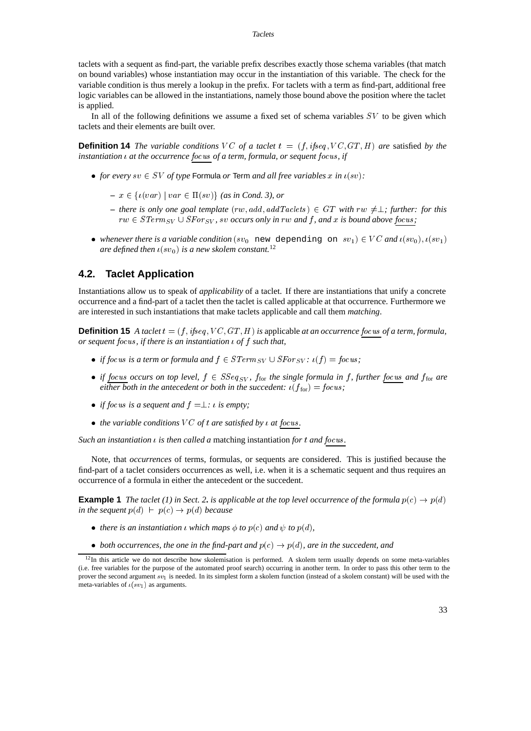taclets with a sequent as find-part, the variable prefix describes exactly those schema variables (that match on bound variables) whose instantiation may occur in the instantiation of this variable. The check for the variable condition is thus merely a lookup in the prefix. For taclets with a term as find-part, additional free logic variables can be allowed in the instantiations, namely those bound above the position where the taclet is applied.

In all of the following definitions we assume a fixed set of schema variables $SV$ to be given which taclets and their elements are built over.

**Definition 14** *The variable conditions $VC$ of a taclet $t = (f, ifseq, VC, GT, H)$ are* satisfied *by the instantiation $\iota$ at the occurrence $\underline{focus}$ of a term, formula, or sequent $focus$, if*

- *for every $sv \in SV$ of type* Formula *or* Term *and all free variables $x$ in $\iota(sv)$:*
  - *$x \in \{\iota(var) \mid var \in \Pi(sv)\}$ (as in Cond. 3), or*
  - *there is only one goal template $(rw, add, addTaclets) \in GT$ with $rw \neq \perp$; further: for this $rw \in STerm_{SV} \cup SFor_{SV}$, $sv$ occurs only in $rw$ and $f$, and $x$ is bound above $\underline{focus}$;*
- *whenever there is a variable condition $(sv_0$ `new depending on` $sv_1) \in VC$ and $\iota(sv_0), \iota(sv_1)$ are defined then $\iota(sv_0)$ is a new skolem constant.*[12]

## 4.2. Taclet Application

Instantiations allow us to speak of *applicability* of a taclet. If there are instantiations that unify a concrete occurrence and a find-part of a taclet then the taclet is called applicable at that occurrence. Furthermore we are interested in such instantiations that make taclets applicable and call them *matching*.

**Definition 15** *A taclet $t = (f, ifseq, VC, GT, H)$ is* applicable *at an occurrence $\underline{focus}$ of a term, formula, or sequent $focus$, if there is an instantiation $\iota$ of $f$ such that,*

- *if $focus$ is a term or formula and $f \in STerm_{SV} \cup SFor_{SV}$: $\iota(f) = focus$;*
- *if $\underline{focus}$ occurs on top level, $f \in SSeq_{SV}$, $f_{\text{for}}$ the single formula in $f$, further $\underline{focus}$ and $f_{\text{for}}$ are either both in the antecedent or both in the succedent: $\iota(f_{\text{for}}) = focus$;*
- *if $focus$ is a sequent and $f = \perp$: $\iota$ is empty;*
- *the variable conditions $VC$ of $t$ are satisfied by $\iota$ at $\underline{focus}$.*

*Such an instantiation $\iota$ is then called a* matching instantiation *for $t$ and $\underline{focus}$.*

Note, that *occurrences* of terms, formulas, or sequents are considered. This is justified because the find-part of a taclet considers occurrences as well, i.e. when it is a schematic sequent and thus requires an occurrence of a formula in either the antecedent or the succedent.

**Example 1** *The taclet (1) in Sect. 2. is applicable at the top level occurrence of the formula $p(c) \rightarrow p(d)$ in the sequent $p(d) \vdash p(c) \rightarrow p(d)$ because*

- *there is an instantiation $\iota$ which maps $\phi$ to $p(c)$ and $\psi$ to $p(d)$,*
- *both occurrences, the one in the find-part and $p(c) \rightarrow p(d)$, are in the succedent, and*

[12] In this article we do not describe how skolemisation is performed. A skolem term usually depends on some meta-variables (i.e. free variables for the purpose of the automated proof search) occurring in another term. In order to pass this other term to the prover the second argument $sv_1$ is needed. In its simplest form a skolem function (instead of a skolem constant) will be used with the meta-variables of $\iota(sv_1)$ as arguments.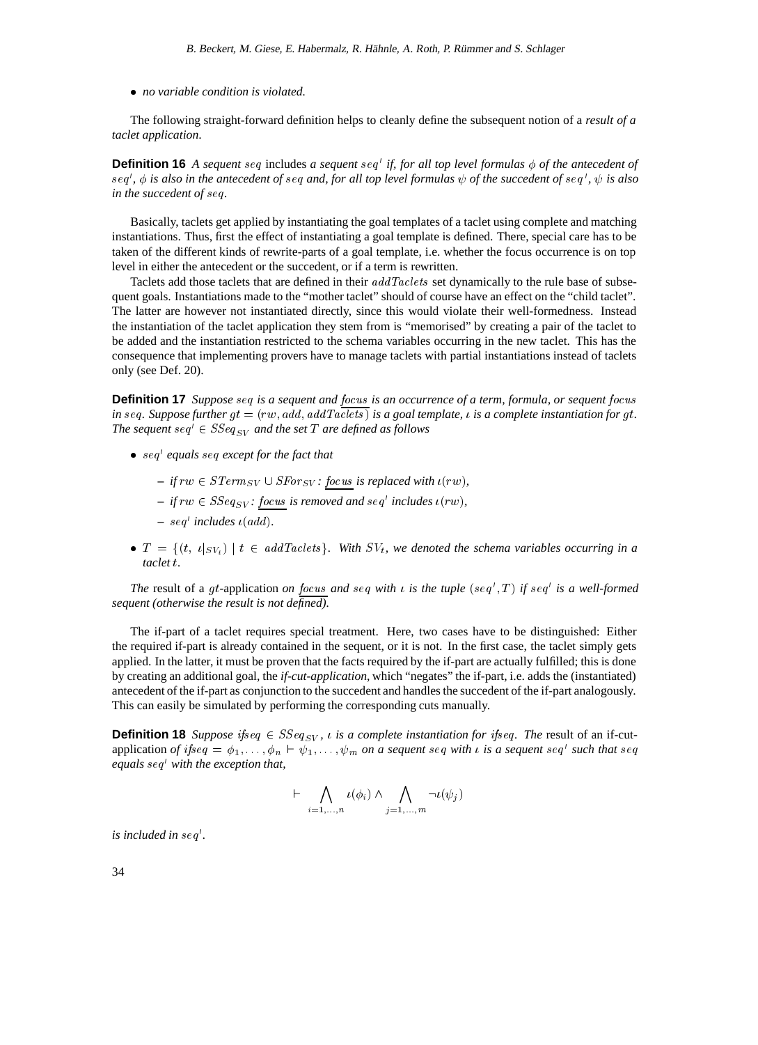- *no variable condition is violated.*

The following straight-forward definition helps to cleanly define the subsequent notion of a *result of a taclet application*.

**Definition 16** *A sequent $seq$* includes *a sequent $seq'$ if, for all top level formulas $\phi$ of the antecedent of $seq'$, $\phi$ is also in the antecedent of $seq$ and, for all top level formulas $\psi$ of the succedent of $seq'$, $\psi$ is also in the succedent of $seq$.*

Basically, taclets get applied by instantiating the goal templates of a taclet using complete and matching instantiations. Thus, first the effect of instantiating a goal template is defined. There, special care has to be taken of the different kinds of rewrite-parts of a goal template, i.e. whether the focus occurrence is on top level in either the antecedent or the succedent, or if a term is rewritten.

Taclets add those taclets that are defined in their $addTaclets$ set dynamically to the rule base of subsequent goals. Instantiations made to the "mother taclet" should of course have an effect on the "child taclet". The latter are however not instantiated directly, since this would violate their well-formedness. Instead the instantiation of the taclet application they stem from is "memorised" by creating a pair of the taclet to be added and the instantiation restricted to the schema variables occurring in the new taclet. This has the consequence that implementing provers have to manage taclets with partial instantiations instead of taclets only (see Def. 20).

**Definition 17** *Suppose $seq$ is a sequent and $\underline{focus}$ is an occurrence of a term, formula, or sequent $focus$ in $seq$. Suppose further $gt = (rw, add, addTaclets)$ is a goal template, $\iota$ is a complete instantiation for $gt$. The sequent $seq' \in SSeq_{SV}$ and the set $T$ are defined as follows*

- *$seq'$ equals $seq$ except for the fact that*
  - *if $rw \in STerm_{SV} \cup SFor_{SV}$: $\underline{focus}$ is replaced with $\iota(rw)$,*
  - *if $rw \in SSeq_{SV}$: $\underline{focus}$ is removed and $seq'$ includes $\iota(rw)$,*
  - *$seq'$ includes $\iota(add)$.*
- *$T = \{(t, \iota|_{SV_t}) \mid t \in addTaclets\}$. With $SV_t$, we denoted the schema variables occurring in a taclet $t$.*

*The* result of a $gt$-application *on $\underline{focus}$ and $seq$ with $\iota$ is the tuple $(seq', T)$ if $seq'$ is a well-formed sequent (otherwise the result is not defined).*

The if-part of a taclet requires special treatment. Here, two cases have to be distinguished: Either the required if-part is already contained in the sequent, or it is not. In the first case, the taclet simply gets applied. In the latter, it must be proven that the facts required by the if-part are actually fulfilled; this is done by creating an additional goal, the *if-cut-application*, which "negates" the if-part, i.e. adds the (instantiated) antecedent of the if-part as conjunction to the succedent and handles the succedent of the if-part analogously. This can easily be simulated by performing the corresponding cuts manually.

**Definition 18** *Suppose $ifseq \in SSeq_{SV}$, $\iota$ is a complete instantiation for $ifseq$. The* result of an if-cut-application *of $ifseq = \phi_1, \ldots, \phi_n \vdash \psi_1, \ldots, \psi_m$ on a sequent $seq$ with $\iota$ is a sequent $seq'$ such that $seq$ equals $seq'$ with the exception that,*

$$\vdash \bigwedge_{i=1,\ldots,n} \iota(\phi_i) \wedge \bigwedge_{j=1,\ldots,m} \neg\iota(\psi_j)$$

*is included in $seq'$.*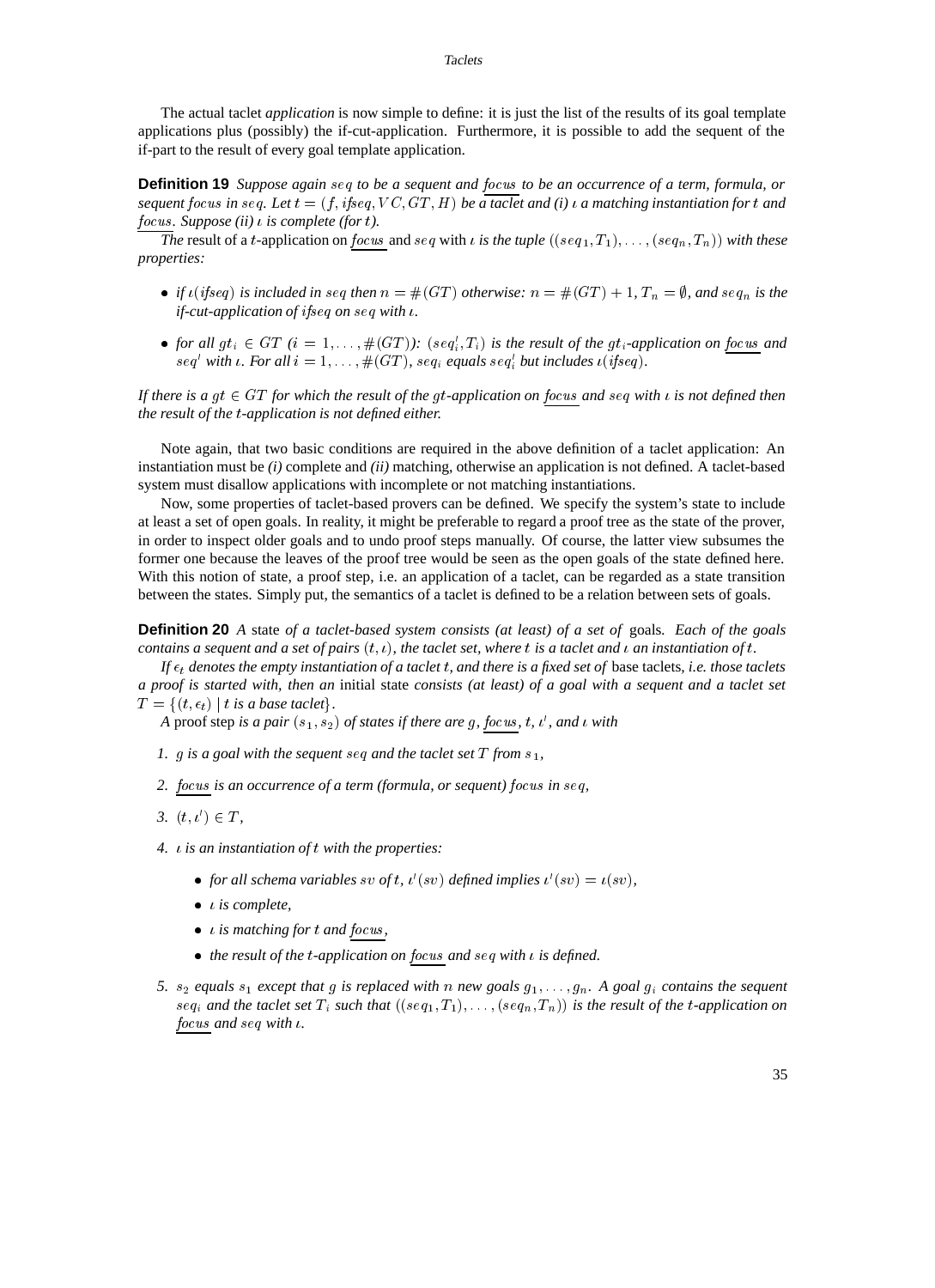The actual taclet *application* is now simple to define: it is just the list of the results of its goal template applications plus (possibly) the if-cut-application. Furthermore, it is possible to add the sequent of the if-part to the result of every goal template application.

**Definition 19** *Suppose again $seq$ to be a sequent and $\underline{focus}$ to be an occurrence of a term, formula, or sequent $focus$ in $seq$. Let $t = (f, ifseq, VC, GT, H)$ be a taclet and (i) $\iota$ a matching instantiation for $t$ and $\underline{focus}$. Suppose (ii) $\iota$ is complete (for $t$).*

*The* result of a $t$-application on $\underline{focus}$ and $seq$ with $\iota$ *is the tuple $((seq_1, T_1), \ldots, (seq_n, T_n))$ with these properties:*

- *if $\iota(ifseq)$ is included in $seq$ then $n = \#(GT)$ otherwise: $n = \#(GT) + 1, T_n = \emptyset$, and $seq_n$ is the if-cut-application of $ifseq$ on $seq$ with $\iota$.*
- *for all $gt_i \in GT$ ($i = 1, \ldots, \#(GT)$): $(seq_i', T_i)$ is the result of the $gt_i$-application on $\underline{focus}$ and $seq'$ with $\iota$. For all $i = 1, \ldots, \#(GT)$, $seq_i$ equals $seq_i'$ but includes $\iota(ifseq)$.*

*If there is a $gt \in GT$ for which the result of the $gt$-application on $\underline{focus}$ and $seq$ with $\iota$ is not defined then the result of the $t$-application is not defined either.*

Note again, that two basic conditions are required in the above definition of a taclet application: An instantiation must be *(i)* complete and *(ii)* matching, otherwise an application is not defined. A taclet-based system must disallow applications with incomplete or not matching instantiations.

Now, some properties of taclet-based provers can be defined. We specify the system's state to include at least a set of open goals. In reality, it might be preferable to regard a proof tree as the state of the prover, in order to inspect older goals and to undo proof steps manually. Of course, the latter view subsumes the former one because the leaves of the proof tree would be seen as the open goals of the state defined here. With this notion of state, a proof step, i.e. an application of a taclet, can be regarded as a state transition between the states. Simply put, the semantics of a taclet is defined to be a relation between sets of goals.

**Definition 20** *A* state *of a taclet-based system consists (at least) of a set of* goals*. Each of the goals contains a sequent and a set of pairs $(t, \iota)$, the taclet set, where $t$ is a taclet and $\iota$ an instantiation of $t$.*

*If $\epsilon_t$ denotes the empty instantiation of a taclet $t$, and there is a fixed set of* base taclets*, i.e. those taclets a proof is started with, then an* initial state *consists (at least) of a goal with a sequent and a taclet set $T = \{(t, \epsilon_t) \mid t \text{ is a base taclet}\}$.*

*A* proof step *is a pair $(s_1, s_2)$ of states if there are $g$, $\underline{focus}$, $t$, $\iota'$, and $\iota$ with*

1. *$g$ is a goal with the sequent $seq$ and the taclet set $T$ from $s_1$,*
2. *$\underline{focus}$ is an occurrence of a term (formula, or sequent) $focus$ in $seq$,*
3. *$(t, \iota') \in T$,*
4. *$\iota$ is an instantiation of $t$ with the properties:*
   - *for all schema variables $sv$ of $t$, $\iota'(sv)$ defined implies $\iota'(sv) = \iota(sv)$,*
   - *$\iota$ is complete,*
   - *$\iota$ is matching for $t$ and $\underline{focus}$,*
   - *the result of the $t$-application on $\underline{focus}$ and $seq$ with $\iota$ is defined.*
5. *$s_2$ equals $s_1$ except that $g$ is replaced with $n$ new goals $g_1, \ldots, g_n$. A goal $g_i$ contains the sequent $seq_i$ and the taclet set $T_i$ such that $((seq_1, T_1), \ldots, (seq_n, T_n))$ is the result of the $t$-application on $\underline{focus}$ and $seq$ with $\iota$.*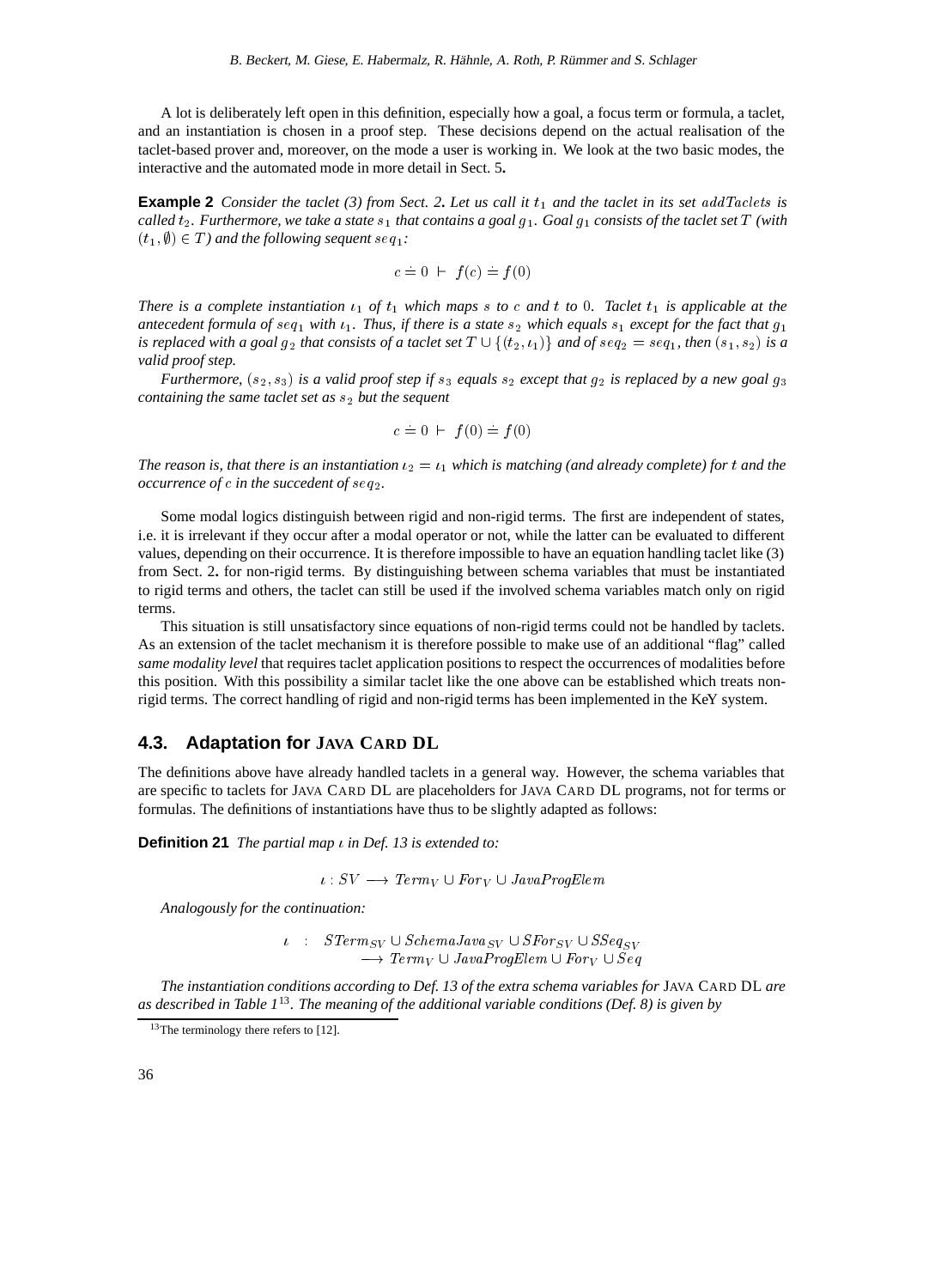A lot is deliberately left open in this definition, especially how a goal, a focus term or formula, a taclet, and an instantiation is chosen in a proof step. These decisions depend on the actual realisation of the taclet-based prover and, moreover, on the mode a user is working in. We look at the two basic modes, the interactive and the automated mode in more detail in Sect. 5**.**

**Example 2** *Consider the taclet (3) from Sect. 2. Let us call it $t_1$ and the taclet in its set $addTaclets$ is called $t_2$. Furthermore, we take a state $s_1$ that contains a goal $g_1$. Goal $g_1$ consists of the taclet set $T$ (with $(t_1, \emptyset) \in T$) and the following sequent $seq_1$:*

$$c \doteq 0 \ \vdash \ f(c) \doteq f(0)$$

*There is a complete instantiation $\iota_1$ of $t_1$ which maps $s$ to $c$ and $t$ to $0$. Taclet $t_1$ is applicable at the antecedent formula of $seq_1$ with $\iota_1$. Thus, if there is a state $s_2$ which equals $s_1$ except for the fact that $g_1$ is replaced with a goal $g_2$ that consists of a taclet set $T \cup \{(t_2, \iota_1)\}$ and of $seq_2 = seq_1$, then $(s_1, s_2)$ is a valid proof step.*

*Furthermore, $(s_2, s_3)$ is a valid proof step if $s_3$ equals $s_2$ except that $g_2$ is replaced by a new goal $g_3$ containing the same taclet set as $s_2$ but the sequent*

$$c \doteq 0 \ \vdash \ f(0) \doteq f(0)$$

*The reason is, that there is an instantiation $\iota_2 = \iota_1$ which is matching (and already complete) for $t$ and the occurrence of $c$ in the succedent of $seq_2$.*

Some modal logics distinguish between rigid and non-rigid terms. The first are independent of states, i.e. it is irrelevant if they occur after a modal operator or not, while the latter can be evaluated to different values, depending on their occurrence. It is therefore impossible to have an equation handling taclet like (3) from Sect. 2**.** for non-rigid terms. By distinguishing between schema variables that must be instantiated to rigid terms and others, the taclet can still be used if the involved schema variables match only on rigid terms.

This situation is still unsatisfactory since equations of non-rigid terms could not be handled by taclets. As an extension of the taclet mechanism it is therefore possible to make use of an additional "flag" called *same modality level* that requires taclet application positions to respect the occurrences of modalities before this position. With this possibility a similar taclet like the one above can be established which treats non-rigid terms. The correct handling of rigid and non-rigid terms has been implemented in the KeY system.

### 4.3. Adaptation for JAVA CARD DL

The definitions above have already handled taclets in a general way. However, the schema variables that are specific to taclets for JAVA CARD DL are placeholders for JAVA CARD DL programs, not for terms or formulas. The definitions of instantiations have thus to be slightly adapted as follows:

**Definition 21** *The partial map $\iota$ in Def. 13 is extended to:*

$$\iota : SV \longrightarrow Term_V \cup For_V \cup JavaProgElem$$

*Analogously for the continuation:*

$$\begin{aligned} \iota \quad : \quad & STerm_{SV} \cup SchemaJava_{SV} \cup SFor_{SV} \cup SSeq_{SV} \\ & \longrightarrow Term_V \cup JavaProgElem \cup For_V \cup Seq \end{aligned}$$

*The instantiation conditions according to Def. 13 of the extra schema variables for* JAVA CARD DL *are as described in Table 1*[13]*. The meaning of the additional variable conditions (Def. 8) is given by*

[13] The terminology there refers to [12].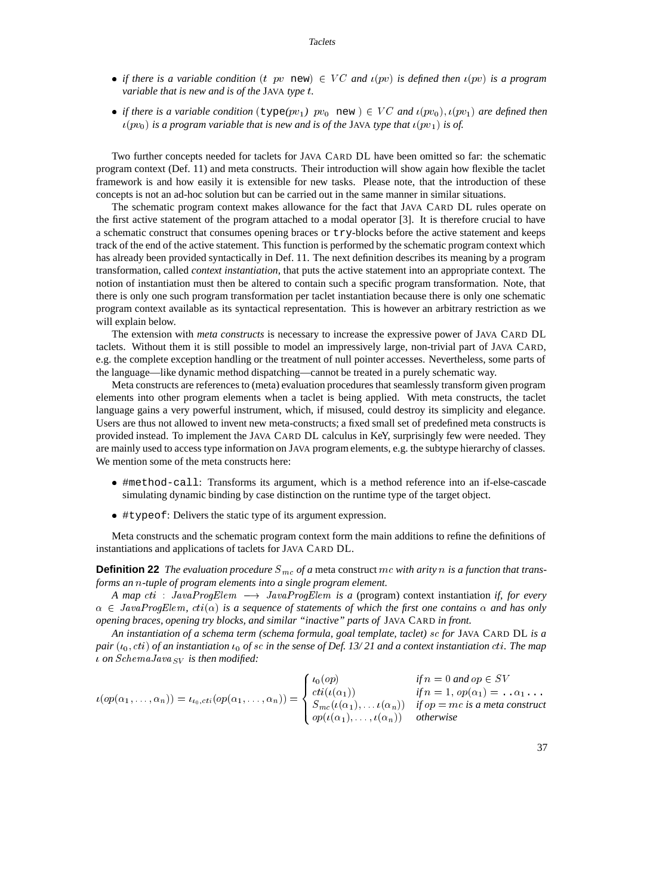- *if there is a variable condition* $(t\ pv$ `new`$) \in VC$ *and* $\iota(pv)$ *is defined then* $\iota(pv)$ *is a program variable that is new and is of the* JAVA *type* $t$.

- *if there is a variable condition* (`type(`$pv_1$`)` $pv_0$ `new` $) \in VC$ *and* $\iota(pv_0), \iota(pv_1)$ *are defined then* $\iota(pv_0)$ *is a program variable that is new and is of the* JAVA *type that* $\iota(pv_1)$ *is of.*

Two further concepts needed for taclets for JAVA CARD DL have been omitted so far: the schematic program context (Def. 11) and meta constructs. Their introduction will show again how flexible the taclet framework is and how easily it is extensible for new tasks. Please note, that the introduction of these concepts is not an ad-hoc solution but can be carried out in the same manner in similar situations.

The schematic program context makes allowance for the fact that JAVA CARD DL rules operate on the first active statement of the program attached to a modal operator [3]. It is therefore crucial to have a schematic construct that consumes opening braces or `try`-blocks before the active statement and keeps track of the end of the active statement. This function is performed by the schematic program context which has already been provided syntactically in Def. 11. The next definition describes its meaning by a program transformation, called *context instantiation*, that puts the active statement into an appropriate context. The notion of instantiation must then be altered to contain such a specific program transformation. Note, that there is only one such program transformation per taclet instantiation because there is only one schematic program context available as its syntactical representation. This is however an arbitrary restriction as we will explain below.

The extension with *meta constructs* is necessary to increase the expressive power of JAVA CARD DL taclets. Without them it is still possible to model an impressively large, non-trivial part of JAVA CARD, e.g. the complete exception handling or the treatment of null pointer accesses. Nevertheless, some parts of the language—like dynamic method dispatching—cannot be treated in a purely schematic way.

Meta constructs are references to (meta) evaluation procedures that seamlessly transform given program elements into other program elements when a taclet is being applied. With meta constructs, the taclet language gains a very powerful instrument, which, if misused, could destroy its simplicity and elegance. Users are thus not allowed to invent new meta-constructs; a fixed small set of predefined meta constructs is provided instead. To implement the JAVA CARD DL calculus in KeY, surprisingly few were needed. They are mainly used to access type information on JAVA program elements, e.g. the subtype hierarchy of classes. We mention some of the meta constructs here:

- `#method-call`: Transforms its argument, which is a method reference into an if-else-cascade simulating dynamic binding by case distinction on the runtime type of the target object.

- `#typeof`: Delivers the static type of its argument expression.

Meta constructs and the schematic program context form the main additions to refine the definitions of instantiations and applications of taclets for JAVA CARD DL.

**Definition 22** *The evaluation procedure* $S_{mc}$ *of a* meta construct $mc$ *with arity* $n$ *is a function that transforms an* $n$*-tuple of program elements into a single program element.*

*A map* $cti : JavaProgElem \longrightarrow JavaProgElem$ *is a* (program) context instantiation *if, for every* $\alpha \in JavaProgElem$, $cti(\alpha)$ *is a sequence of statements of which the first one contains* $\alpha$ *and has only opening braces, opening try blocks, and similar "inactive" parts of* JAVA CARD *in front.*

*An instantiation of a schema term (schema formula, goal template, taclet)* $sc$ *for* JAVA CARD DL *is a pair* $(\iota_0, cti)$ *of an instantiation* $\iota_0$ *of* $sc$ *in the sense of Def. 13/ 21 and a context instantiation* $cti$. *The map* $\iota$ *on* $SchemaJava_{SV}$ *is then modified:*

$$\iota(op(\alpha_1, \ldots, \alpha_n)) = \iota_{\iota_0, cti}(op(\alpha_1, \ldots, \alpha_n)) = \begin{cases} \iota_0(op) & \text{if } n = 0 \text{ and } op \in SV \\ cti(\iota(\alpha_1)) & \text{if } n = 1,\ op(\alpha_1) = \texttt{..}\,\alpha_1\,\texttt{...} \\ S_{mc}(\iota(\alpha_1), \ldots \iota(\alpha_n)) & \text{if } op = mc \text{ is a meta construct} \\ op(\iota(\alpha_1), \ldots, \iota(\alpha_n)) & \text{otherwise} \end{cases}$$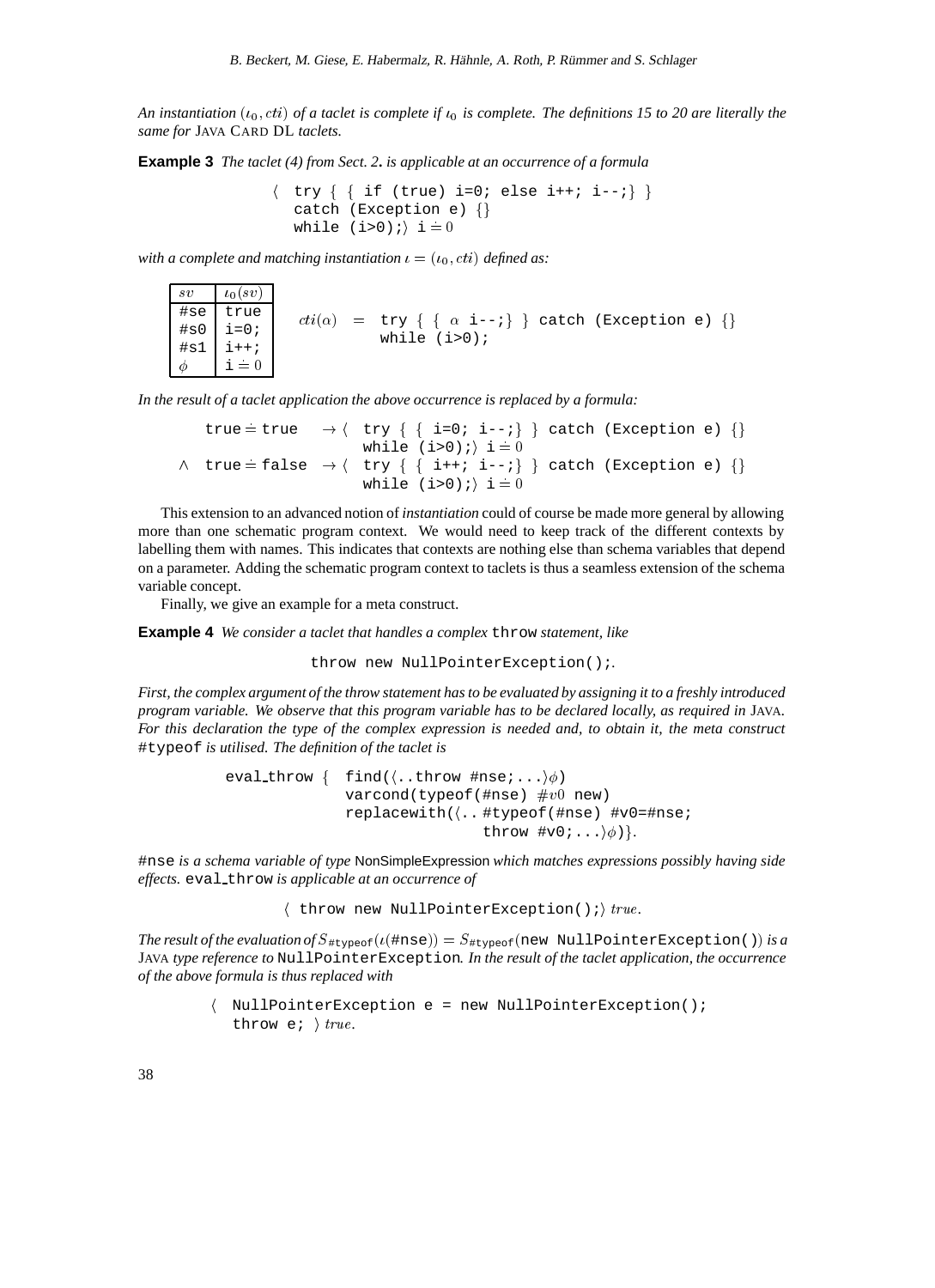*An instantiation $(\iota_0, cti)$ of a taclet is complete if $\iota_0$ is complete. The definitions 15 to 20 are literally the same for* JAVA CARD DL *taclets.*

**Example 3** *The taclet (4) from Sect. 2. is applicable at an occurrence of a formula*

```
⟨ try { { if (true) i=0; else i++; i--;} }
  catch (Exception e) {}
  while (i>0);⟩ i ≐ 0
```

*with a complete and matching instantiation $\iota = (\iota_0, cti)$ defined as:*

| $sv$ | $\iota_0(sv)$ |
|---|---|
| #se | true |
| #s0 | i=0; |
| #s1 | i++; |
| $\phi$ | i $\doteq 0$ |

```
cti(α) = try { { α i--;} } catch (Exception e) {}
         while (i>0);
```

*In the result of a taclet application the above occurrence is replaced by a formula:*

```
  true ≐ true  → ⟨ try { { i=0; i--;} } catch (Exception e) {}
                   while (i>0);⟩ i ≐ 0
∧ true ≐ false → ⟨ try { { i++; i--;} } catch (Exception e) {}
                   while (i>0);⟩ i ≐ 0
```

This extension to an advanced notion of *instantiation* could of course be made more general by allowing more than one schematic program context. We would need to keep track of the different contexts by labelling them with names. This indicates that contexts are nothing else than schema variables that depend on a parameter. Adding the schematic program context to taclets is thus a seamless extension of the schema variable concept.

Finally, we give an example for a meta construct.

**Example 4** *We consider a taclet that handles a complex* `throw` *statement, like*

```
throw new NullPointerException();.
```

*First, the complex argument of the throw statement has to be evaluated by assigning it to a freshly introduced program variable. We observe that this program variable has to be declared locally, as required in* JAVA*. For this declaration the type of the complex expression is needed and, to obtain it, the meta construct* `#typeof` *is utilised. The definition of the taclet is*

```
eval_throw { find(⟨..throw #nse;...⟩φ)
             varcond(typeof(#nse) #v0 new)
             replacewith(⟨.. #typeof(#nse) #v0=#nse;
                            throw #v0;...⟩φ)}.
```

`#nse` *is a schema variable of type* NonSimpleExpression *which matches expressions possibly having side effects.* `eval_throw` *is applicable at an occurrence of*

```
⟨ throw new NullPointerException();⟩ true.
```

*The result of the evaluation of $S_{\texttt{\#typeof}}(\iota(\texttt{\#nse})) = S_{\texttt{\#typeof}}(\texttt{new NullPointerException()})$ is a* JAVA *type reference to* `NullPointerException`*. In the result of the taclet application, the occurrence of the above formula is thus replaced with*

```
⟨ NullPointerException e = new NullPointerException();
  throw e; ⟩ true.
```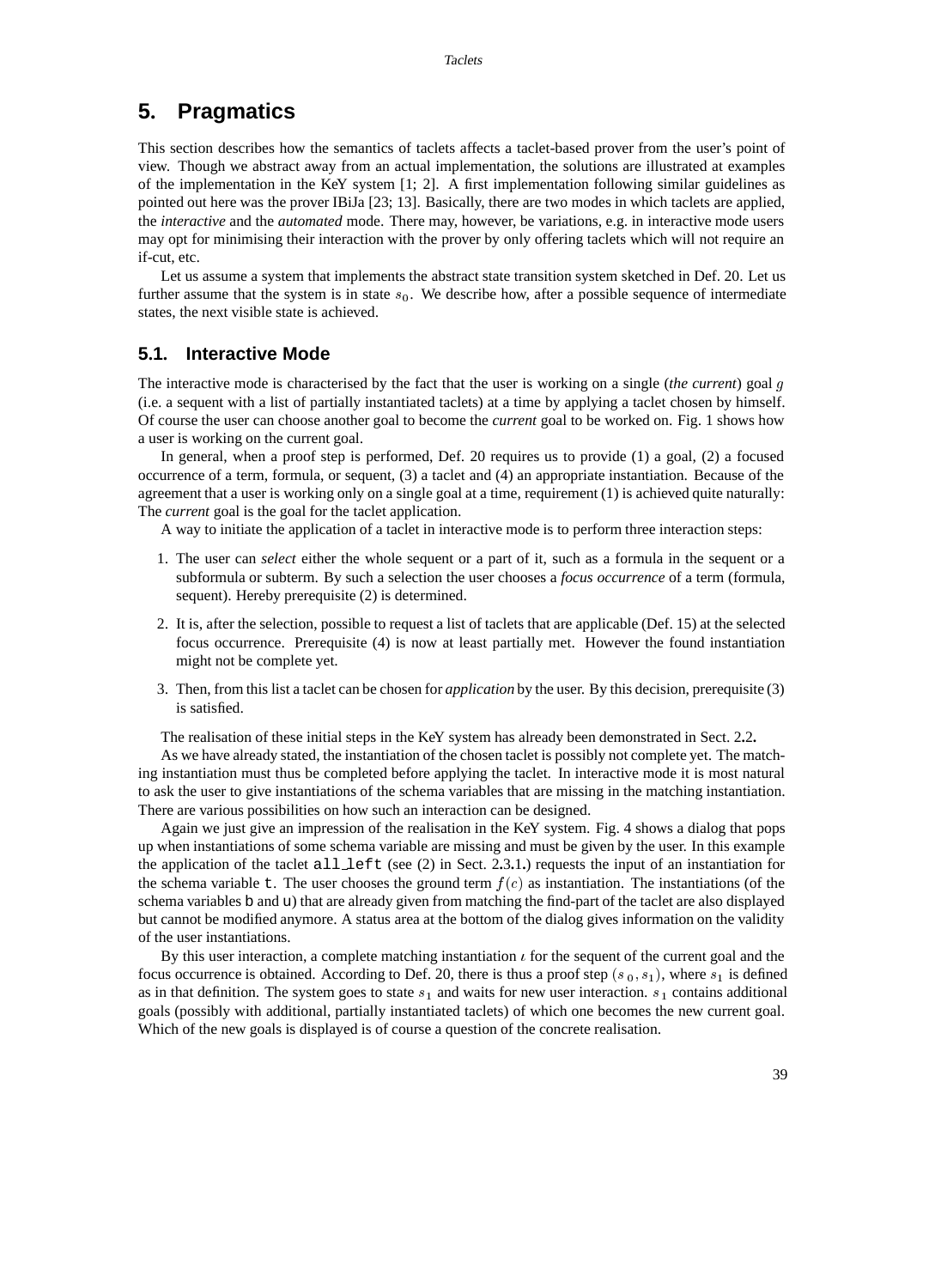## 5. Pragmatics

This section describes how the semantics of taclets affects a taclet-based prover from the user's point of view. Though we abstract away from an actual implementation, the solutions are illustrated at examples of the implementation in the KeY system [1; 2]. A first implementation following similar guidelines as pointed out here was the prover IBiJa [23; 13]. Basically, there are two modes in which taclets are applied, the *interactive* and the *automated* mode. There may, however, be variations, e.g. in interactive mode users may opt for minimising their interaction with the prover by only offering taclets which will not require an if-cut, etc.

Let us assume a system that implements the abstract state transition system sketched in Def. 20. Let us further assume that the system is in state $s_0$. We describe how, after a possible sequence of intermediate states, the next visible state is achieved.

### 5.1. Interactive Mode

The interactive mode is characterised by the fact that the user is working on a single (*the current*) goal $g$ (i.e. a sequent with a list of partially instantiated taclets) at a time by applying a taclet chosen by himself. Of course the user can choose another goal to become the *current* goal to be worked on. Fig. 1 shows how a user is working on the current goal.

In general, when a proof step is performed, Def. 20 requires us to provide (1) a goal, (2) a focused occurrence of a term, formula, or sequent, (3) a taclet and (4) an appropriate instantiation. Because of the agreement that a user is working only on a single goal at a time, requirement (1) is achieved quite naturally: The *current* goal is the goal for the taclet application.

A way to initiate the application of a taclet in interactive mode is to perform three interaction steps:

1. The user can *select* either the whole sequent or a part of it, such as a formula in the sequent or a subformula or subterm. By such a selection the user chooses a *focus occurrence* of a term (formula, sequent). Hereby prerequisite (2) is determined.
2. It is, after the selection, possible to request a list of taclets that are applicable (Def. 15) at the selected focus occurrence. Prerequisite (4) is now at least partially met. However the found instantiation might not be complete yet.
3. Then, from this list a taclet can be chosen for *application* by the user. By this decision, prerequisite (3) is satisfied.

The realisation of these initial steps in the KeY system has already been demonstrated in Sect. 2.2.

As we have already stated, the instantiation of the chosen taclet is possibly not complete yet. The matching instantiation must thus be completed before applying the taclet. In interactive mode it is most natural to ask the user to give instantiations of the schema variables that are missing in the matching instantiation. There are various possibilities on how such an interaction can be designed.

Again we just give an impression of the realisation in the KeY system. Fig. 4 shows a dialog that pops up when instantiations of some schema variable are missing and must be given by the user. In this example the application of the taclet `all_left` (see (2) in Sect. 2.3.1.) requests the input of an instantiation for the schema variable `t`. The user chooses the ground term $f(c)$ as instantiation. The instantiations (of the schema variables `b` and `u`) that are already given from matching the find-part of the taclet are also displayed but cannot be modified anymore. A status area at the bottom of the dialog gives information on the validity of the user instantiations.

By this user interaction, a complete matching instantiation $\iota$ for the sequent of the current goal and the focus occurrence is obtained. According to Def. 20, there is thus a proof step $(s_0, s_1)$, where $s_1$ is defined as in that definition. The system goes to state $s_1$ and waits for new user interaction. $s_1$ contains additional goals (possibly with additional, partially instantiated taclets) of which one becomes the new current goal. Which of the new goals is displayed is of course a question of the concrete realisation.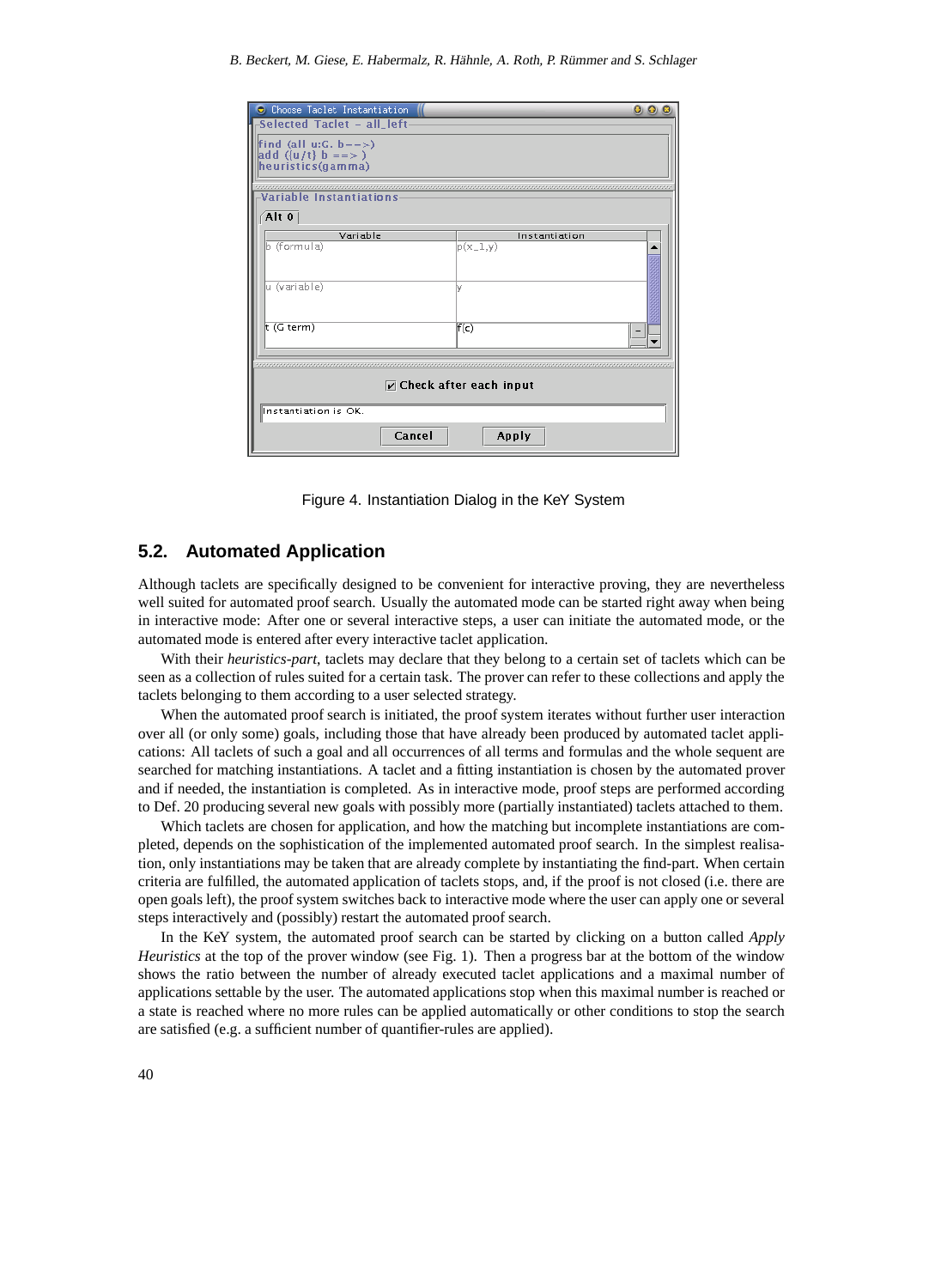Figure 4. Instantiation Dialog in the KeY System

### 5.2. Automated Application

Although taclets are specifically designed to be convenient for interactive proving, they are nevertheless well suited for automated proof search. Usually the automated mode can be started right away when being in interactive mode: After one or several interactive steps, a user can initiate the automated mode, or the automated mode is entered after every interactive taclet application.

With their *heuristics-part*, taclets may declare that they belong to a certain set of taclets which can be seen as a collection of rules suited for a certain task. The prover can refer to these collections and apply the taclets belonging to them according to a user selected strategy.

When the automated proof search is initiated, the proof system iterates without further user interaction over all (or only some) goals, including those that have already been produced by automated taclet applications: All taclets of such a goal and all occurrences of all terms and formulas and the whole sequent are searched for matching instantiations. A taclet and a fitting instantiation is chosen by the automated prover and if needed, the instantiation is completed. As in interactive mode, proof steps are performed according to Def. 20 producing several new goals with possibly more (partially instantiated) taclets attached to them.

Which taclets are chosen for application, and how the matching but incomplete instantiations are completed, depends on the sophistication of the implemented automated proof search. In the simplest realisation, only instantiations may be taken that are already complete by instantiating the find-part. When certain criteria are fulfilled, the automated application of taclets stops, and, if the proof is not closed (i.e. there are open goals left), the proof system switches back to interactive mode where the user can apply one or several steps interactively and (possibly) restart the automated proof search.

In the KeY system, the automated proof search can be started by clicking on a button called *Apply Heuristics* at the top of the prover window (see Fig. 1). Then a progress bar at the bottom of the window shows the ratio between the number of already executed taclet applications and a maximal number of applications settable by the user. The automated applications stop when this maximal number is reached or a state is reached where no more rules can be applied automatically or other conditions to stop the search are satisfied (e.g. a sufficient number of quantifier-rules are applied).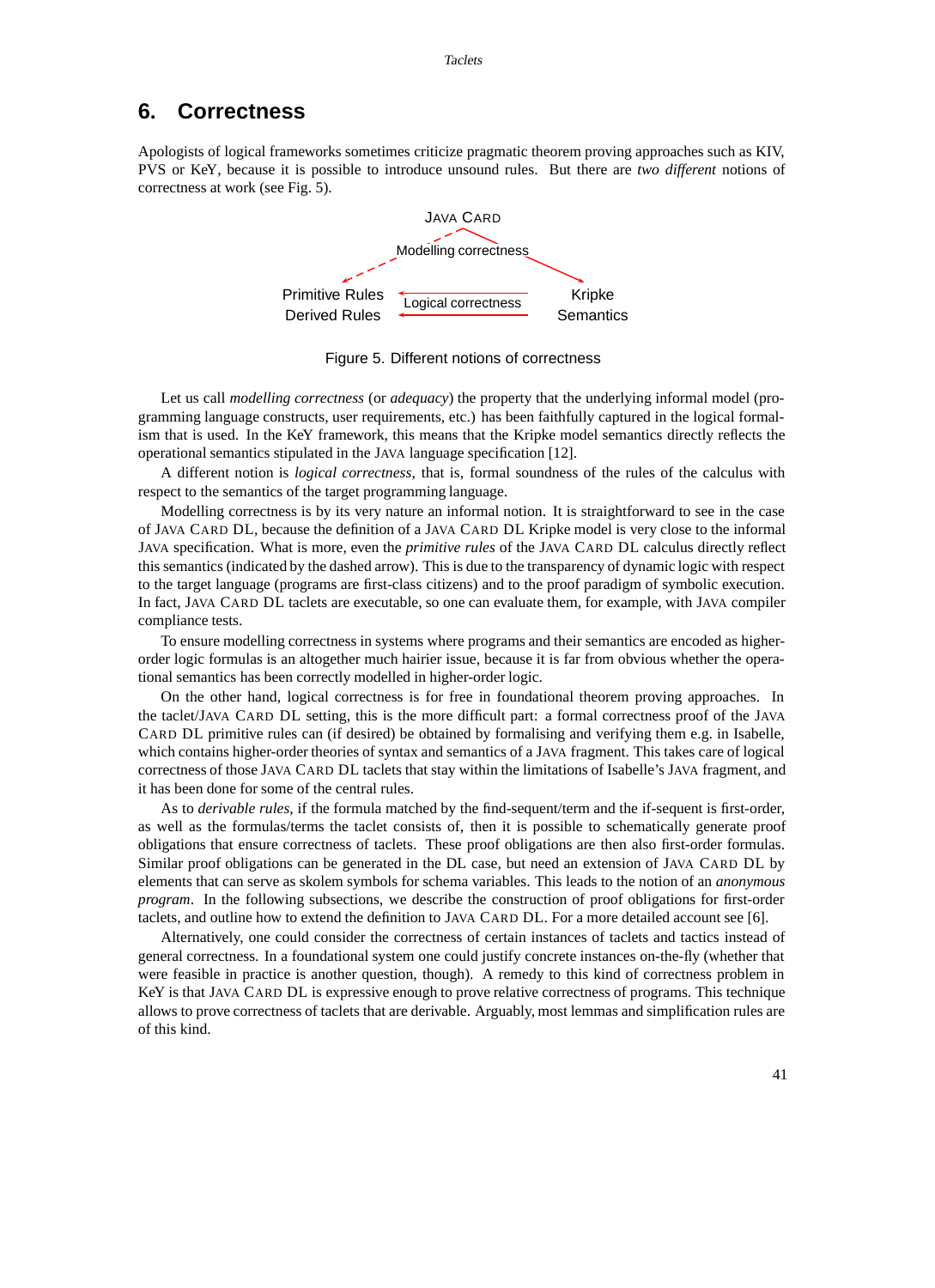## 6. Correctness

Apologists of logical frameworks sometimes criticize pragmatic theorem proving approaches such as KIV, PVS or KeY, because it is possible to introduce unsound rules. But there are *two different* notions of correctness at work (see Fig. 5).

Figure 5. Different notions of correctness

Let us call *modelling correctness* (or *adequacy*) the property that the underlying informal model (programming language constructs, user requirements, etc.) has been faithfully captured in the logical formalism that is used. In the KeY framework, this means that the Kripke model semantics directly reflects the operational semantics stipulated in the JAVA language specification [12].

A different notion is *logical correctness*, that is, formal soundness of the rules of the calculus with respect to the semantics of the target programming language.

Modelling correctness is by its very nature an informal notion. It is straightforward to see in the case of JAVA CARD DL, because the definition of a JAVA CARD DL Kripke model is very close to the informal JAVA specification. What is more, even the *primitive rules* of the JAVA CARD DL calculus directly reflect this semantics (indicated by the dashed arrow). This is due to the transparency of dynamic logic with respect to the target language (programs are first-class citizens) and to the proof paradigm of symbolic execution. In fact, JAVA CARD DL taclets are executable, so one can evaluate them, for example, with JAVA compiler compliance tests.

To ensure modelling correctness in systems where programs and their semantics are encoded as higher-order logic formulas is an altogether much hairier issue, because it is far from obvious whether the operational semantics has been correctly modelled in higher-order logic.

On the other hand, logical correctness is for free in foundational theorem proving approaches. In the taclet/JAVA CARD DL setting, this is the more difficult part: a formal correctness proof of the JAVA CARD DL primitive rules can (if desired) be obtained by formalising and verifying them e.g. in Isabelle, which contains higher-order theories of syntax and semantics of a JAVA fragment. This takes care of logical correctness of those JAVA CARD DL taclets that stay within the limitations of Isabelle's JAVA fragment, and it has been done for some of the central rules.

As to *derivable rules*, if the formula matched by the find-sequent/term and the if-sequent is first-order, as well as the formulas/terms the taclet consists of, then it is possible to schematically generate proof obligations that ensure correctness of taclets. These proof obligations are then also first-order formulas. Similar proof obligations can be generated in the DL case, but need an extension of JAVA CARD DL by elements that can serve as skolem symbols for schema variables. This leads to the notion of an *anonymous program*. In the following subsections, we describe the construction of proof obligations for first-order taclets, and outline how to extend the definition to JAVA CARD DL. For a more detailed account see [6].

Alternatively, one could consider the correctness of certain instances of taclets and tactics instead of general correctness. In a foundational system one could justify concrete instances on-the-fly (whether that were feasible in practice is another question, though). A remedy to this kind of correctness problem in KeY is that JAVA CARD DL is expressive enough to prove relative correctness of programs. This technique allows to prove correctness of taclets that are derivable. Arguably, most lemmas and simplification rules are of this kind.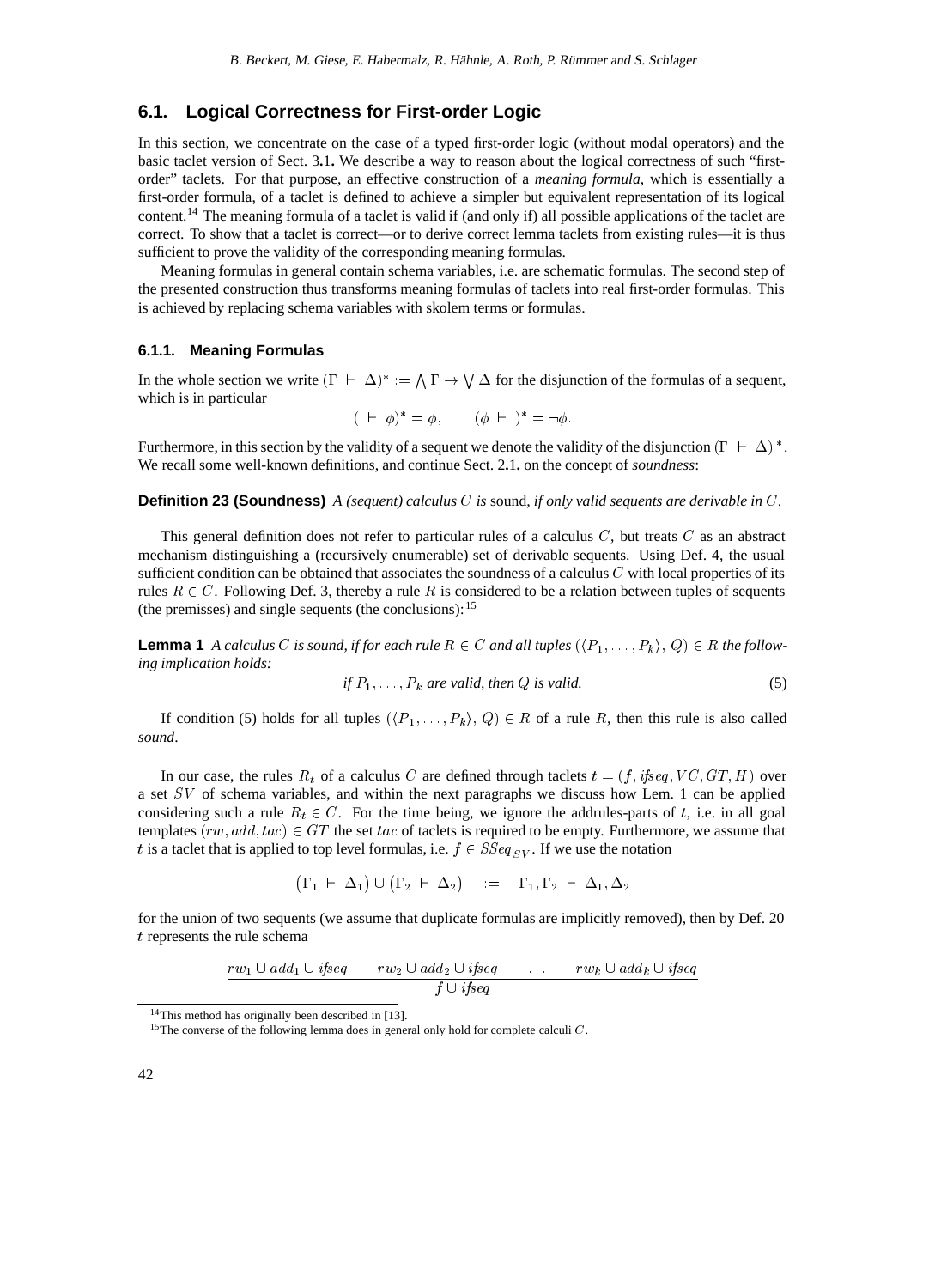### 6.1. Logical Correctness for First-order Logic

In this section, we concentrate on the case of a typed first-order logic (without modal operators) and the basic taclet version of Sect. 3.1. We describe a way to reason about the logical correctness of such "first-order" taclets. For that purpose, an effective construction of a *meaning formula*, which is essentially a first-order formula, of a taclet is defined to achieve a simpler but equivalent representation of its logical content.[14] The meaning formula of a taclet is valid if (and only if) all possible applications of the taclet are correct. To show that a taclet is correct—or to derive correct lemma taclets from existing rules—it is thus sufficient to prove the validity of the corresponding meaning formulas.

Meaning formulas in general contain schema variables, i.e. are schematic formulas. The second step of the presented construction thus transforms meaning formulas of taclets into real first-order formulas. This is achieved by replacing schema variables with skolem terms or formulas.

#### 6.1.1. Meaning Formulas

In the whole section we write $(\Gamma \vdash \Delta)^* := \bigwedge \Gamma \to \bigvee \Delta$ for the disjunction of the formulas of a sequent, which is in particular

$$(\vdash \phi)^* = \phi, \qquad (\phi \vdash)^* = \neg\phi.$$

Furthermore, in this section by the validity of a sequent we denote the validity of the disjunction $(\Gamma \vdash \Delta)^*$. We recall some well-known definitions, and continue Sect. 2.1. on the concept of *soundness*:

**Definition 23 (Soundness)** *A (sequent) calculus $C$ is* sound, *if only valid sequents are derivable in $C$.*

This general definition does not refer to particular rules of a calculus $C$, but treats $C$ as an abstract mechanism distinguishing a (recursively enumerable) set of derivable sequents. Using Def. 4, the usual sufficient condition can be obtained that associates the soundness of a calculus $C$ with local properties of its rules $R \in C$. Following Def. 3, thereby a rule $R$ is considered to be a relation between tuples of sequents (the premisses) and single sequents (the conclusions):[15]

**Lemma 1** *A calculus $C$ is sound, if for each rule $R \in C$ and all tuples $(\langle P_1, \ldots, P_k \rangle, Q) \in R$ the following implication holds:*

$$\textit{if } P_1, \ldots, P_k \textit{ are valid, then } Q \textit{ is valid.} \tag{5}$$

If condition (5) holds for all tuples $(\langle P_1, \ldots, P_k \rangle, Q) \in R$ of a rule $R$, then this rule is also called *sound*.

In our case, the rules $R_t$ of a calculus $C$ are defined through taclets $t = (f, \mathit{ifseq}, VC, GT, H)$ over a set $SV$ of schema variables, and within the next paragraphs we discuss how Lem. 1 can be applied considering such a rule $R_t \in C$. For the time being, we ignore the addrules-parts of $t$, i.e. in all goal templates $(rw, add, tac) \in GT$ the set $tac$ of taclets is required to be empty. Furthermore, we assume that $t$ is a taclet that is applied to top level formulas, i.e. $f \in SSeq_{SV}$. If we use the notation

$$(\Gamma_1 \vdash \Delta_1) \cup (\Gamma_2 \vdash \Delta_2) \quad := \quad \Gamma_1, \Gamma_2 \vdash \Delta_1, \Delta_2$$

for the union of two sequents (we assume that duplicate formulas are implicitly removed), then by Def. 20 $t$ represents the rule schema

$$\frac{rw_1 \cup add_1 \cup \mathit{ifseq} \qquad rw_2 \cup add_2 \cup \mathit{ifseq} \qquad \ldots \qquad rw_k \cup add_k \cup \mathit{ifseq}}{f \cup \mathit{ifseq}}$$

[14] This method has originally been described in [13].

[15] The converse of the following lemma does in general only hold for complete calculi $C$.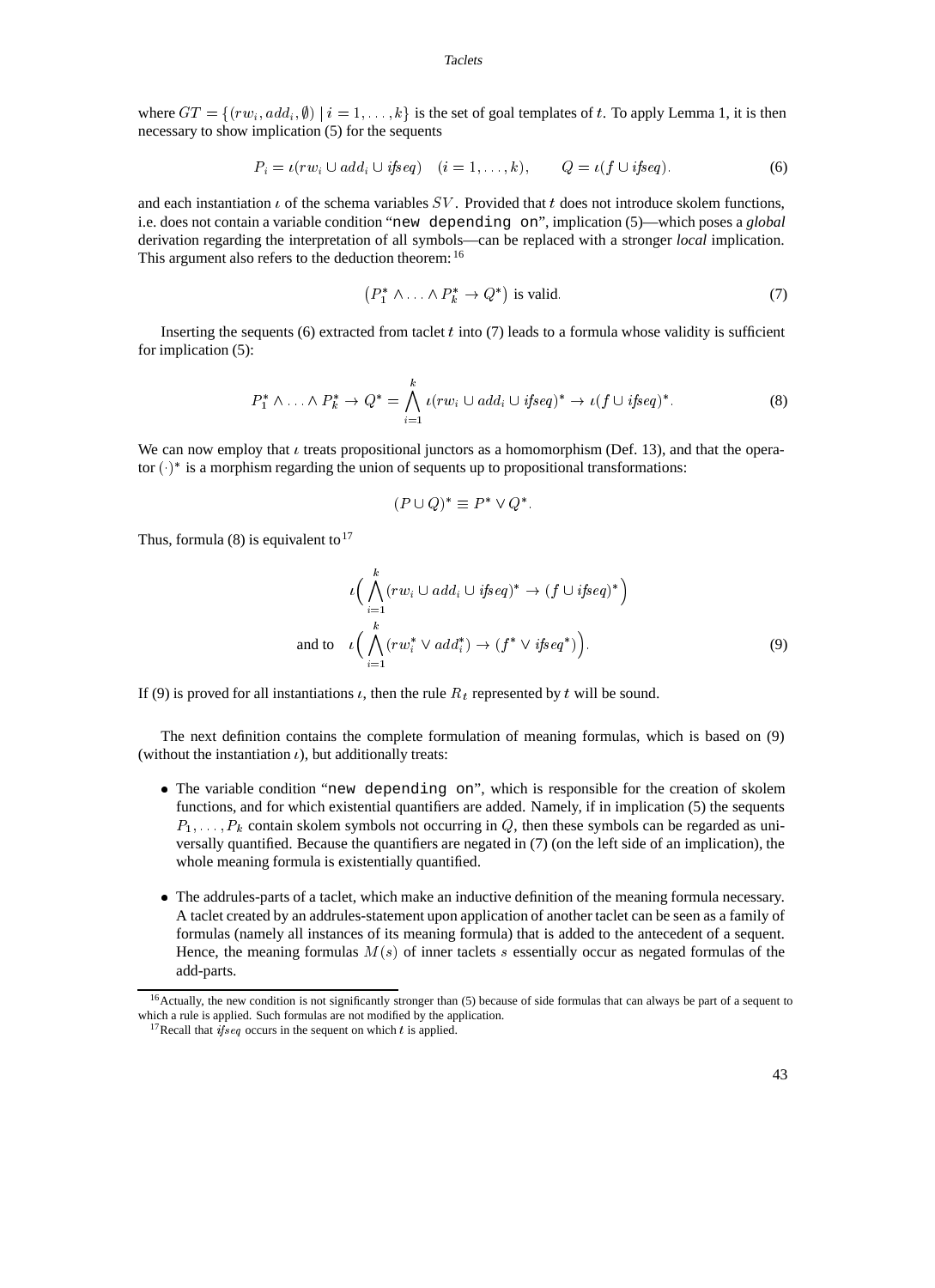where $GT = \{(rw_i, add_i, \emptyset) \mid i = 1, \dots, k\}$ is the set of goal templates of $t$. To apply Lemma 1, it is then necessary to show implication (5) for the sequents

$$P_i = \iota(rw_i \cup add_i \cup \mathit{ifseq}) \quad (i = 1, \dots, k), \qquad Q = \iota(f \cup \mathit{ifseq}). \tag{6}$$

and each instantiation $\iota$ of the schema variables $SV$. Provided that $t$ does not introduce skolem functions, i.e. does not contain a variable condition "`new depending on`", implication (5)—which poses a *global* derivation regarding the interpretation of all symbols—can be replaced with a stronger *local* implication. This argument also refers to the deduction theorem: [16]

$$\left(P_1^* \wedge \dots \wedge P_k^* \to Q^*\right) \text{ is valid.} \tag{7}$$

Inserting the sequents (6) extracted from taclet $t$ into (7) leads to a formula whose validity is sufficient for implication (5):

$$P_1^* \wedge \dots \wedge P_k^* \to Q^* = \bigwedge_{i=1}^{k} \iota(rw_i \cup add_i \cup \mathit{ifseq})^* \to \iota(f \cup \mathit{ifseq})^*. \tag{8}$$

We can now employ that $\iota$ treats propositional junctors as a homomorphism (Def. 13), and that the operator $(\cdot)^*$ is a morphism regarding the union of sequents up to propositional transformations:

$$(P \cup Q)^* \equiv P^* \vee Q^*.$$

Thus, formula (8) is equivalent to [17]

$$\iota\Big(\bigwedge_{i=1}^{k} (rw_i \cup add_i \cup \mathit{ifseq})^* \to (f \cup \mathit{ifseq})^*\Big)$$

$$\text{and to} \quad \iota\Big(\bigwedge_{i=1}^{k} (rw_i^* \vee add_i^*) \to (f^* \vee \mathit{ifseq}^*)\Big). \tag{9}$$

If (9) is proved for all instantiations $\iota$, then the rule $R_t$ represented by $t$ will be sound.

The next definition contains the complete formulation of meaning formulas, which is based on (9) (without the instantiation $\iota$), but additionally treats:

- The variable condition "`new depending on`", which is responsible for the creation of skolem functions, and for which existential quantifiers are added. Namely, if in implication (5) the sequents $P_1, \dots, P_k$ contain skolem symbols not occurring in $Q$, then these symbols can be regarded as universally quantified. Because the quantifiers are negated in (7) (on the left side of an implication), the whole meaning formula is existentially quantified.
- The addrules-parts of a taclet, which make an inductive definition of the meaning formula necessary. A taclet created by an addrules-statement upon application of another taclet can be seen as a family of formulas (namely all instances of its meaning formula) that is added to the antecedent of a sequent. Hence, the meaning formulas $M(s)$ of inner taclets $s$ essentially occur as negated formulas of the add-parts.

---

[16] Actually, the new condition is not significantly stronger than (5) because of side formulas that can always be part of a sequent to which a rule is applied. Such formulas are not modified by the application.

[17] Recall that $\mathit{ifseq}$ occurs in the sequent on which $t$ is applied.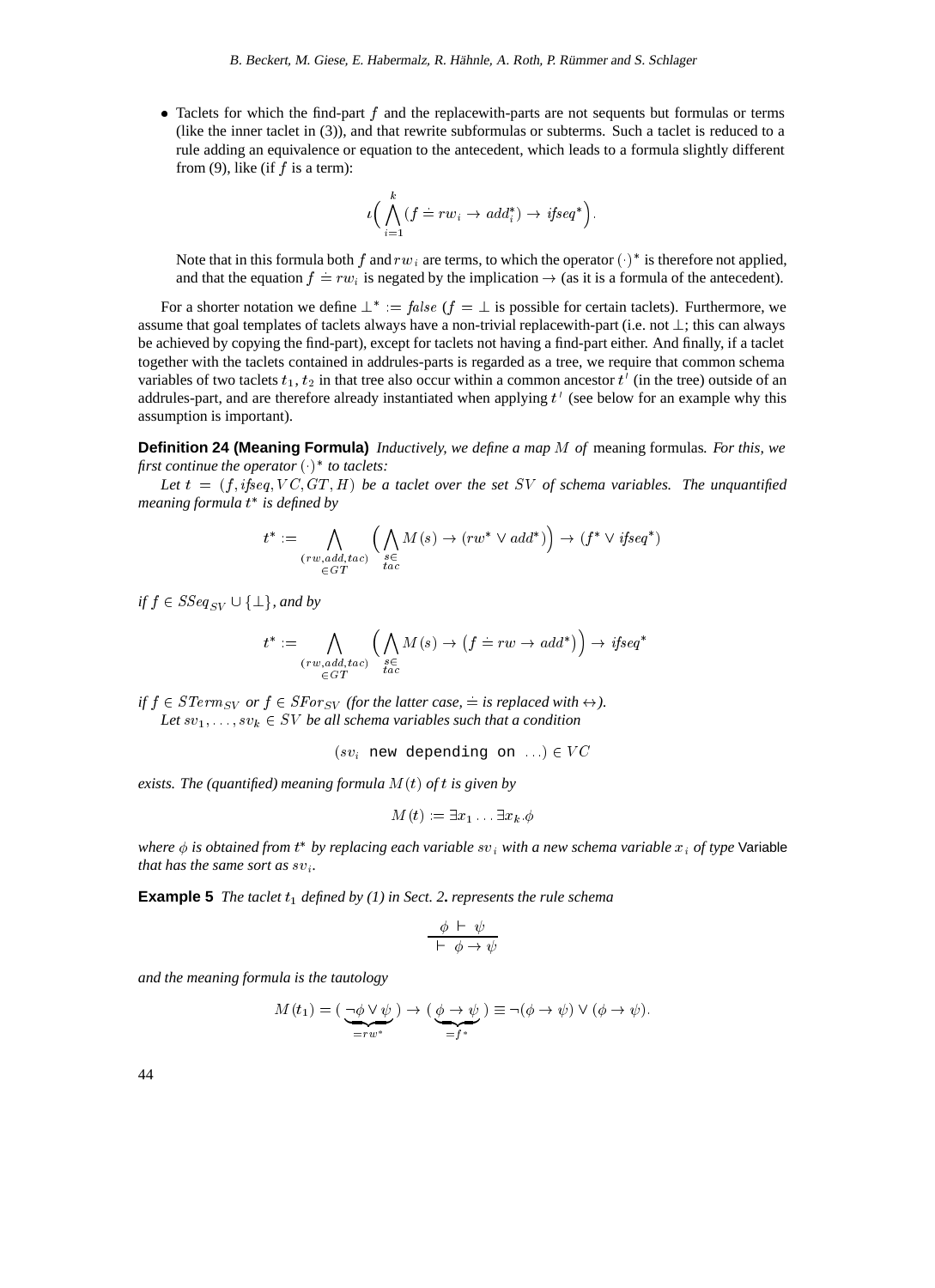- Taclets for which the find-part $f$ and the replacewith-parts are not sequents but formulas or terms (like the inner taclet in (3)), and that rewrite subformulas or subterms. Such a taclet is reduced to a rule adding an equivalence or equation to the antecedent, which leads to a formula slightly different from (9), like (if $f$ is a term):

$$\iota\Big( \bigwedge_{i=1}^{k} (f \doteq rw_i \to add_i^*) \to ifseq^* \Big).$$

  Note that in this formula both $f$ and $rw_i$ are terms, to which the operator $(\cdot)^*$ is therefore not applied, and that the equation $f \doteq rw_i$ is negated by the implication $\to$ (as it is a formula of the antecedent).

For a shorter notation we define $\bot^* := \mathit{false}$ ($f = \bot$ is possible for certain taclets). Furthermore, we assume that goal templates of taclets always have a non-trivial replacewith-part (i.e. not $\bot$; this can always be achieved by copying the find-part), except for taclets not having a find-part either. And finally, if a taclet together with the taclets contained in addrules-parts is regarded as a tree, we require that common schema variables of two taclets $t_1, t_2$ in that tree also occur within a common ancestor $t'$ (in the tree) outside of an addrules-part, and are therefore already instantiated when applying $t'$ (see below for an example why this assumption is important).

**Definition 24 (Meaning Formula)** *Inductively, we define a map $M$ of* meaning formulas*. For this, we first continue the operator $(\cdot)^*$ to taclets:*

*Let $t = (f, ifseq, VC, GT, H)$ be a taclet over the set $SV$ of schema variables. The unquantified meaning formula $t^*$ is defined by*

$$t^* := \bigwedge_{\substack{(rw,add,tac)\\ \in GT}} \Big( \bigwedge_{\substack{s\in\\ tac}} M(s) \to (rw^* \lor add^*) \Big) \to (f^* \lor ifseq^*)$$

*if $f \in SSeq_{SV} \cup \{\bot\}$, and by*

$$t^* := \bigwedge_{\substack{(rw,add,tac)\\ \in GT}} \Big( \bigwedge_{\substack{s\in\\ tac}} M(s) \to \big(f \doteq rw \to add^*\big) \Big) \to ifseq^*$$

*if $f \in STerm_{SV}$ or $f \in SFor_{SV}$ (for the latter case, $\doteq$ is replaced with $\leftrightarrow$).*

*Let $sv_1, \ldots, sv_k \in SV$ be all schema variables such that a condition*

$$(sv_i \ \texttt{new depending on} \ \ldots) \in VC$$

*exists. The (quantified) meaning formula $M(t)$ of $t$ is given by*

$$M(t) := \exists x_1 \ldots \exists x_k . \phi$$

*where $\phi$ is obtained from $t^*$ by replacing each variable $sv_i$ with a new schema variable $x_i$ of type* Variable *that has the same sort as $sv_i$.*

**Example 5** *The taclet $t_1$ defined by (1) in Sect. 2. represents the rule schema*

$$\frac{\phi \ \vdash \ \psi}{\vdash \ \phi \to \psi}$$

*and the meaning formula is the tautology*

$$M(t_1) = (\underbrace{\neg\phi \lor \psi}_{=rw^*}) \to (\underbrace{\phi \to \psi}_{=f^*}) \equiv \neg(\phi \to \psi) \lor (\phi \to \psi).$$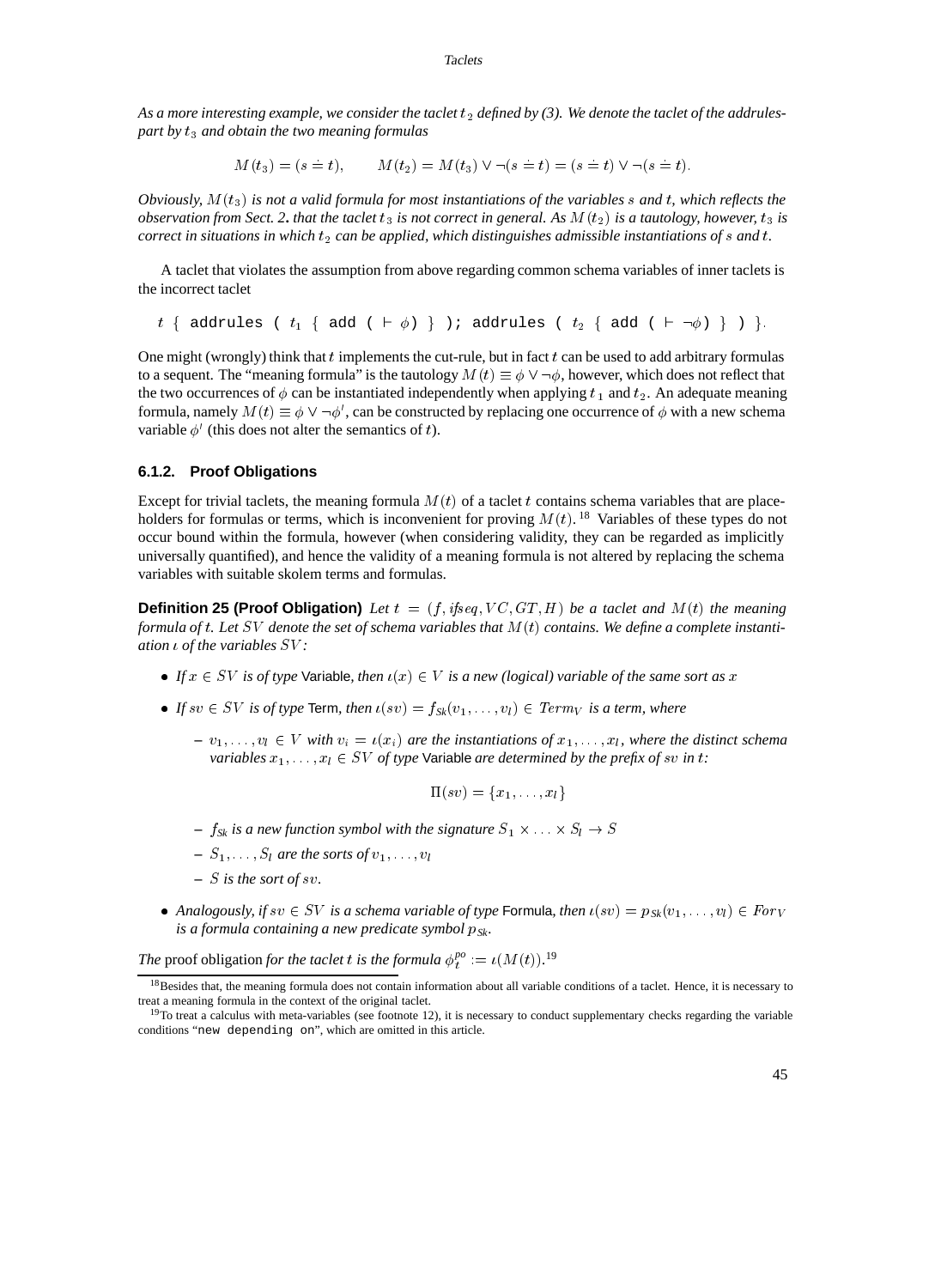*As a more interesting example, we consider the taclet $t_2$ defined by (3). We denote the taclet of the addrules-part by $t_3$ and obtain the two meaning formulas*

$$M(t_3) = (s \doteq t), \qquad M(t_2) = M(t_3) \vee \neg(s \doteq t) = (s \doteq t) \vee \neg(s \doteq t).$$

*Obviously, $M(t_3)$ is not a valid formula for most instantiations of the variables $s$ and $t$, which reflects the observation from Sect. 2. that the taclet $t_3$ is not correct in general. As $M(t_2)$ is a tautology, however, $t_3$ is correct in situations in which $t_2$ can be applied, which distinguishes admissible instantiations of $s$ and $t$.*

A taclet that violates the assumption from above regarding common schema variables of inner taclets is the incorrect taclet

$t$ `{ addrules (` $t_1$ `{ add (` $\vdash \phi$`) } ); addrules (` $t_2$ `{ add (` $\vdash \neg\phi$`) } ) }`.

One might (wrongly) think that $t$ implements the cut-rule, but in fact $t$ can be used to add arbitrary formulas to a sequent. The "meaning formula" is the tautology $M(t) \equiv \phi \vee \neg\phi$, however, which does not reflect that the two occurrences of $\phi$ can be instantiated independently when applying $t_1$ and $t_2$. An adequate meaning formula, namely $M(t) \equiv \phi \vee \neg\phi'$, can be constructed by replacing one occurrence of $\phi$ with a new schema variable $\phi'$ (this does not alter the semantics of $t$).

### 6.1.2. Proof Obligations

Except for trivial taclets, the meaning formula $M(t)$ of a taclet $t$ contains schema variables that are placeholders for formulas or terms, which is inconvenient for proving $M(t)$.[18] Variables of these types do not occur bound within the formula, however (when considering validity, they can be regarded as implicitly universally quantified), and hence the validity of a meaning formula is not altered by replacing the schema variables with suitable skolem terms and formulas.

**Definition 25 (Proof Obligation)** *Let $t = (f, \mathit{ifseq}, VC, GT, H)$ be a taclet and $M(t)$ the meaning formula of $t$. Let $SV$ denote the set of schema variables that $M(t)$ contains. We define a complete instantiation $\iota$ of the variables $SV$:*

- *If $x \in SV$ is of type* Variable*, then $\iota(x) \in V$ is a new (logical) variable of the same sort as $x$*
- *If $sv \in SV$ is of type* Term*, then $\iota(sv) = f_{Sk}(v_1, \ldots, v_l) \in \mathit{Term}_V$ is a term, where*
  - *$v_1, \ldots, v_l \in V$ with $v_i = \iota(x_i)$ are the instantiations of $x_1, \ldots, x_l$, where the distinct schema variables $x_1, \ldots, x_l \in SV$ of type* Variable *are determined by the prefix of $sv$ in $t$:*

    $$\Pi(sv) = \{x_1, \ldots, x_l\}$$

  - *$f_{Sk}$ is a new function symbol with the signature $S_1 \times \ldots \times S_l \to S$*
  - *$S_1, \ldots, S_l$ are the sorts of $v_1, \ldots, v_l$*
  - *$S$ is the sort of $sv$.*
- *Analogously, if $sv \in SV$ is a schema variable of type* Formula*, then $\iota(sv) = p_{Sk}(v_1, \ldots, v_l) \in \mathit{For}_V$ is a formula containing a new predicate symbol $p_{Sk}$.*

*The* proof obligation *for the taclet $t$ is the formula $\phi_t^{po} := \iota(M(t))$.*[19]

---

[18] Besides that, the meaning formula does not contain information about all variable conditions of a taclet. Hence, it is necessary to treat a meaning formula in the context of the original taclet.

[19] To treat a calculus with meta-variables (see footnote 12), it is necessary to conduct supplementary checks regarding the variable conditions "`new depending on`", which are omitted in this article.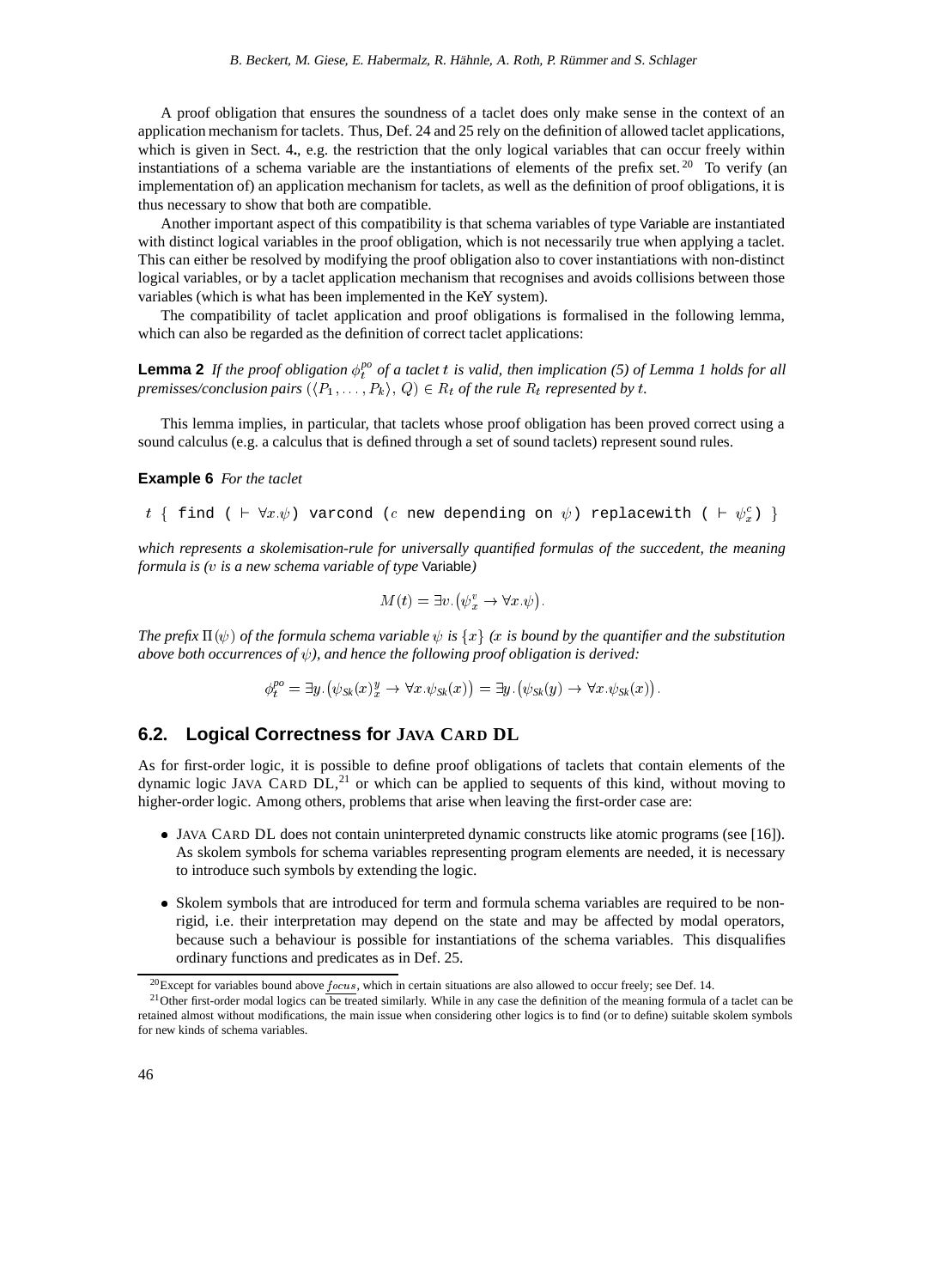A proof obligation that ensures the soundness of a taclet does only make sense in the context of an application mechanism for taclets. Thus, Def. 24 and 25 rely on the definition of allowed taclet applications, which is given in Sect. 4., e.g. the restriction that the only logical variables that can occur freely within instantiations of a schema variable are the instantiations of elements of the prefix set.[20] To verify (an implementation of) an application mechanism for taclets, as well as the definition of proof obligations, it is thus necessary to show that both are compatible.

Another important aspect of this compatibility is that schema variables of type Variable are instantiated with distinct logical variables in the proof obligation, which is not necessarily true when applying a taclet. This can either be resolved by modifying the proof obligation also to cover instantiations with non-distinct logical variables, or by a taclet application mechanism that recognises and avoids collisions between those variables (which is what has been implemented in the KeY system).

The compatibility of taclet application and proof obligations is formalised in the following lemma, which can also be regarded as the definition of correct taclet applications:

**Lemma 2** *If the proof obligation $\phi_t^{po}$ of a taclet $t$ is valid, then implication (5) of Lemma 1 holds for all premisses/conclusion pairs $(\langle P_1, \ldots, P_k \rangle, Q) \in R_t$ of the rule $R_t$ represented by $t$.*

This lemma implies, in particular, that taclets whose proof obligation has been proved correct using a sound calculus (e.g. a calculus that is defined through a set of sound taclets) represent sound rules.

**Example 6** *For the taclet*

$t$ `{ find (` $\vdash \forall x.\psi$ `) varcond (`$c$ `new depending on` $\psi$`) replacewith (` $\vdash \psi_x^c$ `) }`

*which represents a skolemisation-rule for universally quantified formulas of the succedent, the meaning formula is ($v$ is a new schema variable of type* Variable*)*

$$M(t) = \exists v. \left( \psi_x^v \rightarrow \forall x.\psi \right).$$

*The prefix $\Pi(\psi)$ of the formula schema variable $\psi$ is $\{x\}$ ($x$ is bound by the quantifier and the substitution above both occurrences of $\psi$), and hence the following proof obligation is derived:*

$$\phi_t^{po} = \exists y. \left( \psi_{Sk}(x)_x^y \rightarrow \forall x.\psi_{Sk}(x) \right) = \exists y. \left( \psi_{Sk}(y) \rightarrow \forall x.\psi_{Sk}(x) \right).$$

## 6.2. Logical Correctness for JAVA CARD DL

As for first-order logic, it is possible to define proof obligations of taclets that contain elements of the dynamic logic JAVA CARD DL,[21] or which can be applied to sequents of this kind, without moving to higher-order logic. Among others, problems that arise when leaving the first-order case are:

- JAVA CARD DL does not contain uninterpreted dynamic constructs like atomic programs (see [16]). As skolem symbols for schema variables representing program elements are needed, it is necessary to introduce such symbols by extending the logic.
- Skolem symbols that are introduced for term and formula schema variables are required to be non-rigid, i.e. their interpretation may depend on the state and may be affected by modal operators, because such a behaviour is possible for instantiations of the schema variables. This disqualifies ordinary functions and predicates as in Def. 25.

[20] Except for variables bound above $\underline{focus}$, which in certain situations are also allowed to occur freely; see Def. 14.

[21] Other first-order modal logics can be treated similarly. While in any case the definition of the meaning formula of a taclet can be retained almost without modifications, the main issue when considering other logics is to find (or to define) suitable skolem symbols for new kinds of schema variables.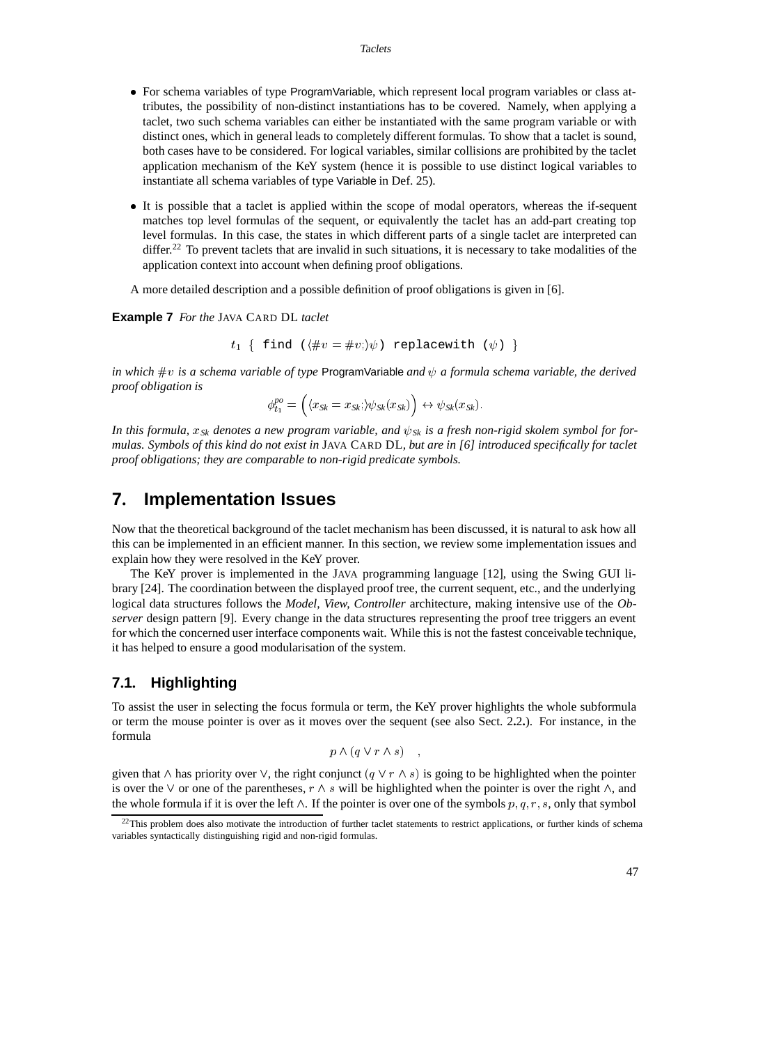- For schema variables of type ProgramVariable, which represent local program variables or class attributes, the possibility of non-distinct instantiations has to be covered. Namely, when applying a taclet, two such schema variables can either be instantiated with the same program variable or with distinct ones, which in general leads to completely different formulas. To show that a taclet is sound, both cases have to be considered. For logical variables, similar collisions are prohibited by the taclet application mechanism of the KeY system (hence it is possible to use distinct logical variables to instantiate all schema variables of type Variable in Def. 25).
- It is possible that a taclet is applied within the scope of modal operators, whereas the if-sequent matches top level formulas of the sequent, or equivalently the taclet has an add-part creating top level formulas. In this case, the states in which different parts of a single taclet are interpreted can differ.[22] To prevent taclets that are invalid in such situations, it is necessary to take modalities of the application context into account when defining proof obligations.

A more detailed description and a possible definition of proof obligations is given in [6].

**Example 7** *For the* JAVA CARD DL *taclet*

$$t_1 \ \{ \ \texttt{find} \ (\langle \#v = \#v; \rangle \psi) \ \texttt{replacewith} \ (\psi) \ \}$$

*in which $\#v$ is a schema variable of type* ProgramVariable *and $\psi$ a formula schema variable, the derived proof obligation is*

$$\phi^{po}_{t_1} = \Big( \langle x_{Sk} = x_{Sk}; \rangle \psi_{Sk}(x_{Sk}) \Big) \leftrightarrow \psi_{Sk}(x_{Sk}).$$

*In this formula, $x_{Sk}$ denotes a new program variable, and $\psi_{Sk}$ is a fresh non-rigid skolem symbol for formulas. Symbols of this kind do not exist in* JAVA CARD DL*, but are in [6] introduced specifically for taclet proof obligations; they are comparable to non-rigid predicate symbols.*

## 7. Implementation Issues

Now that the theoretical background of the taclet mechanism has been discussed, it is natural to ask how all this can be implemented in an efficient manner. In this section, we review some implementation issues and explain how they were resolved in the KeY prover.

The KeY prover is implemented in the JAVA programming language [12], using the Swing GUI library [24]. The coordination between the displayed proof tree, the current sequent, etc., and the underlying logical data structures follows the *Model, View, Controller* architecture, making intensive use of the *Observer* design pattern [9]. Every change in the data structures representing the proof tree triggers an event for which the concerned user interface components wait. While this is not the fastest conceivable technique, it has helped to ensure a good modularisation of the system.

### 7.1. Highlighting

To assist the user in selecting the focus formula or term, the KeY prover highlights the whole subformula or term the mouse pointer is over as it moves over the sequent (see also Sect. 2.2.). For instance, in the formula

$$p \wedge (q \vee r \wedge s) \quad ,$$

given that $\wedge$ has priority over $\vee$, the right conjunct $(q \vee r \wedge s)$ is going to be highlighted when the pointer is over the $\vee$ or one of the parentheses, $r \wedge s$ will be highlighted when the pointer is over the right $\wedge$, and the whole formula if it is over the left $\wedge$. If the pointer is over one of the symbols $p, q, r, s$, only that symbol

[22] This problem does also motivate the introduction of further taclet statements to restrict applications, or further kinds of schema variables syntactically distinguishing rigid and non-rigid formulas.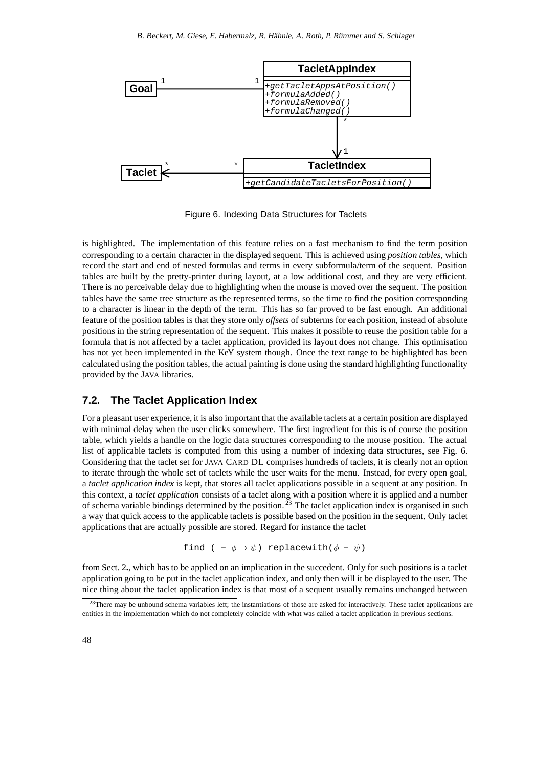Figure 6. Indexing Data Structures for Taclets

is highlighted. The implementation of this feature relies on a fast mechanism to find the term position corresponding to a certain character in the displayed sequent. This is achieved using *position tables*, which record the start and end of nested formulas and terms in every subformula/term of the sequent. Position tables are built by the pretty-printer during layout, at a low additional cost, and they are very efficient. There is no perceivable delay due to highlighting when the mouse is moved over the sequent. The position tables have the same tree structure as the represented terms, so the time to find the position corresponding to a character is linear in the depth of the term. This has so far proved to be fast enough. An additional feature of the position tables is that they store only *offsets* of subterms for each position, instead of absolute positions in the string representation of the sequent. This makes it possible to reuse the position table for a formula that is not affected by a taclet application, provided its layout does not change. This optimisation has not yet been implemented in the KeY system though. Once the text range to be highlighted has been calculated using the position tables, the actual painting is done using the standard highlighting functionality provided by the JAVA libraries.

## 7.2. The Taclet Application Index

For a pleasant user experience, it is also important that the available taclets at a certain position are displayed with minimal delay when the user clicks somewhere. The first ingredient for this is of course the position table, which yields a handle on the logic data structures corresponding to the mouse position. The actual list of applicable taclets is computed from this using a number of indexing data structures, see Fig. 6. Considering that the taclet set for JAVA CARD DL comprises hundreds of taclets, it is clearly not an option to iterate through the whole set of taclets while the user waits for the menu. Instead, for every open goal, a *taclet application index* is kept, that stores all taclet applications possible in a sequent at any position. In this context, a *taclet application* consists of a taclet along with a position where it is applied and a number of schema variable bindings determined by the position.[23] The taclet application index is organised in such a way that quick access to the applicable taclets is possible based on the position in the sequent. Only taclet applications that are actually possible are stored. Regard for instance the taclet

$$\texttt{find ( } \vdash \phi \rightarrow \psi\texttt{) replacewith(}\phi \vdash \psi\texttt{)}.$$

from Sect. 2., which has to be applied on an implication in the succedent. Only for such positions is a taclet application going to be put in the taclet application index, and only then will it be displayed to the user. The nice thing about the taclet application index is that most of a sequent usually remains unchanged between

[23] There may be unbound schema variables left; the instantiations of those are asked for interactively. These taclet applications are entities in the implementation which do not completely coincide with what was called a taclet application in previous sections.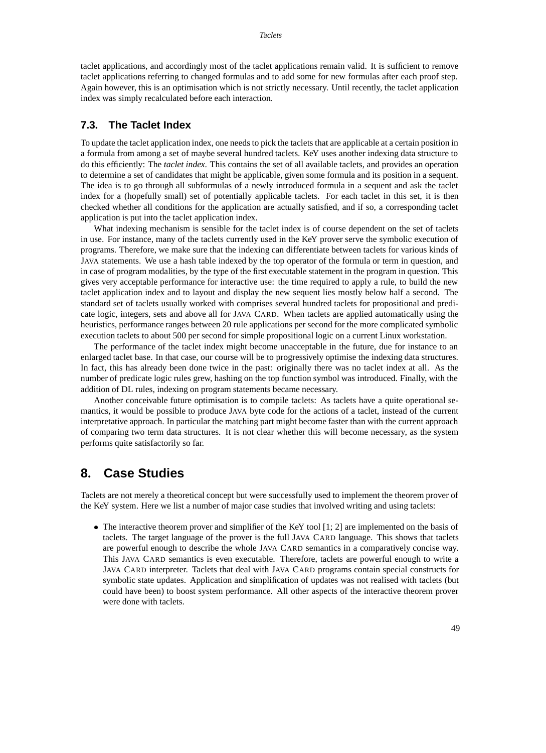taclet applications, and accordingly most of the taclet applications remain valid. It is sufficient to remove taclet applications referring to changed formulas and to add some for new formulas after each proof step. Again however, this is an optimisation which is not strictly necessary. Until recently, the taclet application index was simply recalculated before each interaction.

### 7.3. The Taclet Index

To update the taclet application index, one needs to pick the taclets that are applicable at a certain position in a formula from among a set of maybe several hundred taclets. KeY uses another indexing data structure to do this efficiently: The *taclet index*. This contains the set of all available taclets, and provides an operation to determine a set of candidates that might be applicable, given some formula and its position in a sequent. The idea is to go through all subformulas of a newly introduced formula in a sequent and ask the taclet index for a (hopefully small) set of potentially applicable taclets. For each taclet in this set, it is then checked whether all conditions for the application are actually satisfied, and if so, a corresponding taclet application is put into the taclet application index.

What indexing mechanism is sensible for the taclet index is of course dependent on the set of taclets in use. For instance, many of the taclets currently used in the KeY prover serve the symbolic execution of programs. Therefore, we make sure that the indexing can differentiate between taclets for various kinds of JAVA statements. We use a hash table indexed by the top operator of the formula or term in question, and in case of program modalities, by the type of the first executable statement in the program in question. This gives very acceptable performance for interactive use: the time required to apply a rule, to build the new taclet application index and to layout and display the new sequent lies mostly below half a second. The standard set of taclets usually worked with comprises several hundred taclets for propositional and predicate logic, integers, sets and above all for JAVA CARD. When taclets are applied automatically using the heuristics, performance ranges between 20 rule applications per second for the more complicated symbolic execution taclets to about 500 per second for simple propositional logic on a current Linux workstation.

The performance of the taclet index might become unacceptable in the future, due for instance to an enlarged taclet base. In that case, our course will be to progressively optimise the indexing data structures. In fact, this has already been done twice in the past: originally there was no taclet index at all. As the number of predicate logic rules grew, hashing on the top function symbol was introduced. Finally, with the addition of DL rules, indexing on program statements became necessary.

Another conceivable future optimisation is to compile taclets: As taclets have a quite operational semantics, it would be possible to produce JAVA byte code for the actions of a taclet, instead of the current interpretative approach. In particular the matching part might become faster than with the current approach of comparing two term data structures. It is not clear whether this will become necessary, as the system performs quite satisfactorily so far.

## 8. Case Studies

Taclets are not merely a theoretical concept but were successfully used to implement the theorem prover of the KeY system. Here we list a number of major case studies that involved writing and using taclets:

- The interactive theorem prover and simplifier of the KeY tool [1; 2] are implemented on the basis of taclets. The target language of the prover is the full JAVA CARD language. This shows that taclets are powerful enough to describe the whole JAVA CARD semantics in a comparatively concise way. This JAVA CARD semantics is even executable. Therefore, taclets are powerful enough to write a JAVA CARD interpreter. Taclets that deal with JAVA CARD programs contain special constructs for symbolic state updates. Application and simplification of updates was not realised with taclets (but could have been) to boost system performance. All other aspects of the interactive theorem prover were done with taclets.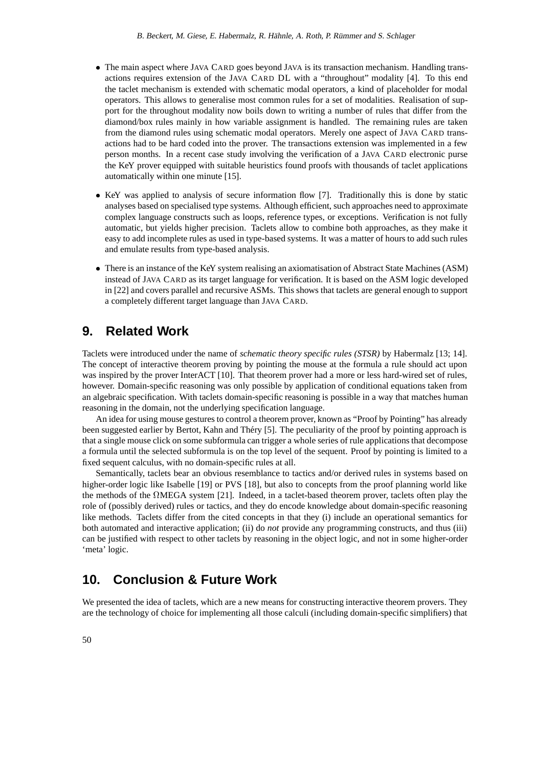- The main aspect where JAVA CARD goes beyond JAVA is its transaction mechanism. Handling transactions requires extension of the JAVA CARD DL with a "throughout" modality [4]. To this end the taclet mechanism is extended with schematic modal operators, a kind of placeholder for modal operators. This allows to generalise most common rules for a set of modalities. Realisation of support for the throughout modality now boils down to writing a number of rules that differ from the diamond/box rules mainly in how variable assignment is handled. The remaining rules are taken from the diamond rules using schematic modal operators. Merely one aspect of JAVA CARD transactions had to be hard coded into the prover. The transactions extension was implemented in a few person months. In a recent case study involving the verification of a JAVA CARD electronic purse the KeY prover equipped with suitable heuristics found proofs with thousands of taclet applications automatically within one minute [15].

- KeY was applied to analysis of secure information flow [7]. Traditionally this is done by static analyses based on specialised type systems. Although efficient, such approaches need to approximate complex language constructs such as loops, reference types, or exceptions. Verification is not fully automatic, but yields higher precision. Taclets allow to combine both approaches, as they make it easy to add incomplete rules as used in type-based systems. It was a matter of hours to add such rules and emulate results from type-based analysis.

- There is an instance of the KeY system realising an axiomatisation of Abstract State Machines (ASM) instead of JAVA CARD as its target language for verification. It is based on the ASM logic developed in [22] and covers parallel and recursive ASMs. This shows that taclets are general enough to support a completely different target language than JAVA CARD.

## 9. Related Work

Taclets were introduced under the name of *schematic theory specific rules (STSR)* by Habermalz [13; 14]. The concept of interactive theorem proving by pointing the mouse at the formula a rule should act upon was inspired by the prover InterACT [10]. That theorem prover had a more or less hard-wired set of rules, however. Domain-specific reasoning was only possible by application of conditional equations taken from an algebraic specification. With taclets domain-specific reasoning is possible in a way that matches human reasoning in the domain, not the underlying specification language.

An idea for using mouse gestures to control a theorem prover, known as "Proof by Pointing" has already been suggested earlier by Bertot, Kahn and Théry [5]. The peculiarity of the proof by pointing approach is that a single mouse click on some subformula can trigger a whole series of rule applications that decompose a formula until the selected subformula is on the top level of the sequent. Proof by pointing is limited to a fixed sequent calculus, with no domain-specific rules at all.

Semantically, taclets bear an obvious resemblance to tactics and/or derived rules in systems based on higher-order logic like Isabelle [19] or PVS [18], but also to concepts from the proof planning world like the methods of the ΩMEGA system [21]. Indeed, in a taclet-based theorem prover, taclets often play the role of (possibly derived) rules or tactics, and they do encode knowledge about domain-specific reasoning like methods. Taclets differ from the cited concepts in that they (i) include an operational semantics for both automated and interactive application; (ii) do *not* provide any programming constructs, and thus (iii) can be justified with respect to other taclets by reasoning in the object logic, and not in some higher-order 'meta' logic.

## 10. Conclusion & Future Work

We presented the idea of taclets, which are a new means for constructing interactive theorem provers. They are the technology of choice for implementing all those calculi (including domain-specific simplifiers) that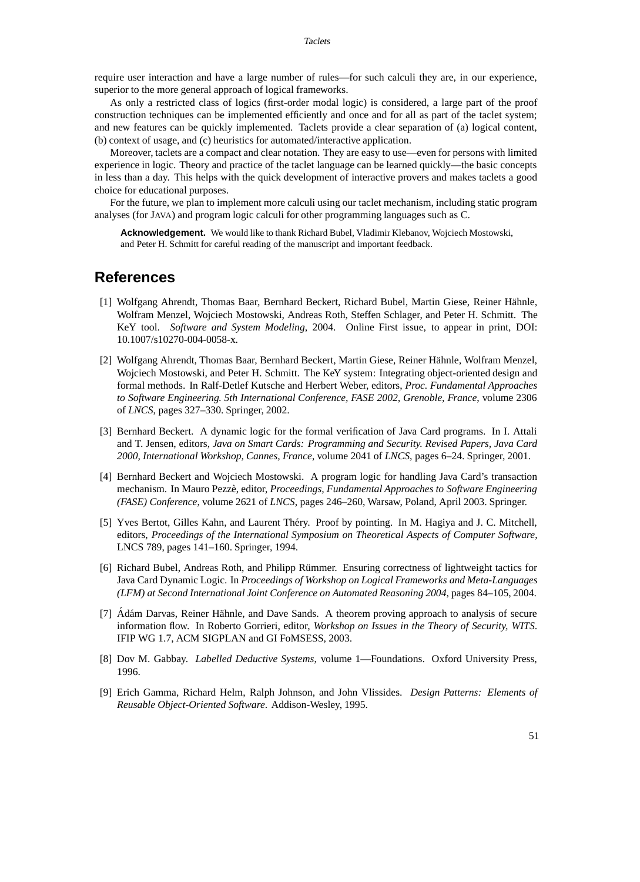require user interaction and have a large number of rules—for such calculi they are, in our experience, superior to the more general approach of logical frameworks.

As only a restricted class of logics (first-order modal logic) is considered, a large part of the proof construction techniques can be implemented efficiently and once and for all as part of the taclet system; and new features can be quickly implemented. Taclets provide a clear separation of (a) logical content, (b) context of usage, and (c) heuristics for automated/interactive application.

Moreover, taclets are a compact and clear notation. They are easy to use—even for persons with limited experience in logic. Theory and practice of the taclet language can be learned quickly—the basic concepts in less than a day. This helps with the quick development of interactive provers and makes taclets a good choice for educational purposes.

For the future, we plan to implement more calculi using our taclet mechanism, including static program analyses (for JAVA) and program logic calculi for other programming languages such as C.

**Acknowledgement.** We would like to thank Richard Bubel, Vladimir Klebanov, Wojciech Mostowski, and Peter H. Schmitt for careful reading of the manuscript and important feedback.

## References

[1] Wolfgang Ahrendt, Thomas Baar, Bernhard Beckert, Richard Bubel, Martin Giese, Reiner Hähnle, Wolfram Menzel, Wojciech Mostowski, Andreas Roth, Steffen Schlager, and Peter H. Schmitt. The KeY tool. *Software and System Modeling*, 2004. Online First issue, to appear in print, DOI: 10.1007/s10270-004-0058-x.

[2] Wolfgang Ahrendt, Thomas Baar, Bernhard Beckert, Martin Giese, Reiner Hähnle, Wolfram Menzel, Wojciech Mostowski, and Peter H. Schmitt. The KeY system: Integrating object-oriented design and formal methods. In Ralf-Detlef Kutsche and Herbert Weber, editors, *Proc. Fundamental Approaches to Software Engineering. 5th International Conference, FASE 2002, Grenoble, France*, volume 2306 of *LNCS*, pages 327–330. Springer, 2002.

[3] Bernhard Beckert. A dynamic logic for the formal verification of Java Card programs. In I. Attali and T. Jensen, editors, *Java on Smart Cards: Programming and Security. Revised Papers, Java Card 2000, International Workshop, Cannes, France*, volume 2041 of *LNCS*, pages 6–24. Springer, 2001.

[4] Bernhard Beckert and Wojciech Mostowski. A program logic for handling Java Card's transaction mechanism. In Mauro Pezzè, editor, *Proceedings, Fundamental Approaches to Software Engineering (FASE) Conference*, volume 2621 of *LNCS*, pages 246–260, Warsaw, Poland, April 2003. Springer.

[5] Yves Bertot, Gilles Kahn, and Laurent Théry. Proof by pointing. In M. Hagiya and J. C. Mitchell, editors, *Proceedings of the International Symposium on Theoretical Aspects of Computer Software*, LNCS 789, pages 141–160. Springer, 1994.

[6] Richard Bubel, Andreas Roth, and Philipp Rümmer. Ensuring correctness of lightweight tactics for Java Card Dynamic Logic. In *Proceedings of Workshop on Logical Frameworks and Meta-Languages (LFM) at Second International Joint Conference on Automated Reasoning 2004*, pages 84–105, 2004.

[7] Ádám Darvas, Reiner Hähnle, and Dave Sands. A theorem proving approach to analysis of secure information flow. In Roberto Gorrieri, editor, *Workshop on Issues in the Theory of Security, WITS*. IFIP WG 1.7, ACM SIGPLAN and GI FoMSESS, 2003.

[8] Dov M. Gabbay. *Labelled Deductive Systems*, volume 1—Foundations. Oxford University Press, 1996.

[9] Erich Gamma, Richard Helm, Ralph Johnson, and John Vlissides. *Design Patterns: Elements of Reusable Object-Oriented Software*. Addison-Wesley, 1995.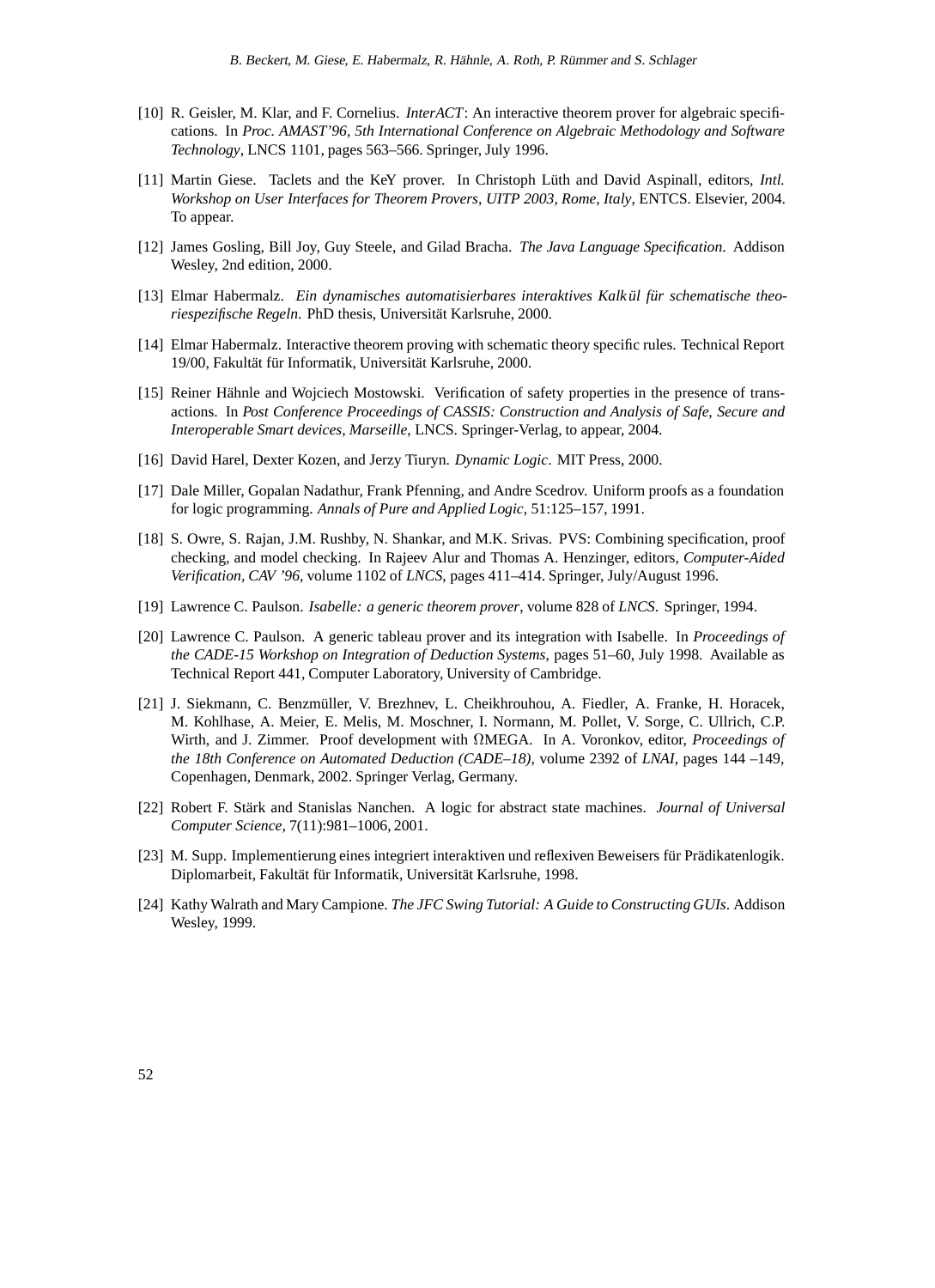[10] R. Geisler, M. Klar, and F. Cornelius. *InterACT*: An interactive theorem prover for algebraic specifications. In *Proc. AMAST'96, 5th International Conference on Algebraic Methodology and Software Technology*, LNCS 1101, pages 563–566. Springer, July 1996.

[11] Martin Giese. Taclets and the KeY prover. In Christoph Lüth and David Aspinall, editors, *Intl. Workshop on User Interfaces for Theorem Provers, UITP 2003, Rome, Italy*, ENTCS. Elsevier, 2004. To appear.

[12] James Gosling, Bill Joy, Guy Steele, and Gilad Bracha. *The Java Language Specification*. Addison Wesley, 2nd edition, 2000.

[13] Elmar Habermalz. *Ein dynamisches automatisierbares interaktives Kalkül für schematische theoriespezifische Regeln*. PhD thesis, Universität Karlsruhe, 2000.

[14] Elmar Habermalz. Interactive theorem proving with schematic theory specific rules. Technical Report 19/00, Fakultät für Informatik, Universität Karlsruhe, 2000.

[15] Reiner Hähnle and Wojciech Mostowski. Verification of safety properties in the presence of transactions. In *Post Conference Proceedings of CASSIS: Construction and Analysis of Safe, Secure and Interoperable Smart devices, Marseille*, LNCS. Springer-Verlag, to appear, 2004.

[16] David Harel, Dexter Kozen, and Jerzy Tiuryn. *Dynamic Logic*. MIT Press, 2000.

[17] Dale Miller, Gopalan Nadathur, Frank Pfenning, and Andre Scedrov. Uniform proofs as a foundation for logic programming. *Annals of Pure and Applied Logic*, 51:125–157, 1991.

[18] S. Owre, S. Rajan, J.M. Rushby, N. Shankar, and M.K. Srivas. PVS: Combining specification, proof checking, and model checking. In Rajeev Alur and Thomas A. Henzinger, editors, *Computer-Aided Verification, CAV '96*, volume 1102 of *LNCS*, pages 411–414. Springer, July/August 1996.

[19] Lawrence C. Paulson. *Isabelle: a generic theorem prover*, volume 828 of *LNCS*. Springer, 1994.

[20] Lawrence C. Paulson. A generic tableau prover and its integration with Isabelle. In *Proceedings of the CADE-15 Workshop on Integration of Deduction Systems*, pages 51–60, July 1998. Available as Technical Report 441, Computer Laboratory, University of Cambridge.

[21] J. Siekmann, C. Benzmüller, V. Brezhnev, L. Cheikhrouhou, A. Fiedler, A. Franke, H. Horacek, M. Kohlhase, A. Meier, E. Melis, M. Moschner, I. Normann, M. Pollet, V. Sorge, C. Ullrich, C.P. Wirth, and J. Zimmer. Proof development with ΩMEGA. In A. Voronkov, editor, *Proceedings of the 18th Conference on Automated Deduction (CADE–18)*, volume 2392 of *LNAI*, pages 144 –149, Copenhagen, Denmark, 2002. Springer Verlag, Germany.

[22] Robert F. Stärk and Stanislas Nanchen. A logic for abstract state machines. *Journal of Universal Computer Science*, 7(11):981–1006, 2001.

[23] M. Supp. Implementierung eines integriert interaktiven und reflexiven Beweisers für Prädikatenlogik. Diplomarbeit, Fakultät für Informatik, Universität Karlsruhe, 1998.

[24] Kathy Walrath and Mary Campione. *The JFC Swing Tutorial: A Guide to Constructing GUIs*. Addison Wesley, 1999.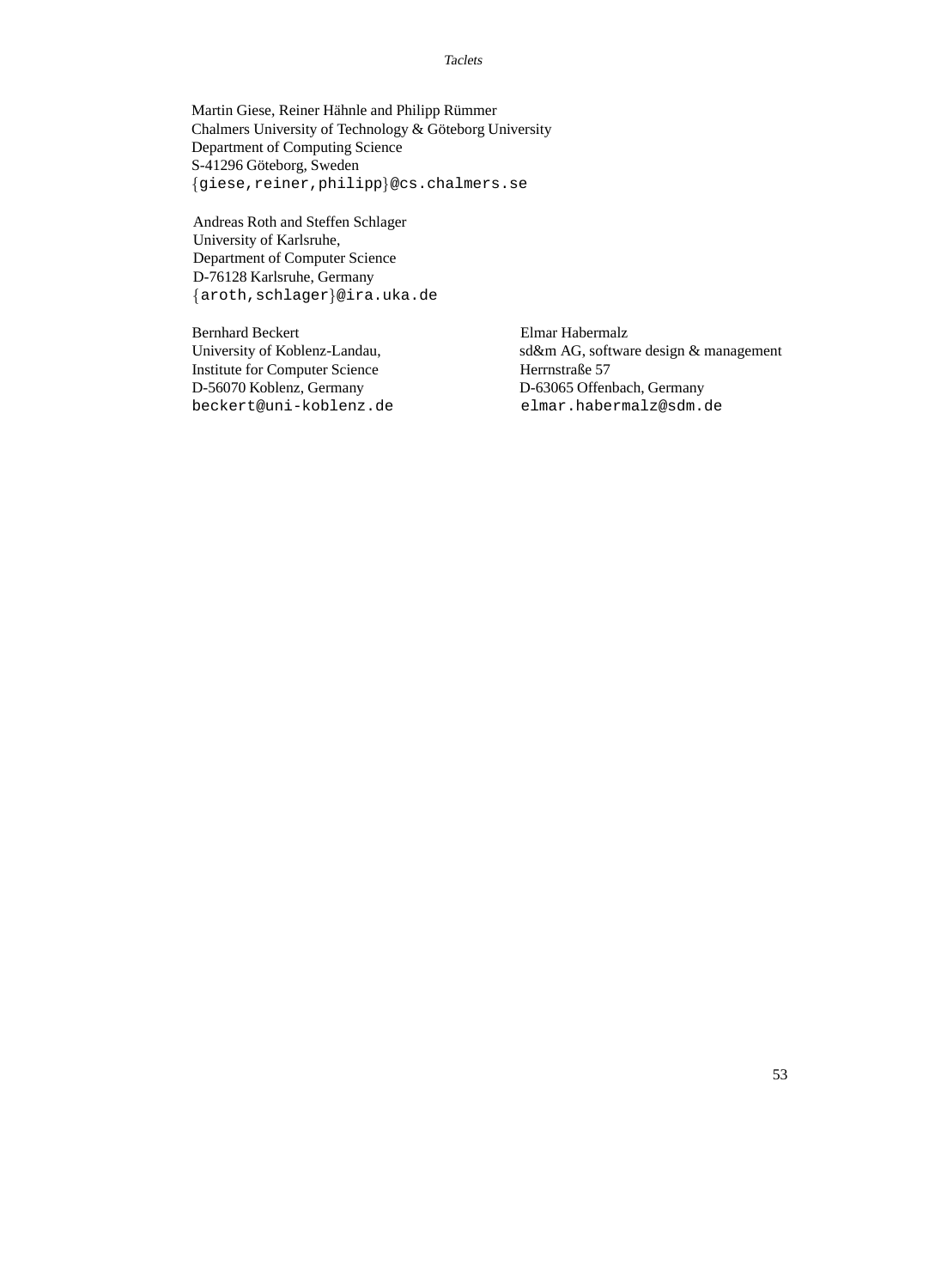Martin Giese, Reiner Hähnle and Philipp Rümmer
Chalmers University of Technology & Göteborg University
Department of Computing Science
S-41296 Göteborg, Sweden
{giese,reiner,philipp}@cs.chalmers.se

Andreas Roth and Steffen Schlager
University of Karlsruhe,
Department of Computer Science
D-76128 Karlsruhe, Germany
{aroth,schlager}@ira.uka.de

Bernhard Beckert
University of Koblenz-Landau,
Institute for Computer Science
D-56070 Koblenz, Germany
beckert@uni-koblenz.de

Elmar Habermalz
sd&m AG, software design & management
Herrnstraße 57
D-63065 Offenbach, Germany
elmar.habermalz@sdm.de